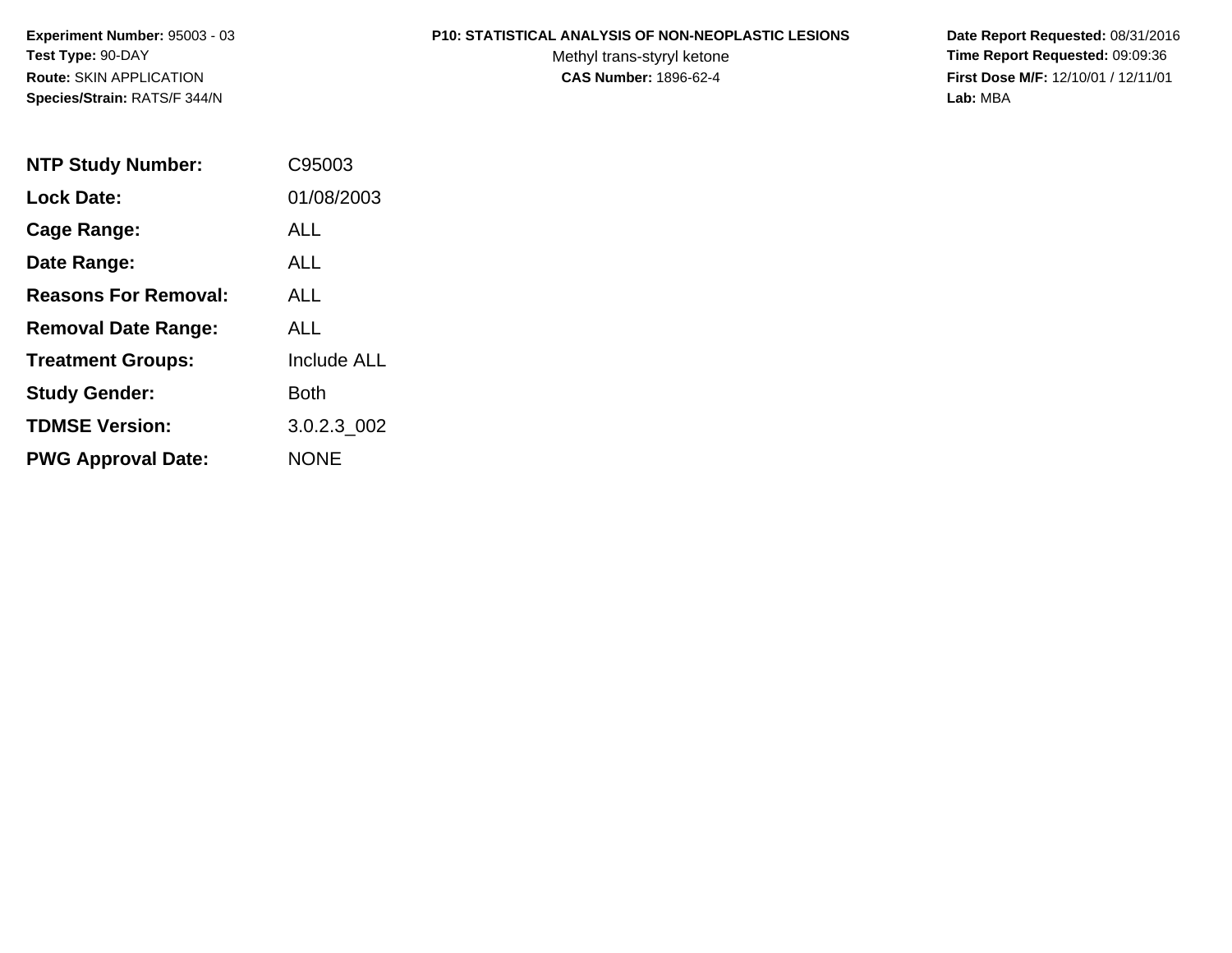**Experiment Number:** 95003 - 03
**Test Type:** 90-DAY
**Route:** SKIN APPLICATION
**Species/Strain:** RATS/F 344/N

**P10: STATISTICAL ANALYSIS OF NON-NEOPLASTIC LESIONS**
Methyl trans-styryl ketone
**CAS Number:** 1896-62-4

**Date Report Requested:** 08/31/2016
**Time Report Requested:** 09:09:36
**First Dose M/F:** 12/10/01 / 12/11/01
**Lab:** MBA

| | |
|---|---|
| **NTP Study Number:** | C95003 |
| **Lock Date:** | 01/08/2003 |
| **Cage Range:** | ALL |
| **Date Range:** | ALL |
| **Reasons For Removal:** | ALL |
| **Removal Date Range:** | ALL |
| **Treatment Groups:** | Include ALL |
| **Study Gender:** | Both |
| **TDMSE Version:** | 3.0.2.3_002 |
| **PWG Approval Date:** | NONE |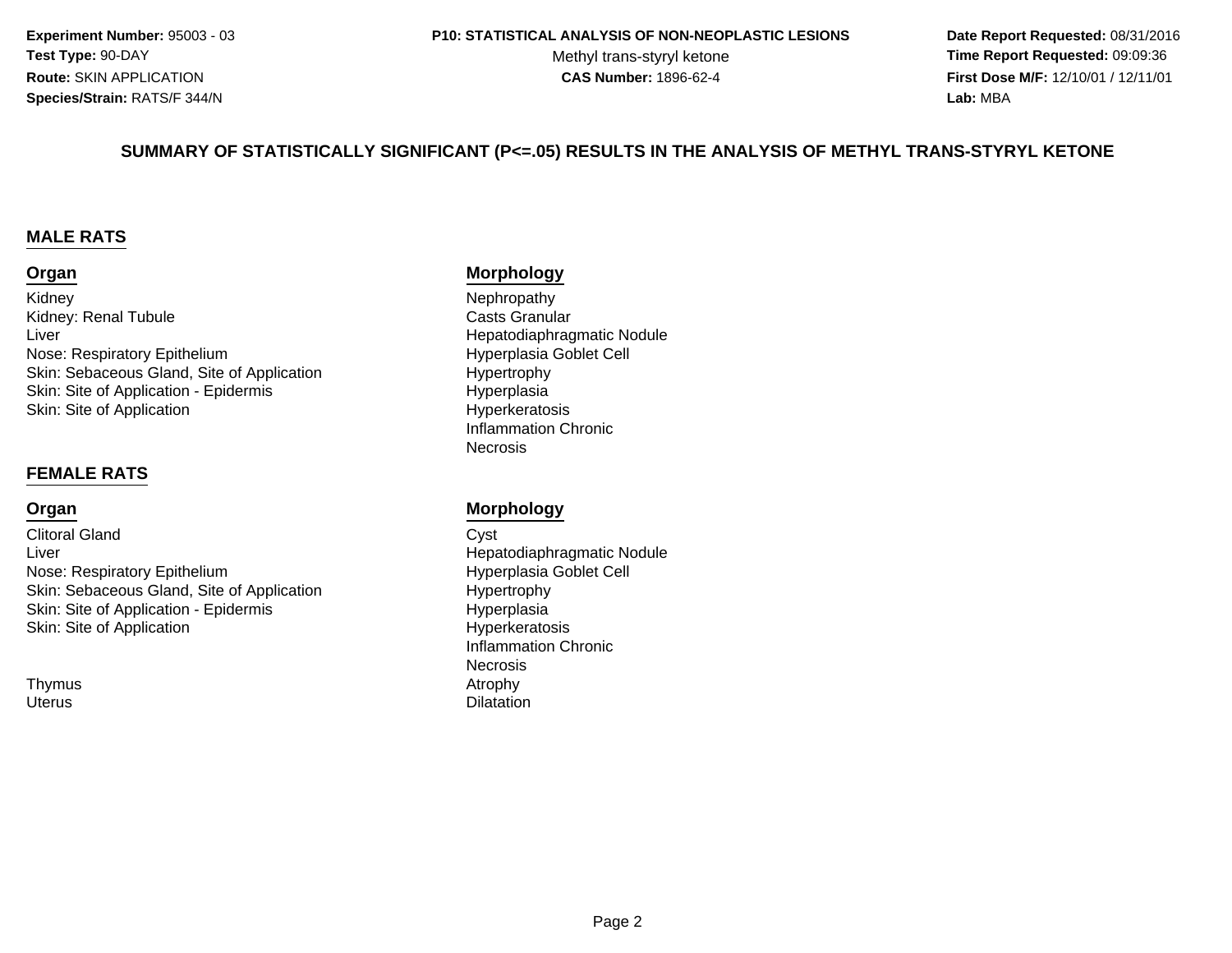**Experiment Number:** 95003 - 03
**Test Type:** 90-DAY
**Route:** SKIN APPLICATION
**Species/Strain:** RATS/F 344/N

**P10: STATISTICAL ANALYSIS OF NON-NEOPLASTIC LESIONS**
Methyl trans-styryl ketone
**CAS Number:** 1896-62-4

**Date Report Requested:** 08/31/2016
**Time Report Requested:** 09:09:36
**First Dose M/F:** 12/10/01 / 12/11/01
**Lab:** MBA

## SUMMARY OF STATISTICALLY SIGNIFICANT (P<=.05) RESULTS IN THE ANALYSIS OF METHYL TRANS-STYRYL KETONE

### MALE RATS

| Organ | Morphology |
|---|---|
| Kidney | Nephropathy |
| Kidney: Renal Tubule | Casts Granular |
| Liver | Hepatodiaphragmatic Nodule |
| Nose: Respiratory Epithelium | Hyperplasia Goblet Cell |
| Skin: Sebaceous Gland, Site of Application | Hypertrophy |
| Skin: Site of Application - Epidermis | Hyperplasia |
| Skin: Site of Application | Hyperkeratosis |
| | Inflammation Chronic |
| | Necrosis |

### FEMALE RATS

| Organ | Morphology |
|---|---|
| Clitoral Gland | Cyst |
| Liver | Hepatodiaphragmatic Nodule |
| Nose: Respiratory Epithelium | Hyperplasia Goblet Cell |
| Skin: Sebaceous Gland, Site of Application | Hypertrophy |
| Skin: Site of Application - Epidermis | Hyperplasia |
| Skin: Site of Application | Hyperkeratosis |
| | Inflammation Chronic |
| | Necrosis |
| Thymus | Atrophy |
| Uterus | Dilatation |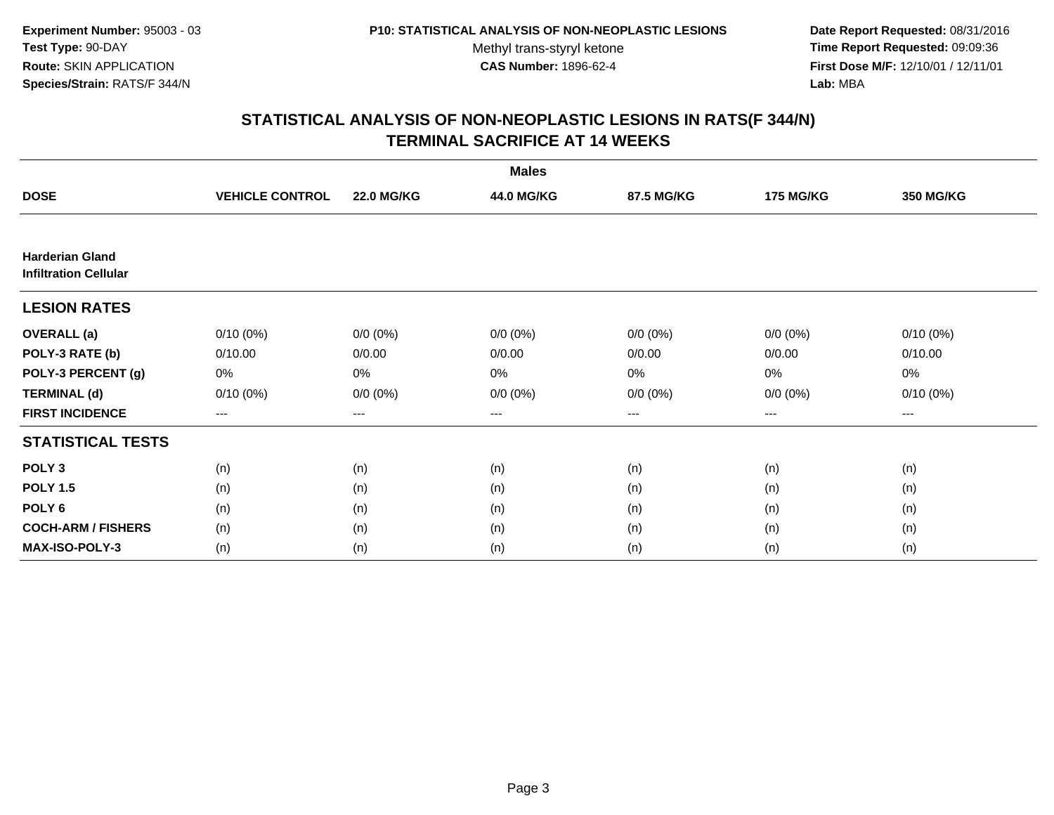**Experiment Number:** 95003 - 03
**Test Type:** 90-DAY
**Route:** SKIN APPLICATION
**Species/Strain:** RATS/F 344/N

**P10: STATISTICAL ANALYSIS OF NON-NEOPLASTIC LESIONS**
Methyl trans-styryl ketone
**CAS Number:** 1896-62-4

**Date Report Requested:** 08/31/2016
**Time Report Requested:** 09:09:36
**First Dose M/F:** 12/10/01 / 12/11/01
**Lab:** MBA

## STATISTICAL ANALYSIS OF NON-NEOPLASTIC LESIONS IN RATS(F 344/N) TERMINAL SACRIFICE AT 14 WEEKS

| | Males | | | | | |
|---|---|---|---|---|---|---|
| **DOSE** | **VEHICLE CONTROL** | **22.0 MG/KG** | **44.0 MG/KG** | **87.5 MG/KG** | **175 MG/KG** | **350 MG/KG** |
| **Harderian Gland** | | | | | | |
| **Infiltration Cellular** | | | | | | |
| **LESION RATES** | | | | | | |
| **OVERALL (a)** | 0/10 (0%) | 0/0 (0%) | 0/0 (0%) | 0/0 (0%) | 0/0 (0%) | 0/10 (0%) |
| **POLY-3 RATE (b)** | 0/10.00 | 0/0.00 | 0/0.00 | 0/0.00 | 0/0.00 | 0/10.00 |
| **POLY-3 PERCENT (g)** | 0% | 0% | 0% | 0% | 0% | 0% |
| **TERMINAL (d)** | 0/10 (0%) | 0/0 (0%) | 0/0 (0%) | 0/0 (0%) | 0/0 (0%) | 0/10 (0%) |
| **FIRST INCIDENCE** | --- | --- | --- | --- | --- | --- |
| **STATISTICAL TESTS** | | | | | | |
| **POLY 3** | (n) | (n) | (n) | (n) | (n) | (n) |
| **POLY 1.5** | (n) | (n) | (n) | (n) | (n) | (n) |
| **POLY 6** | (n) | (n) | (n) | (n) | (n) | (n) |
| **COCH-ARM / FISHERS** | (n) | (n) | (n) | (n) | (n) | (n) |
| **MAX-ISO-POLY-3** | (n) | (n) | (n) | (n) | (n) | (n) |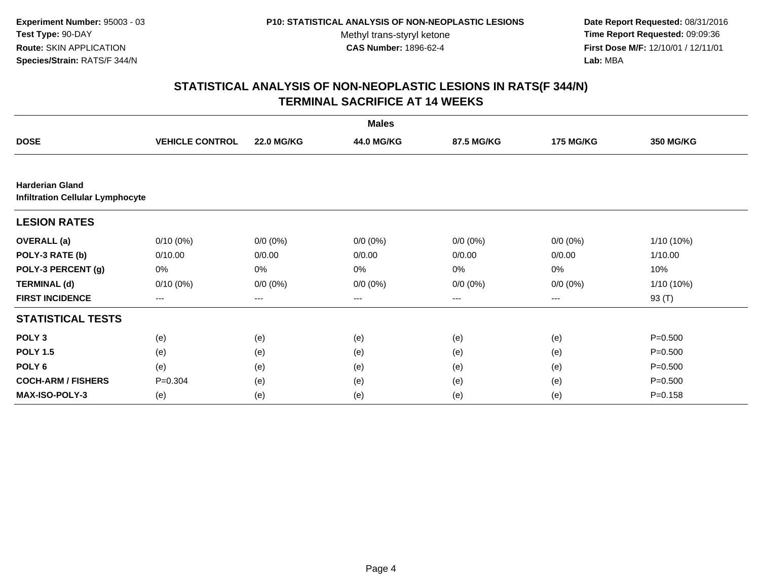**Experiment Number:** 95003 - 03
**Test Type:** 90-DAY
**Route:** SKIN APPLICATION
**Species/Strain:** RATS/F 344/N

**P10: STATISTICAL ANALYSIS OF NON-NEOPLASTIC LESIONS**
Methyl trans-styryl ketone
**CAS Number:** 1896-62-4

**Date Report Requested:** 08/31/2016
**Time Report Requested:** 09:09:36
**First Dose M/F:** 12/10/01 / 12/11/01
**Lab:** MBA

## STATISTICAL ANALYSIS OF NON-NEOPLASTIC LESIONS IN RATS(F 344/N) TERMINAL SACRIFICE AT 14 WEEKS

| | Males | | | | | |
|---|---|---|---|---|---|---|
| **DOSE** | **VEHICLE CONTROL** | **22.0 MG/KG** | **44.0 MG/KG** | **87.5 MG/KG** | **175 MG/KG** | **350 MG/KG** |
| **Harderian Gland** | | | | | | |
| **Infiltration Cellular Lymphocyte** | | | | | | |
| **LESION RATES** | | | | | | |
| **OVERALL (a)** | 0/10 (0%) | 0/0 (0%) | 0/0 (0%) | 0/0 (0%) | 0/0 (0%) | 1/10 (10%) |
| **POLY-3 RATE (b)** | 0/10.00 | 0/0.00 | 0/0.00 | 0/0.00 | 0/0.00 | 1/10.00 |
| **POLY-3 PERCENT (g)** | 0% | 0% | 0% | 0% | 0% | 10% |
| **TERMINAL (d)** | 0/10 (0%) | 0/0 (0%) | 0/0 (0%) | 0/0 (0%) | 0/0 (0%) | 1/10 (10%) |
| **FIRST INCIDENCE** | --- | --- | --- | --- | --- | 93 (T) |
| **STATISTICAL TESTS** | | | | | | |
| **POLY 3** | (e) | (e) | (e) | (e) | (e) | P=0.500 |
| **POLY 1.5** | (e) | (e) | (e) | (e) | (e) | P=0.500 |
| **POLY 6** | (e) | (e) | (e) | (e) | (e) | P=0.500 |
| **COCH-ARM / FISHERS** | P=0.304 | (e) | (e) | (e) | (e) | P=0.500 |
| **MAX-ISO-POLY-3** | (e) | (e) | (e) | (e) | (e) | P=0.158 |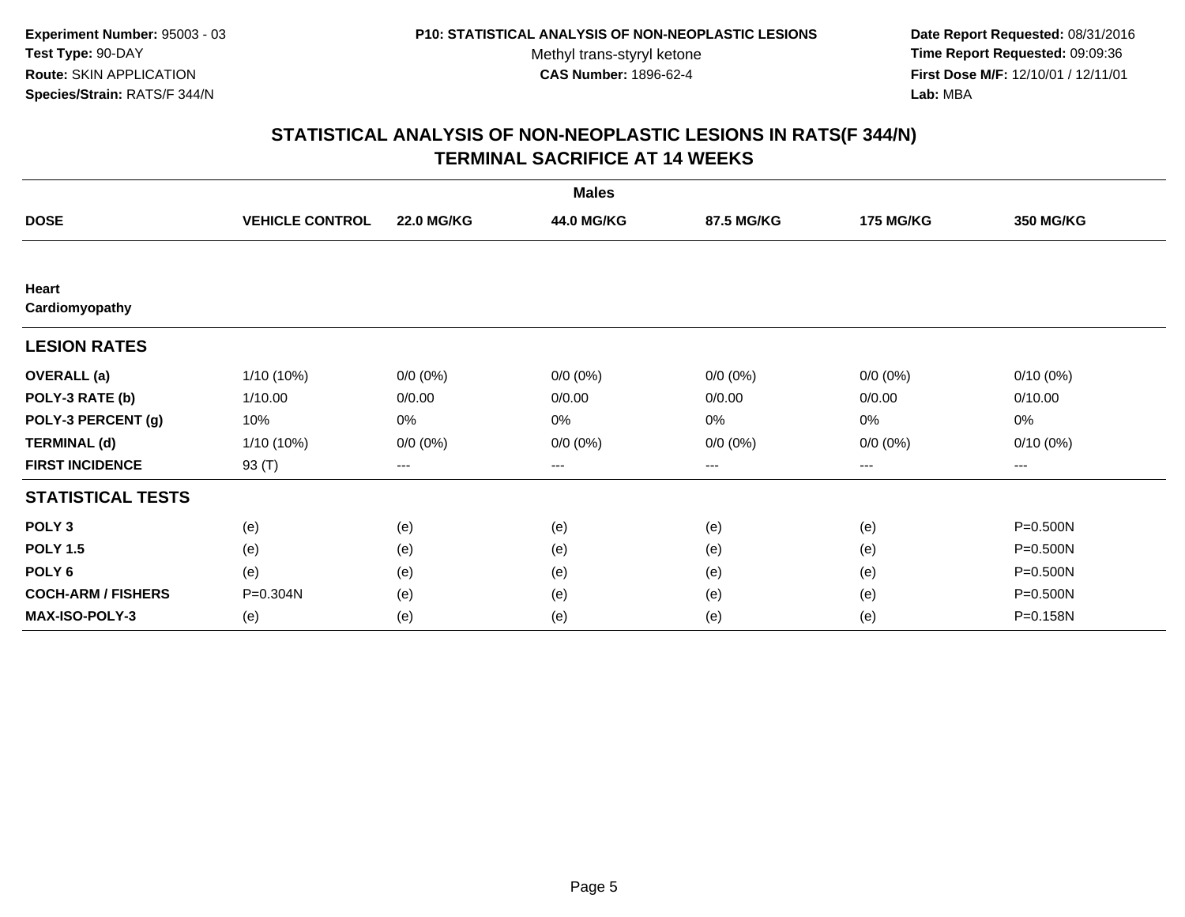**Experiment Number:** 95003 - 03
**Test Type:** 90-DAY
**Route:** SKIN APPLICATION
**Species/Strain:** RATS/F 344/N

**P10: STATISTICAL ANALYSIS OF NON-NEOPLASTIC LESIONS**
Methyl trans-styryl ketone
**CAS Number:** 1896-62-4

**Date Report Requested:** 08/31/2016
**Time Report Requested:** 09:09:36
**First Dose M/F:** 12/10/01 / 12/11/01
**Lab:** MBA

## STATISTICAL ANALYSIS OF NON-NEOPLASTIC LESIONS IN RATS(F 344/N) TERMINAL SACRIFICE AT 14 WEEKS

**Males**

| DOSE | VEHICLE CONTROL | 22.0 MG/KG | 44.0 MG/KG | 87.5 MG/KG | 175 MG/KG | 350 MG/KG |
|---|---|---|---|---|---|---|
| **Heart** | | | | | | |
| **Cardiomyopathy** | | | | | | |
| **LESION RATES** | | | | | | |
| **OVERALL (a)** | 1/10 (10%) | 0/0 (0%) | 0/0 (0%) | 0/0 (0%) | 0/0 (0%) | 0/10 (0%) |
| **POLY-3 RATE (b)** | 1/10.00 | 0/0.00 | 0/0.00 | 0/0.00 | 0/0.00 | 0/10.00 |
| **POLY-3 PERCENT (g)** | 10% | 0% | 0% | 0% | 0% | 0% |
| **TERMINAL (d)** | 1/10 (10%) | 0/0 (0%) | 0/0 (0%) | 0/0 (0%) | 0/0 (0%) | 0/10 (0%) |
| **FIRST INCIDENCE** | 93 (T) | --- | --- | --- | --- | --- |
| **STATISTICAL TESTS** | | | | | | |
| **POLY 3** | (e) | (e) | (e) | (e) | (e) | P=0.500N |
| **POLY 1.5** | (e) | (e) | (e) | (e) | (e) | P=0.500N |
| **POLY 6** | (e) | (e) | (e) | (e) | (e) | P=0.500N |
| **COCH-ARM / FISHERS** | P=0.304N | (e) | (e) | (e) | (e) | P=0.500N |
| **MAX-ISO-POLY-3** | (e) | (e) | (e) | (e) | (e) | P=0.158N |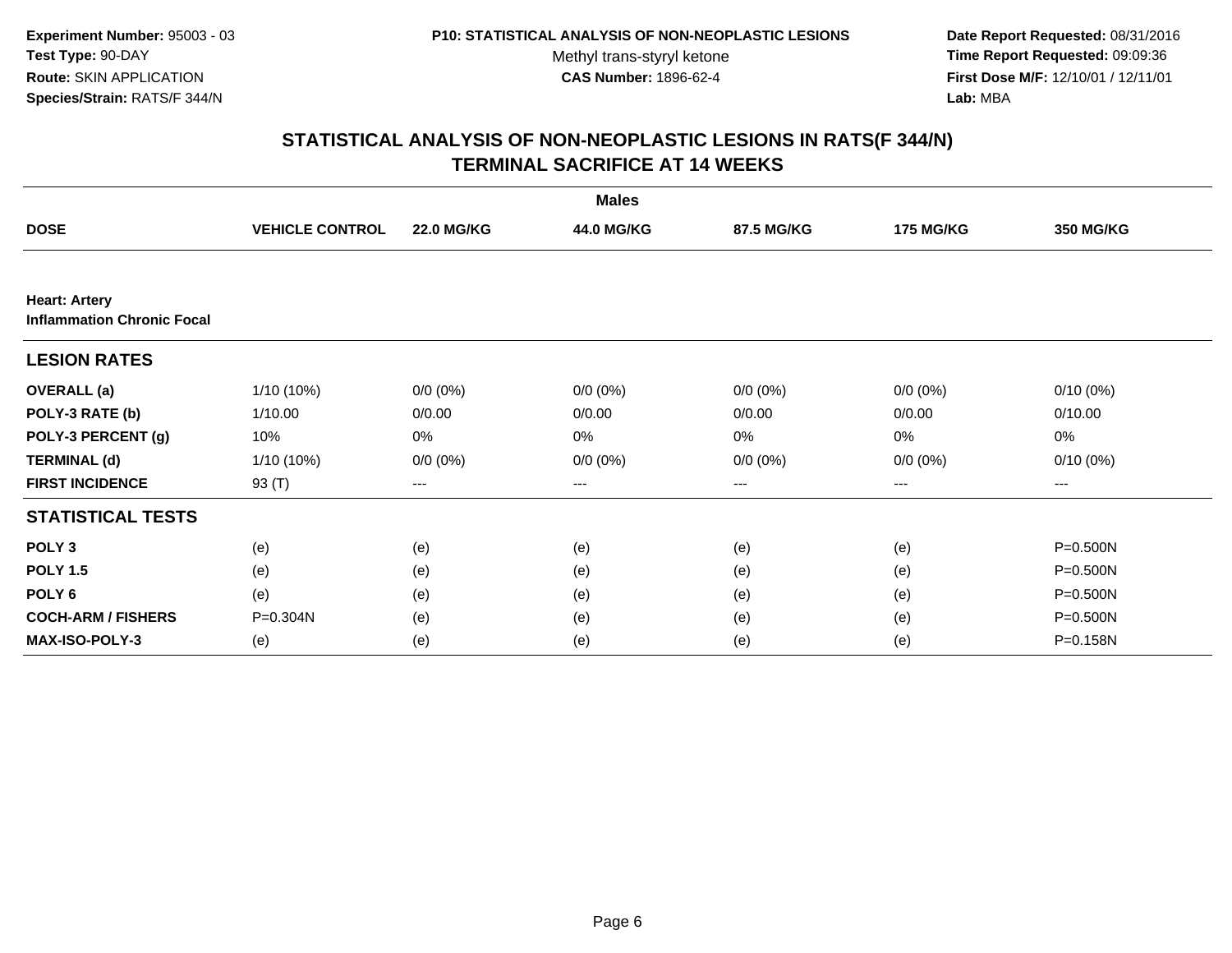**Experiment Number:** 95003 - 03
**Test Type:** 90-DAY
**Route:** SKIN APPLICATION
**Species/Strain:** RATS/F 344/N

**P10: STATISTICAL ANALYSIS OF NON-NEOPLASTIC LESIONS**
Methyl trans-styryl ketone
**CAS Number:** 1896-62-4

**Date Report Requested:** 08/31/2016
**Time Report Requested:** 09:09:36
**First Dose M/F:** 12/10/01 / 12/11/01
**Lab:** MBA

## STATISTICAL ANALYSIS OF NON-NEOPLASTIC LESIONS IN RATS(F 344/N)
## TERMINAL SACRIFICE AT 14 WEEKS

**Males**

| DOSE | VEHICLE CONTROL | 22.0 MG/KG | 44.0 MG/KG | 87.5 MG/KG | 175 MG/KG | 350 MG/KG |
|---|---|---|---|---|---|---|
| **Heart: Artery** | | | | | | |
| **Inflammation Chronic Focal** | | | | | | |
| **LESION RATES** | | | | | | |
| **OVERALL (a)** | 1/10 (10%) | 0/0 (0%) | 0/0 (0%) | 0/0 (0%) | 0/0 (0%) | 0/10 (0%) |
| **POLY-3 RATE (b)** | 1/10.00 | 0/0.00 | 0/0.00 | 0/0.00 | 0/0.00 | 0/10.00 |
| **POLY-3 PERCENT (g)** | 10% | 0% | 0% | 0% | 0% | 0% |
| **TERMINAL (d)** | 1/10 (10%) | 0/0 (0%) | 0/0 (0%) | 0/0 (0%) | 0/0 (0%) | 0/10 (0%) |
| **FIRST INCIDENCE** | 93 (T) | --- | --- | --- | --- | --- |
| **STATISTICAL TESTS** | | | | | | |
| **POLY 3** | (e) | (e) | (e) | (e) | (e) | P=0.500N |
| **POLY 1.5** | (e) | (e) | (e) | (e) | (e) | P=0.500N |
| **POLY 6** | (e) | (e) | (e) | (e) | (e) | P=0.500N |
| **COCH-ARM / FISHERS** | P=0.304N | (e) | (e) | (e) | (e) | P=0.500N |
| **MAX-ISO-POLY-3** | (e) | (e) | (e) | (e) | (e) | P=0.158N |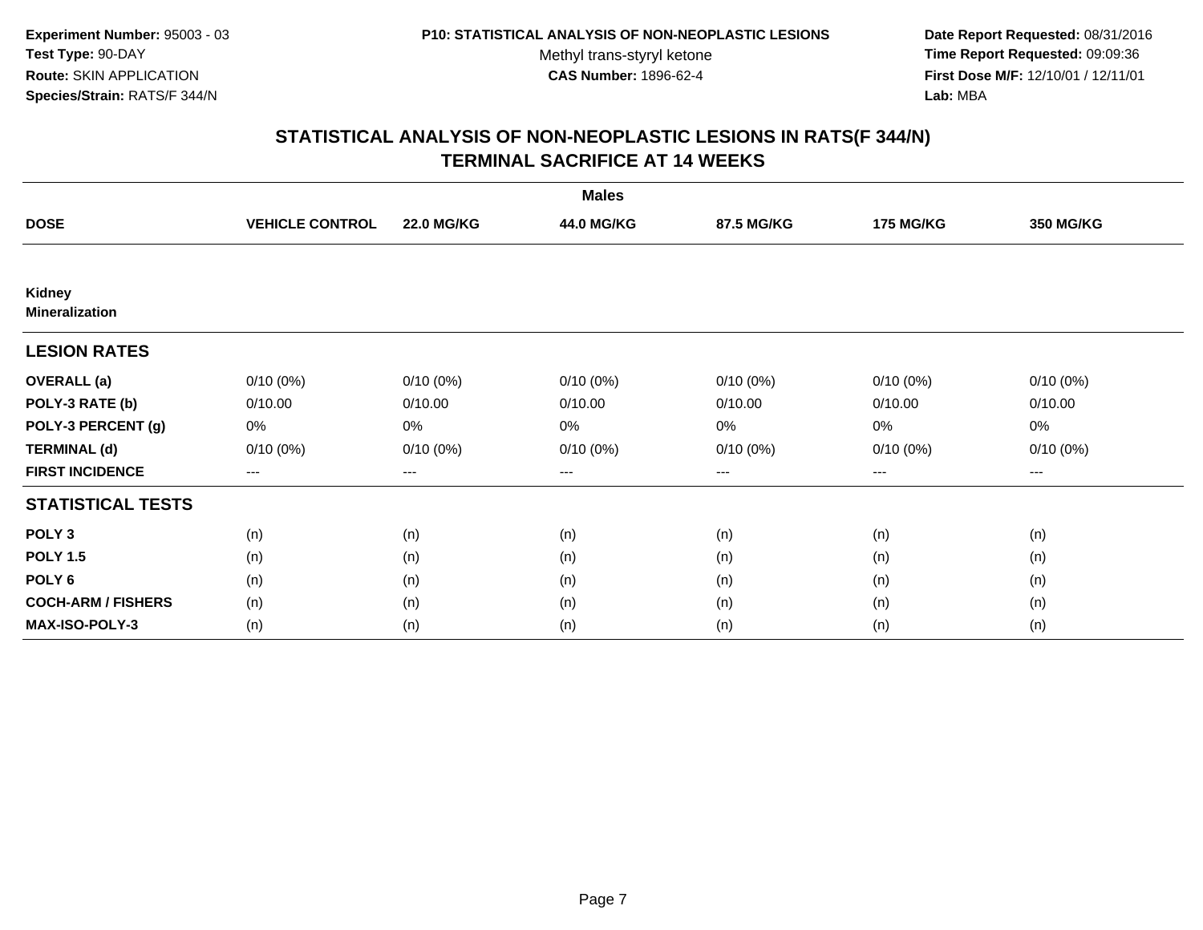**Experiment Number:** 95003 - 03
**Test Type:** 90-DAY
**Route:** SKIN APPLICATION
**Species/Strain:** RATS/F 344/N

**P10: STATISTICAL ANALYSIS OF NON-NEOPLASTIC LESIONS**
Methyl trans-styryl ketone
**CAS Number:** 1896-62-4

**Date Report Requested:** 08/31/2016
**Time Report Requested:** 09:09:36
**First Dose M/F:** 12/10/01 / 12/11/01
**Lab:** MBA

## STATISTICAL ANALYSIS OF NON-NEOPLASTIC LESIONS IN RATS(F 344/N) TERMINAL SACRIFICE AT 14 WEEKS

| | Males | | | | | |
|---|---|---|---|---|---|---|
| **DOSE** | **VEHICLE CONTROL** | **22.0 MG/KG** | **44.0 MG/KG** | **87.5 MG/KG** | **175 MG/KG** | **350 MG/KG** |
| **Kidney** | | | | | | |
| **Mineralization** | | | | | | |
| **LESION RATES** | | | | | | |
| **OVERALL (a)** | 0/10 (0%) | 0/10 (0%) | 0/10 (0%) | 0/10 (0%) | 0/10 (0%) | 0/10 (0%) |
| **POLY-3 RATE (b)** | 0/10.00 | 0/10.00 | 0/10.00 | 0/10.00 | 0/10.00 | 0/10.00 |
| **POLY-3 PERCENT (g)** | 0% | 0% | 0% | 0% | 0% | 0% |
| **TERMINAL (d)** | 0/10 (0%) | 0/10 (0%) | 0/10 (0%) | 0/10 (0%) | 0/10 (0%) | 0/10 (0%) |
| **FIRST INCIDENCE** | --- | --- | --- | --- | --- | --- |
| **STATISTICAL TESTS** | | | | | | |
| **POLY 3** | (n) | (n) | (n) | (n) | (n) | (n) |
| **POLY 1.5** | (n) | (n) | (n) | (n) | (n) | (n) |
| **POLY 6** | (n) | (n) | (n) | (n) | (n) | (n) |
| **COCH-ARM / FISHERS** | (n) | (n) | (n) | (n) | (n) | (n) |
| **MAX-ISO-POLY-3** | (n) | (n) | (n) | (n) | (n) | (n) |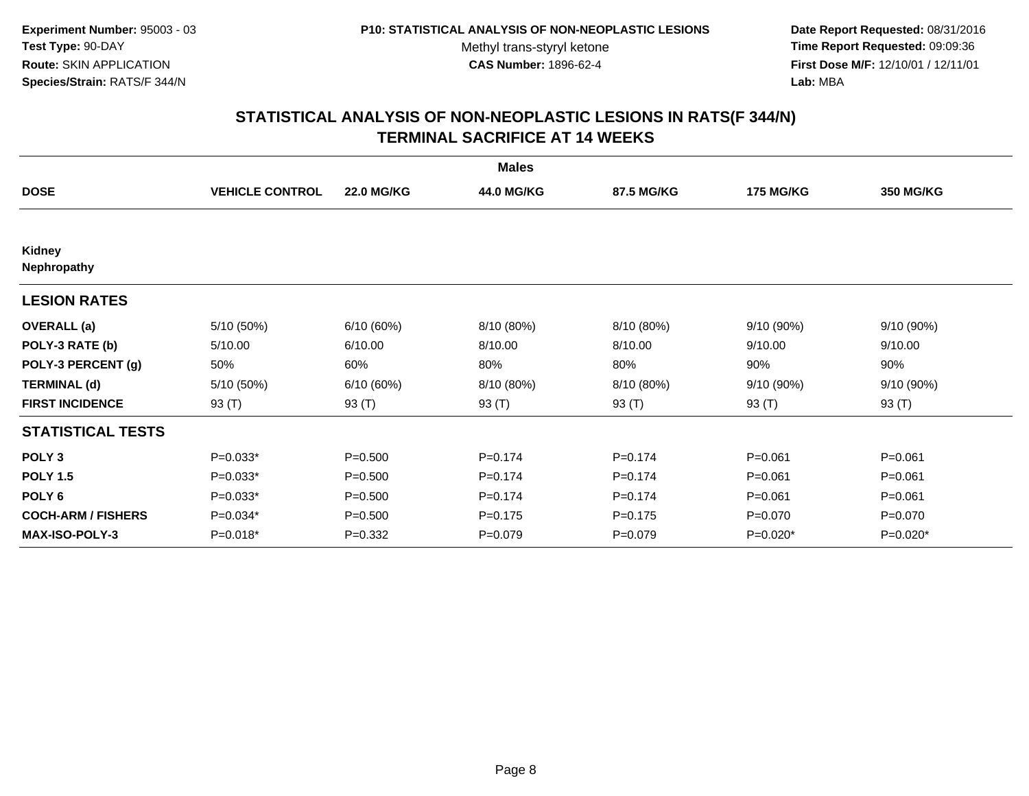Experiment Number: 95003 - 03
Test Type: 90-DAY
Route: SKIN APPLICATION
Species/Strain: RATS/F 344/N

P10: STATISTICAL ANALYSIS OF NON-NEOPLASTIC LESIONS
Methyl trans-styryl ketone
CAS Number: 1896-62-4

Date Report Requested: 08/31/2016
Time Report Requested: 09:09:36
First Dose M/F: 12/10/01 / 12/11/01
Lab: MBA

## STATISTICAL ANALYSIS OF NON-NEOPLASTIC LESIONS IN RATS(F 344/N) TERMINAL SACRIFICE AT 14 WEEKS

**Males**

| DOSE | VEHICLE CONTROL | 22.0 MG/KG | 44.0 MG/KG | 87.5 MG/KG | 175 MG/KG | 350 MG/KG |
|---|---|---|---|---|---|---|
| **Kidney** | | | | | | |
| **Nephropathy** | | | | | | |
| **LESION RATES** | | | | | | |
| **OVERALL (a)** | 5/10 (50%) | 6/10 (60%) | 8/10 (80%) | 8/10 (80%) | 9/10 (90%) | 9/10 (90%) |
| **POLY-3 RATE (b)** | 5/10.00 | 6/10.00 | 8/10.00 | 8/10.00 | 9/10.00 | 9/10.00 |
| **POLY-3 PERCENT (g)** | 50% | 60% | 80% | 80% | 90% | 90% |
| **TERMINAL (d)** | 5/10 (50%) | 6/10 (60%) | 8/10 (80%) | 8/10 (80%) | 9/10 (90%) | 9/10 (90%) |
| **FIRST INCIDENCE** | 93 (T) | 93 (T) | 93 (T) | 93 (T) | 93 (T) | 93 (T) |
| **STATISTICAL TESTS** | | | | | | |
| **POLY 3** | P=0.033* | P=0.500 | P=0.174 | P=0.174 | P=0.061 | P=0.061 |
| **POLY 1.5** | P=0.033* | P=0.500 | P=0.174 | P=0.174 | P=0.061 | P=0.061 |
| **POLY 6** | P=0.033* | P=0.500 | P=0.174 | P=0.174 | P=0.061 | P=0.061 |
| **COCH-ARM / FISHERS** | P=0.034* | P=0.500 | P=0.175 | P=0.175 | P=0.070 | P=0.070 |
| **MAX-ISO-POLY-3** | P=0.018* | P=0.332 | P=0.079 | P=0.079 | P=0.020* | P=0.020* |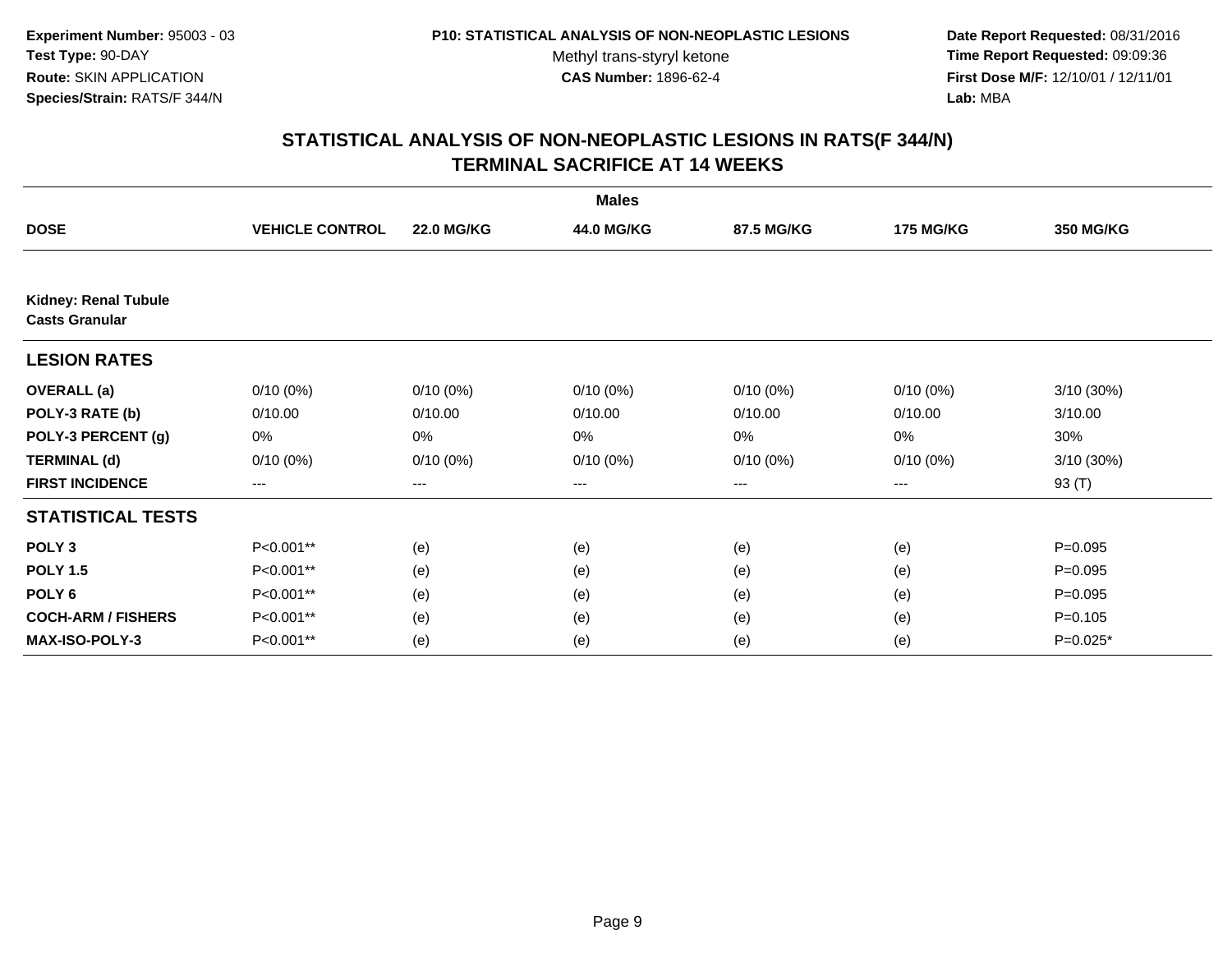**Experiment Number:** 95003 - 03
**Test Type:** 90-DAY
**Route:** SKIN APPLICATION
**Species/Strain:** RATS/F 344/N

**P10: STATISTICAL ANALYSIS OF NON-NEOPLASTIC LESIONS**
Methyl trans-styryl ketone
**CAS Number:** 1896-62-4

**Date Report Requested:** 08/31/2016
**Time Report Requested:** 09:09:36
**First Dose M/F:** 12/10/01 / 12/11/01
**Lab:** MBA

## STATISTICAL ANALYSIS OF NON-NEOPLASTIC LESIONS IN RATS(F 344/N)
## TERMINAL SACRIFICE AT 14 WEEKS

**Males**

| DOSE | VEHICLE CONTROL | 22.0 MG/KG | 44.0 MG/KG | 87.5 MG/KG | 175 MG/KG | 350 MG/KG |
|---|---|---|---|---|---|---|
| **Kidney: Renal Tubule** | | | | | | |
| **Casts Granular** | | | | | | |
| **LESION RATES** | | | | | | |
| **OVERALL (a)** | 0/10 (0%) | 0/10 (0%) | 0/10 (0%) | 0/10 (0%) | 0/10 (0%) | 3/10 (30%) |
| **POLY-3 RATE (b)** | 0/10.00 | 0/10.00 | 0/10.00 | 0/10.00 | 0/10.00 | 3/10.00 |
| **POLY-3 PERCENT (g)** | 0% | 0% | 0% | 0% | 0% | 30% |
| **TERMINAL (d)** | 0/10 (0%) | 0/10 (0%) | 0/10 (0%) | 0/10 (0%) | 0/10 (0%) | 3/10 (30%) |
| **FIRST INCIDENCE** | --- | --- | --- | --- | --- | 93 (T) |
| **STATISTICAL TESTS** | | | | | | |
| **POLY 3** | P<0.001** | (e) | (e) | (e) | (e) | P=0.095 |
| **POLY 1.5** | P<0.001** | (e) | (e) | (e) | (e) | P=0.095 |
| **POLY 6** | P<0.001** | (e) | (e) | (e) | (e) | P=0.095 |
| **COCH-ARM / FISHERS** | P<0.001** | (e) | (e) | (e) | (e) | P=0.105 |
| **MAX-ISO-POLY-3** | P<0.001** | (e) | (e) | (e) | (e) | P=0.025* |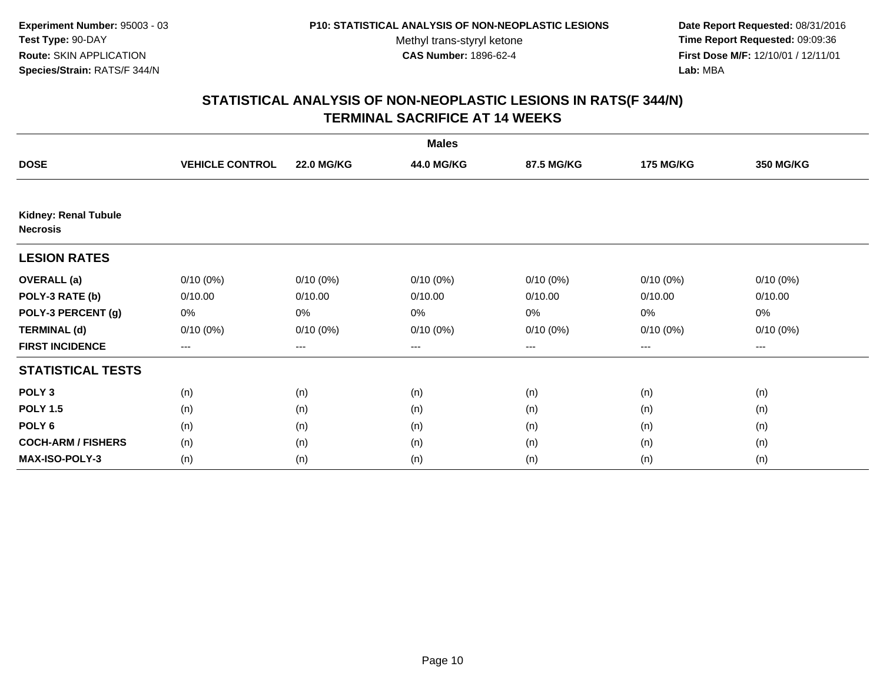**Experiment Number:** 95003 - 03
**Test Type:** 90-DAY
**Route:** SKIN APPLICATION
**Species/Strain:** RATS/F 344/N

**P10: STATISTICAL ANALYSIS OF NON-NEOPLASTIC LESIONS**
Methyl trans-styryl ketone
**CAS Number:** 1896-62-4

**Date Report Requested:** 08/31/2016
**Time Report Requested:** 09:09:36
**First Dose M/F:** 12/10/01 / 12/11/01
**Lab:** MBA

## STATISTICAL ANALYSIS OF NON-NEOPLASTIC LESIONS IN RATS(F 344/N) TERMINAL SACRIFICE AT 14 WEEKS

| | Males | | | | | |
|---|---|---|---|---|---|---|
| **DOSE** | **VEHICLE CONTROL** | **22.0 MG/KG** | **44.0 MG/KG** | **87.5 MG/KG** | **175 MG/KG** | **350 MG/KG** |
| **Kidney: Renal Tubule Necrosis** | | | | | | |
| **LESION RATES** | | | | | | |
| **OVERALL (a)** | 0/10 (0%) | 0/10 (0%) | 0/10 (0%) | 0/10 (0%) | 0/10 (0%) | 0/10 (0%) |
| **POLY-3 RATE (b)** | 0/10.00 | 0/10.00 | 0/10.00 | 0/10.00 | 0/10.00 | 0/10.00 |
| **POLY-3 PERCENT (g)** | 0% | 0% | 0% | 0% | 0% | 0% |
| **TERMINAL (d)** | 0/10 (0%) | 0/10 (0%) | 0/10 (0%) | 0/10 (0%) | 0/10 (0%) | 0/10 (0%) |
| **FIRST INCIDENCE** | --- | --- | --- | --- | --- | --- |
| **STATISTICAL TESTS** | | | | | | |
| **POLY 3** | (n) | (n) | (n) | (n) | (n) | (n) |
| **POLY 1.5** | (n) | (n) | (n) | (n) | (n) | (n) |
| **POLY 6** | (n) | (n) | (n) | (n) | (n) | (n) |
| **COCH-ARM / FISHERS** | (n) | (n) | (n) | (n) | (n) | (n) |
| **MAX-ISO-POLY-3** | (n) | (n) | (n) | (n) | (n) | (n) |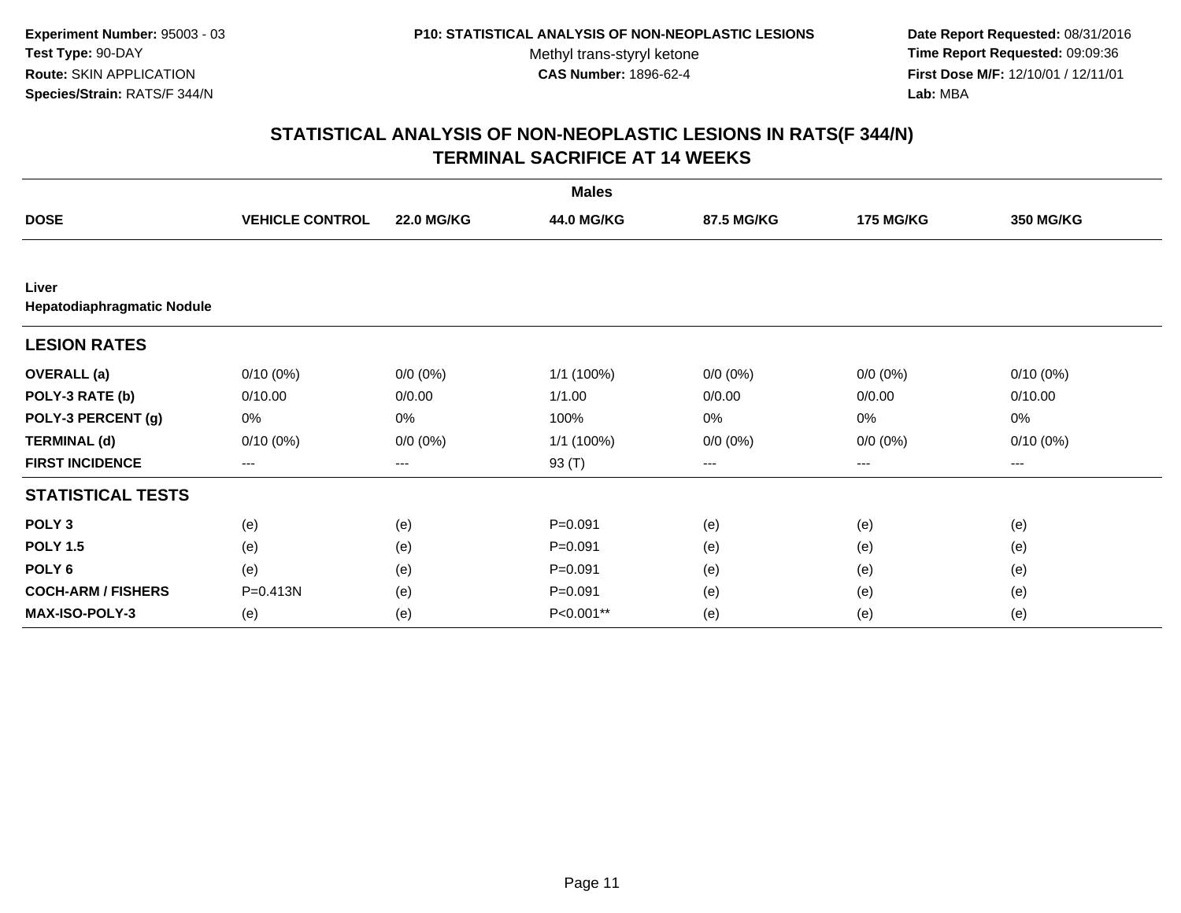**Experiment Number:** 95003 - 03
**Test Type:** 90-DAY
**Route:** SKIN APPLICATION
**Species/Strain:** RATS/F 344/N

**P10: STATISTICAL ANALYSIS OF NON-NEOPLASTIC LESIONS**
Methyl trans-styryl ketone
**CAS Number:** 1896-62-4

**Date Report Requested:** 08/31/2016
**Time Report Requested:** 09:09:36
**First Dose M/F:** 12/10/01 / 12/11/01
**Lab:** MBA

## STATISTICAL ANALYSIS OF NON-NEOPLASTIC LESIONS IN RATS(F 344/N)
## TERMINAL SACRIFICE AT 14 WEEKS

| | Males | | | | | |
|---|---|---|---|---|---|---|
| **DOSE** | **VEHICLE CONTROL** | **22.0 MG/KG** | **44.0 MG/KG** | **87.5 MG/KG** | **175 MG/KG** | **350 MG/KG** |
| **Liver** | | | | | | |
| **Hepatodiaphragmatic Nodule** | | | | | | |
| **LESION RATES** | | | | | | |
| **OVERALL (a)** | 0/10 (0%) | 0/0 (0%) | 1/1 (100%) | 0/0 (0%) | 0/0 (0%) | 0/10 (0%) |
| **POLY-3 RATE (b)** | 0/10.00 | 0/0.00 | 1/1.00 | 0/0.00 | 0/0.00 | 0/10.00 |
| **POLY-3 PERCENT (g)** | 0% | 0% | 100% | 0% | 0% | 0% |
| **TERMINAL (d)** | 0/10 (0%) | 0/0 (0%) | 1/1 (100%) | 0/0 (0%) | 0/0 (0%) | 0/10 (0%) |
| **FIRST INCIDENCE** | --- | --- | 93 (T) | --- | --- | --- |
| **STATISTICAL TESTS** | | | | | | |
| **POLY 3** | (e) | (e) | P=0.091 | (e) | (e) | (e) |
| **POLY 1.5** | (e) | (e) | P=0.091 | (e) | (e) | (e) |
| **POLY 6** | (e) | (e) | P=0.091 | (e) | (e) | (e) |
| **COCH-ARM / FISHERS** | P=0.413N | (e) | P=0.091 | (e) | (e) | (e) |
| **MAX-ISO-POLY-3** | (e) | (e) | P<0.001** | (e) | (e) | (e) |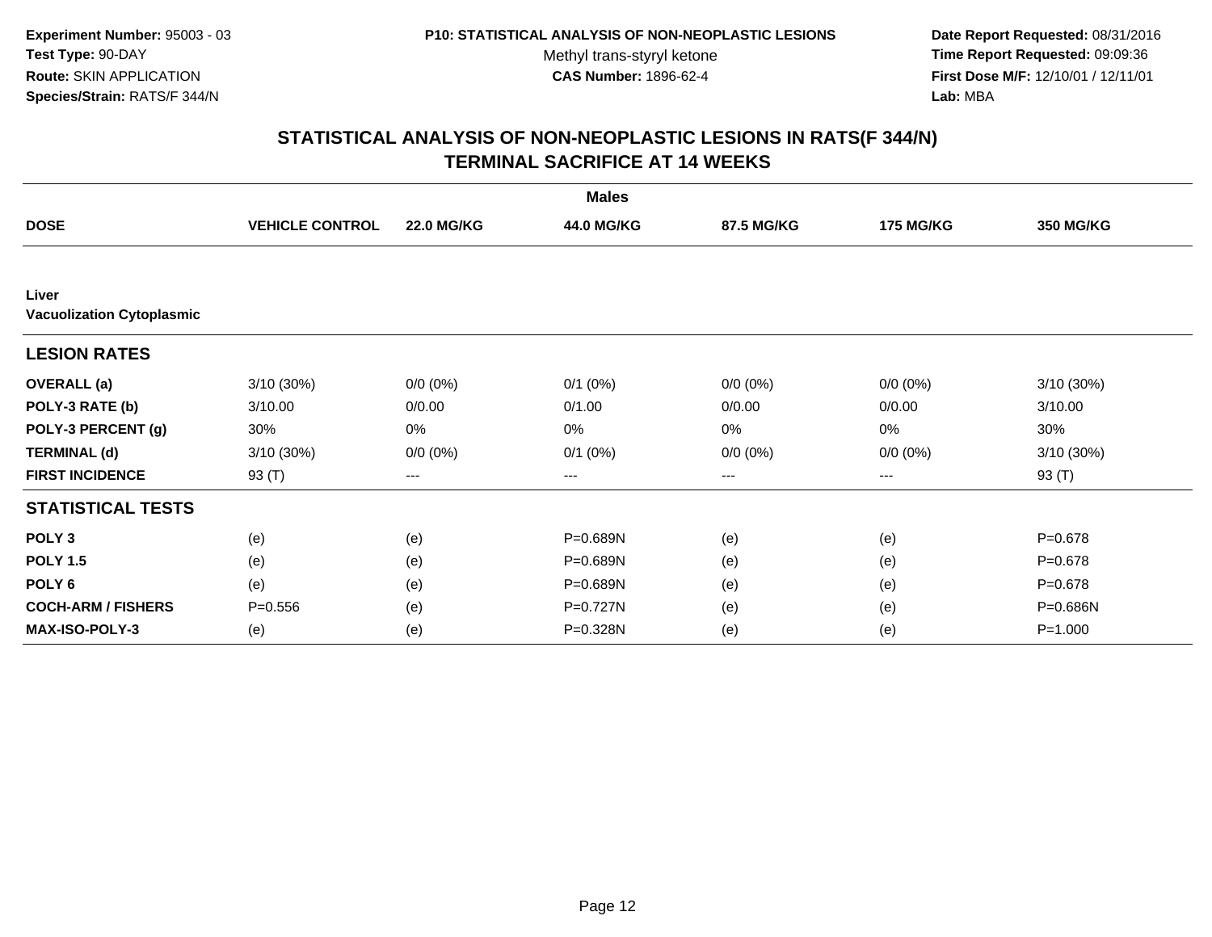**Experiment Number:** 95003 - 03
**Test Type:** 90-DAY
**Route:** SKIN APPLICATION
**Species/Strain:** RATS/F 344/N

**P10: STATISTICAL ANALYSIS OF NON-NEOPLASTIC LESIONS**
Methyl trans-styryl ketone
**CAS Number:** 1896-62-4

**Date Report Requested:** 08/31/2016
**Time Report Requested:** 09:09:36
**First Dose M/F:** 12/10/01 / 12/11/01
**Lab:** MBA

## STATISTICAL ANALYSIS OF NON-NEOPLASTIC LESIONS IN RATS(F 344/N)
## TERMINAL SACRIFICE AT 14 WEEKS

| | Males | | | | | |
|---|---|---|---|---|---|---|
| **DOSE** | **VEHICLE CONTROL** | **22.0 MG/KG** | **44.0 MG/KG** | **87.5 MG/KG** | **175 MG/KG** | **350 MG/KG** |
| **Liver** | | | | | | |
| **Vacuolization Cytoplasmic** | | | | | | |
| **LESION RATES** | | | | | | |
| **OVERALL (a)** | 3/10 (30%) | 0/0 (0%) | 0/1 (0%) | 0/0 (0%) | 0/0 (0%) | 3/10 (30%) |
| **POLY-3 RATE (b)** | 3/10.00 | 0/0.00 | 0/1.00 | 0/0.00 | 0/0.00 | 3/10.00 |
| **POLY-3 PERCENT (g)** | 30% | 0% | 0% | 0% | 0% | 30% |
| **TERMINAL (d)** | 3/10 (30%) | 0/0 (0%) | 0/1 (0%) | 0/0 (0%) | 0/0 (0%) | 3/10 (30%) |
| **FIRST INCIDENCE** | 93 (T) | --- | --- | --- | --- | 93 (T) |
| **STATISTICAL TESTS** | | | | | | |
| **POLY 3** | (e) | (e) | P=0.689N | (e) | (e) | P=0.678 |
| **POLY 1.5** | (e) | (e) | P=0.689N | (e) | (e) | P=0.678 |
| **POLY 6** | (e) | (e) | P=0.689N | (e) | (e) | P=0.678 |
| **COCH-ARM / FISHERS** | P=0.556 | (e) | P=0.727N | (e) | (e) | P=0.686N |
| **MAX-ISO-POLY-3** | (e) | (e) | P=0.328N | (e) | (e) | P=1.000 |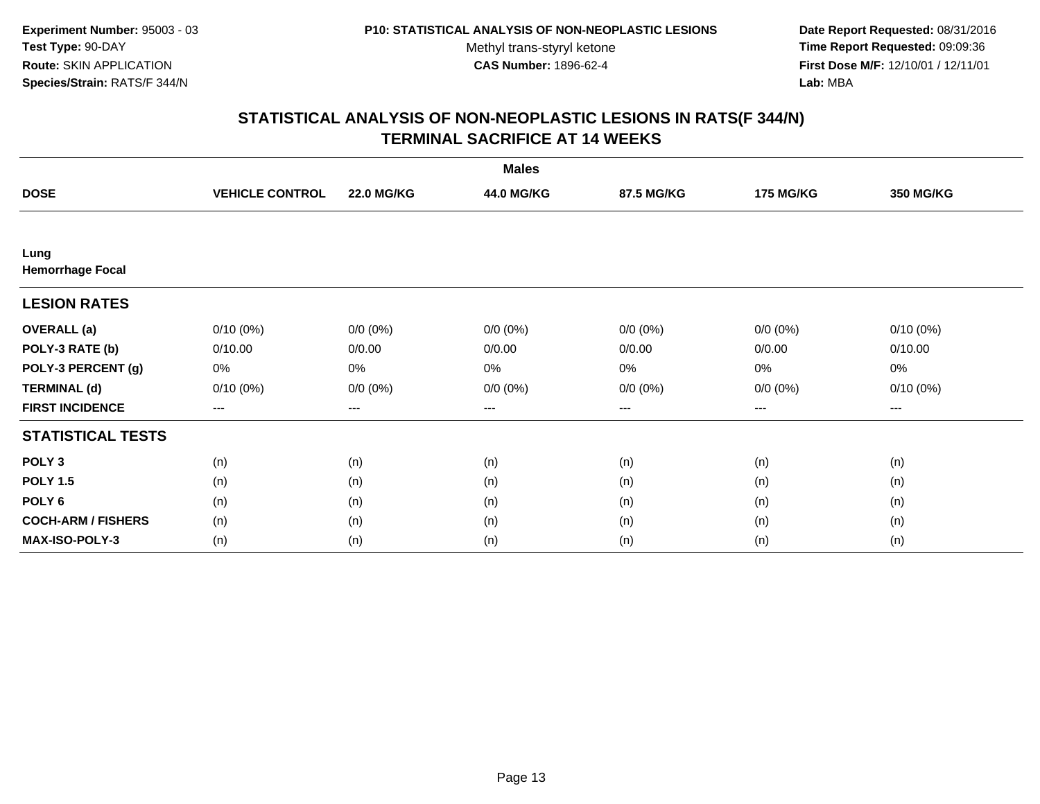Experiment Number: 95003 - 03
Test Type: 90-DAY
Route: SKIN APPLICATION
Species/Strain: RATS/F 344/N

P10: STATISTICAL ANALYSIS OF NON-NEOPLASTIC LESIONS
Methyl trans-styryl ketone
CAS Number: 1896-62-4

Date Report Requested: 08/31/2016
Time Report Requested: 09:09:36
First Dose M/F: 12/10/01 / 12/11/01
Lab: MBA

## STATISTICAL ANALYSIS OF NON-NEOPLASTIC LESIONS IN RATS(F 344/N)
## TERMINAL SACRIFICE AT 14 WEEKS

| | Males | | | | | |
|---|---|---|---|---|---|---|
| **DOSE** | **VEHICLE CONTROL** | **22.0 MG/KG** | **44.0 MG/KG** | **87.5 MG/KG** | **175 MG/KG** | **350 MG/KG** |
| **Lung** | | | | | | |
| **Hemorrhage Focal** | | | | | | |
| **LESION RATES** | | | | | | |
| **OVERALL (a)** | 0/10 (0%) | 0/0 (0%) | 0/0 (0%) | 0/0 (0%) | 0/0 (0%) | 0/10 (0%) |
| **POLY-3 RATE (b)** | 0/10.00 | 0/0.00 | 0/0.00 | 0/0.00 | 0/0.00 | 0/10.00 |
| **POLY-3 PERCENT (g)** | 0% | 0% | 0% | 0% | 0% | 0% |
| **TERMINAL (d)** | 0/10 (0%) | 0/0 (0%) | 0/0 (0%) | 0/0 (0%) | 0/0 (0%) | 0/10 (0%) |
| **FIRST INCIDENCE** | --- | --- | --- | --- | --- | --- |
| **STATISTICAL TESTS** | | | | | | |
| **POLY 3** | (n) | (n) | (n) | (n) | (n) | (n) |
| **POLY 1.5** | (n) | (n) | (n) | (n) | (n) | (n) |
| **POLY 6** | (n) | (n) | (n) | (n) | (n) | (n) |
| **COCH-ARM / FISHERS** | (n) | (n) | (n) | (n) | (n) | (n) |
| **MAX-ISO-POLY-3** | (n) | (n) | (n) | (n) | (n) | (n) |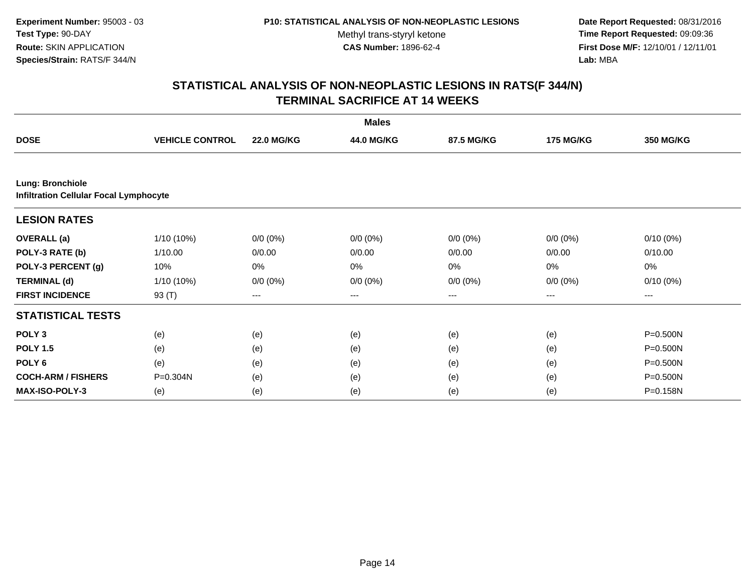**Experiment Number:** 95003 - 03
**Test Type:** 90-DAY
**Route:** SKIN APPLICATION
**Species/Strain:** RATS/F 344/N

**P10: STATISTICAL ANALYSIS OF NON-NEOPLASTIC LESIONS**
Methyl trans-styryl ketone
**CAS Number:** 1896-62-4

**Date Report Requested:** 08/31/2016
**Time Report Requested:** 09:09:36
**First Dose M/F:** 12/10/01 / 12/11/01
**Lab:** MBA

## STATISTICAL ANALYSIS OF NON-NEOPLASTIC LESIONS IN RATS(F 344/N) TERMINAL SACRIFICE AT 14 WEEKS

**Males**

| DOSE | VEHICLE CONTROL | 22.0 MG/KG | 44.0 MG/KG | 87.5 MG/KG | 175 MG/KG | 350 MG/KG |
|---|---|---|---|---|---|---|
| **Lung: Bronchiole** | | | | | | |
| **Infiltration Cellular Focal Lymphocyte** | | | | | | |
| **LESION RATES** | | | | | | |
| **OVERALL (a)** | 1/10 (10%) | 0/0 (0%) | 0/0 (0%) | 0/0 (0%) | 0/0 (0%) | 0/10 (0%) |
| **POLY-3 RATE (b)** | 1/10.00 | 0/0.00 | 0/0.00 | 0/0.00 | 0/0.00 | 0/10.00 |
| **POLY-3 PERCENT (g)** | 10% | 0% | 0% | 0% | 0% | 0% |
| **TERMINAL (d)** | 1/10 (10%) | 0/0 (0%) | 0/0 (0%) | 0/0 (0%) | 0/0 (0%) | 0/10 (0%) |
| **FIRST INCIDENCE** | 93 (T) | --- | --- | --- | --- | --- |
| **STATISTICAL TESTS** | | | | | | |
| **POLY 3** | (e) | (e) | (e) | (e) | (e) | P=0.500N |
| **POLY 1.5** | (e) | (e) | (e) | (e) | (e) | P=0.500N |
| **POLY 6** | (e) | (e) | (e) | (e) | (e) | P=0.500N |
| **COCH-ARM / FISHERS** | P=0.304N | (e) | (e) | (e) | (e) | P=0.500N |
| **MAX-ISO-POLY-3** | (e) | (e) | (e) | (e) | (e) | P=0.158N |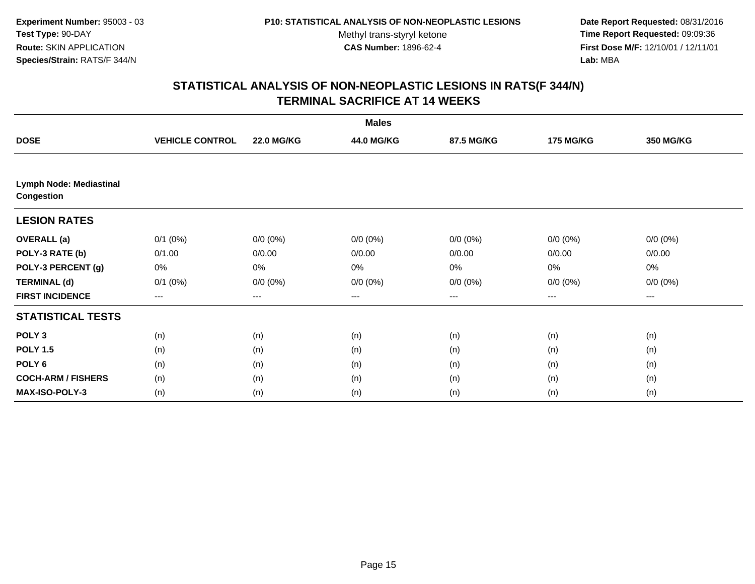Experiment Number: 95003 - 03
Test Type: 90-DAY
Route: SKIN APPLICATION
Species/Strain: RATS/F 344/N

P10: STATISTICAL ANALYSIS OF NON-NEOPLASTIC LESIONS
Methyl trans-styryl ketone
CAS Number: 1896-62-4

Date Report Requested: 08/31/2016
Time Report Requested: 09:09:36
First Dose M/F: 12/10/01 / 12/11/01
Lab: MBA

# STATISTICAL ANALYSIS OF NON-NEOPLASTIC LESIONS IN RATS(F 344/N) TERMINAL SACRIFICE AT 14 WEEKS

| | Males | | | | | |
|---|---|---|---|---|---|---|
| **DOSE** | **VEHICLE CONTROL** | **22.0 MG/KG** | **44.0 MG/KG** | **87.5 MG/KG** | **175 MG/KG** | **350 MG/KG** |
| **Lymph Node: Mediastinal Congestion** | | | | | | |
| **LESION RATES** | | | | | | |
| **OVERALL (a)** | 0/1 (0%) | 0/0 (0%) | 0/0 (0%) | 0/0 (0%) | 0/0 (0%) | 0/0 (0%) |
| **POLY-3 RATE (b)** | 0/1.00 | 0/0.00 | 0/0.00 | 0/0.00 | 0/0.00 | 0/0.00 |
| **POLY-3 PERCENT (g)** | 0% | 0% | 0% | 0% | 0% | 0% |
| **TERMINAL (d)** | 0/1 (0%) | 0/0 (0%) | 0/0 (0%) | 0/0 (0%) | 0/0 (0%) | 0/0 (0%) |
| **FIRST INCIDENCE** | --- | --- | --- | --- | --- | --- |
| **STATISTICAL TESTS** | | | | | | |
| **POLY 3** | (n) | (n) | (n) | (n) | (n) | (n) |
| **POLY 1.5** | (n) | (n) | (n) | (n) | (n) | (n) |
| **POLY 6** | (n) | (n) | (n) | (n) | (n) | (n) |
| **COCH-ARM / FISHERS** | (n) | (n) | (n) | (n) | (n) | (n) |
| **MAX-ISO-POLY-3** | (n) | (n) | (n) | (n) | (n) | (n) |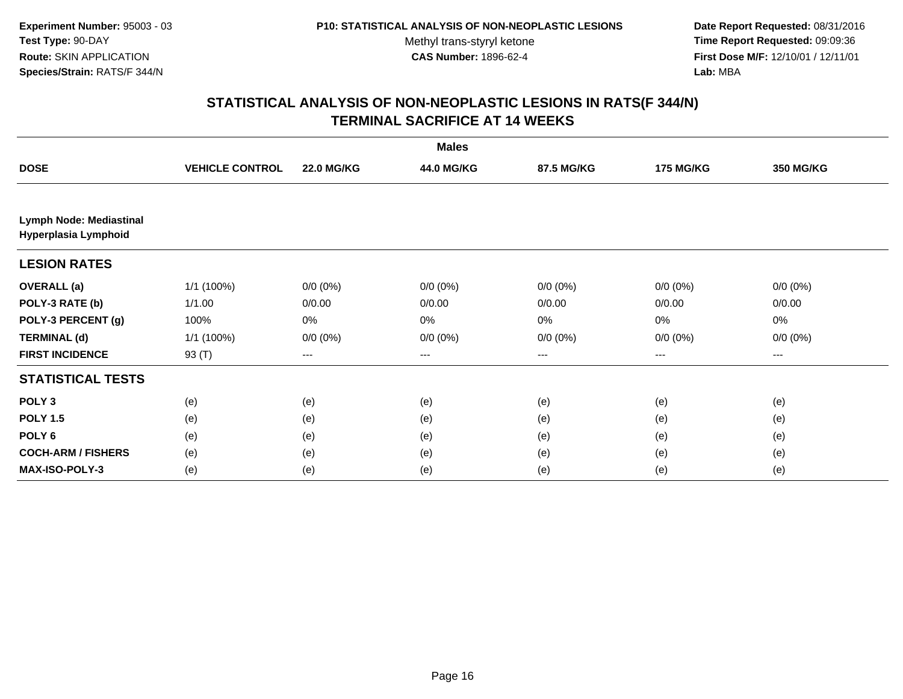**Experiment Number:** 95003 - 03
**Test Type:** 90-DAY
**Route:** SKIN APPLICATION
**Species/Strain:** RATS/F 344/N

**P10: STATISTICAL ANALYSIS OF NON-NEOPLASTIC LESIONS**
Methyl trans-styryl ketone
**CAS Number:** 1896-62-4

**Date Report Requested:** 08/31/2016
**Time Report Requested:** 09:09:36
**First Dose M/F:** 12/10/01 / 12/11/01
**Lab:** MBA

## STATISTICAL ANALYSIS OF NON-NEOPLASTIC LESIONS IN RATS(F 344/N) TERMINAL SACRIFICE AT 14 WEEKS

| | Males | | | | | |
|---|---|---|---|---|---|---|
| **DOSE** | **VEHICLE CONTROL** | **22.0 MG/KG** | **44.0 MG/KG** | **87.5 MG/KG** | **175 MG/KG** | **350 MG/KG** |
| **Lymph Node: Mediastinal Hyperplasia Lymphoid** | | | | | | |
| **LESION RATES** | | | | | | |
| **OVERALL (a)** | 1/1 (100%) | 0/0 (0%) | 0/0 (0%) | 0/0 (0%) | 0/0 (0%) | 0/0 (0%) |
| **POLY-3 RATE (b)** | 1/1.00 | 0/0.00 | 0/0.00 | 0/0.00 | 0/0.00 | 0/0.00 |
| **POLY-3 PERCENT (g)** | 100% | 0% | 0% | 0% | 0% | 0% |
| **TERMINAL (d)** | 1/1 (100%) | 0/0 (0%) | 0/0 (0%) | 0/0 (0%) | 0/0 (0%) | 0/0 (0%) |
| **FIRST INCIDENCE** | 93 (T) | --- | --- | --- | --- | --- |
| **STATISTICAL TESTS** | | | | | | |
| **POLY 3** | (e) | (e) | (e) | (e) | (e) | (e) |
| **POLY 1.5** | (e) | (e) | (e) | (e) | (e) | (e) |
| **POLY 6** | (e) | (e) | (e) | (e) | (e) | (e) |
| **COCH-ARM / FISHERS** | (e) | (e) | (e) | (e) | (e) | (e) |
| **MAX-ISO-POLY-3** | (e) | (e) | (e) | (e) | (e) | (e) |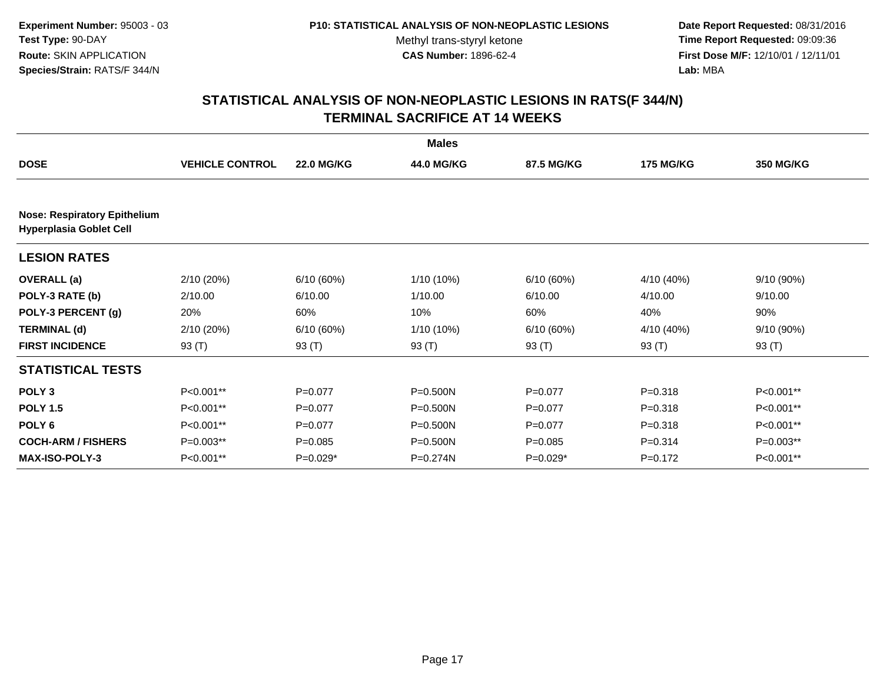**Experiment Number:** 95003 - 03
**Test Type:** 90-DAY
**Route:** SKIN APPLICATION
**Species/Strain:** RATS/F 344/N

**P10: STATISTICAL ANALYSIS OF NON-NEOPLASTIC LESIONS**
Methyl trans-styryl ketone
**CAS Number:** 1896-62-4

**Date Report Requested:** 08/31/2016
**Time Report Requested:** 09:09:36
**First Dose M/F:** 12/10/01 / 12/11/01
**Lab:** MBA

## STATISTICAL ANALYSIS OF NON-NEOPLASTIC LESIONS IN RATS(F 344/N) TERMINAL SACRIFICE AT 14 WEEKS

| | Males | | | | | |
|---|---|---|---|---|---|---|
| **DOSE** | **VEHICLE CONTROL** | **22.0 MG/KG** | **44.0 MG/KG** | **87.5 MG/KG** | **175 MG/KG** | **350 MG/KG** |
| **Nose: Respiratory Epithelium Hyperplasia Goblet Cell** | | | | | | |
| **LESION RATES** | | | | | | |
| **OVERALL (a)** | 2/10 (20%) | 6/10 (60%) | 1/10 (10%) | 6/10 (60%) | 4/10 (40%) | 9/10 (90%) |
| **POLY-3 RATE (b)** | 2/10.00 | 6/10.00 | 1/10.00 | 6/10.00 | 4/10.00 | 9/10.00 |
| **POLY-3 PERCENT (g)** | 20% | 60% | 10% | 60% | 40% | 90% |
| **TERMINAL (d)** | 2/10 (20%) | 6/10 (60%) | 1/10 (10%) | 6/10 (60%) | 4/10 (40%) | 9/10 (90%) |
| **FIRST INCIDENCE** | 93 (T) | 93 (T) | 93 (T) | 93 (T) | 93 (T) | 93 (T) |
| **STATISTICAL TESTS** | | | | | | |
| **POLY 3** | P<0.001** | P=0.077 | P=0.500N | P=0.077 | P=0.318 | P<0.001** |
| **POLY 1.5** | P<0.001** | P=0.077 | P=0.500N | P=0.077 | P=0.318 | P<0.001** |
| **POLY 6** | P<0.001** | P=0.077 | P=0.500N | P=0.077 | P=0.318 | P<0.001** |
| **COCH-ARM / FISHERS** | P=0.003** | P=0.085 | P=0.500N | P=0.085 | P=0.314 | P=0.003** |
| **MAX-ISO-POLY-3** | P<0.001** | P=0.029* | P=0.274N | P=0.029* | P=0.172 | P<0.001** |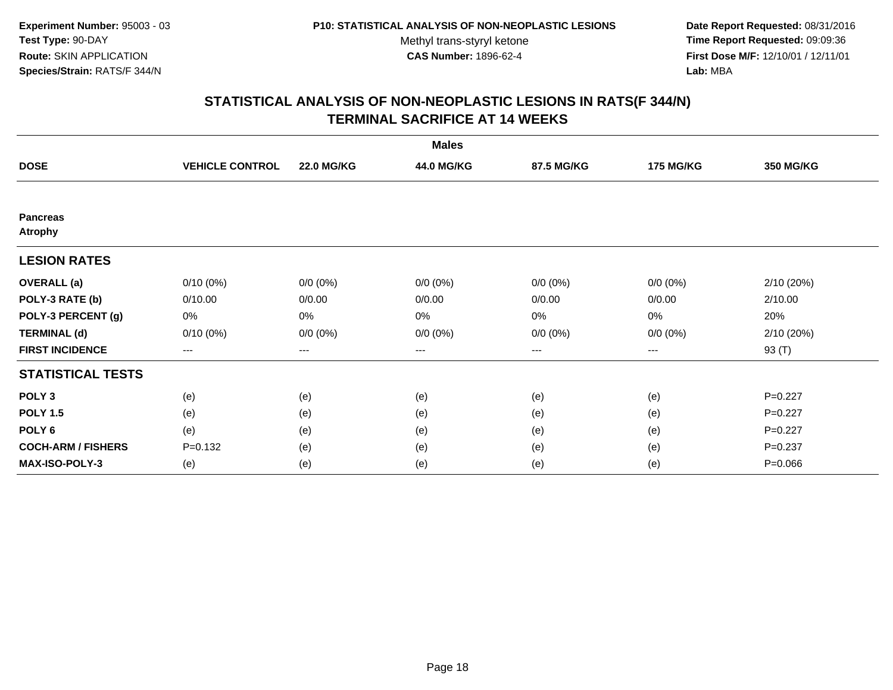**Experiment Number:** 95003 - 03
**Test Type:** 90-DAY
**Route:** SKIN APPLICATION
**Species/Strain:** RATS/F 344/N

**P10: STATISTICAL ANALYSIS OF NON-NEOPLASTIC LESIONS**
Methyl trans-styryl ketone
**CAS Number:** 1896-62-4

**Date Report Requested:** 08/31/2016
**Time Report Requested:** 09:09:36
**First Dose M/F:** 12/10/01 / 12/11/01
**Lab:** MBA

## STATISTICAL ANALYSIS OF NON-NEOPLASTIC LESIONS IN RATS(F 344/N)
## TERMINAL SACRIFICE AT 14 WEEKS

| | Males | | | | | |
|---|---|---|---|---|---|---|
| **DOSE** | **VEHICLE CONTROL** | **22.0 MG/KG** | **44.0 MG/KG** | **87.5 MG/KG** | **175 MG/KG** | **350 MG/KG** |
| **Pancreas** | | | | | | |
| **Atrophy** | | | | | | |
| **LESION RATES** | | | | | | |
| **OVERALL (a)** | 0/10 (0%) | 0/0 (0%) | 0/0 (0%) | 0/0 (0%) | 0/0 (0%) | 2/10 (20%) |
| **POLY-3 RATE (b)** | 0/10.00 | 0/0.00 | 0/0.00 | 0/0.00 | 0/0.00 | 2/10.00 |
| **POLY-3 PERCENT (g)** | 0% | 0% | 0% | 0% | 0% | 20% |
| **TERMINAL (d)** | 0/10 (0%) | 0/0 (0%) | 0/0 (0%) | 0/0 (0%) | 0/0 (0%) | 2/10 (20%) |
| **FIRST INCIDENCE** | --- | --- | --- | --- | --- | 93 (T) |
| **STATISTICAL TESTS** | | | | | | |
| **POLY 3** | (e) | (e) | (e) | (e) | (e) | P=0.227 |
| **POLY 1.5** | (e) | (e) | (e) | (e) | (e) | P=0.227 |
| **POLY 6** | (e) | (e) | (e) | (e) | (e) | P=0.227 |
| **COCH-ARM / FISHERS** | P=0.132 | (e) | (e) | (e) | (e) | P=0.237 |
| **MAX-ISO-POLY-3** | (e) | (e) | (e) | (e) | (e) | P=0.066 |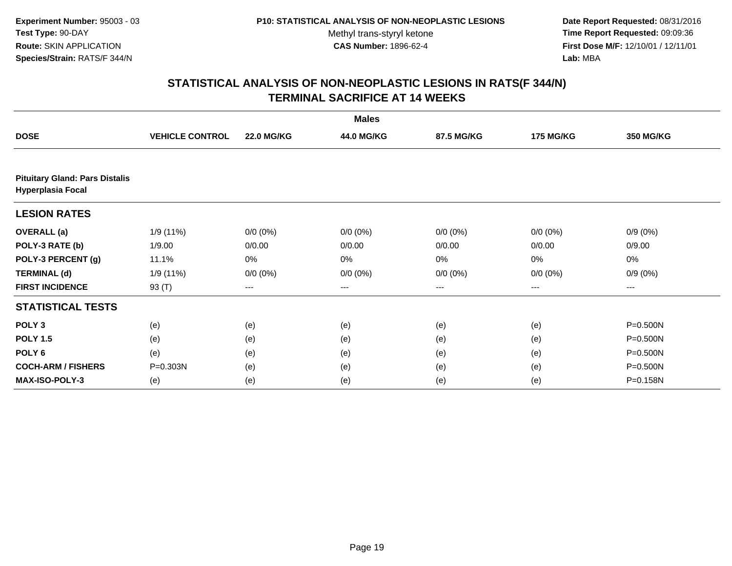**Experiment Number:** 95003 - 03
**Test Type:** 90-DAY
**Route:** SKIN APPLICATION
**Species/Strain:** RATS/F 344/N

**P10: STATISTICAL ANALYSIS OF NON-NEOPLASTIC LESIONS**
Methyl trans-styryl ketone
**CAS Number:** 1896-62-4

**Date Report Requested:** 08/31/2016
**Time Report Requested:** 09:09:36
**First Dose M/F:** 12/10/01 / 12/11/01
**Lab:** MBA

## STATISTICAL ANALYSIS OF NON-NEOPLASTIC LESIONS IN RATS(F 344/N)
## TERMINAL SACRIFICE AT 14 WEEKS

| | Males | | | | | |
|---|---|---|---|---|---|---|
| **DOSE** | **VEHICLE CONTROL** | **22.0 MG/KG** | **44.0 MG/KG** | **87.5 MG/KG** | **175 MG/KG** | **350 MG/KG** |
| **Pituitary Gland: Pars Distalis Hyperplasia Focal** | | | | | | |
| **LESION RATES** | | | | | | |
| **OVERALL (a)** | 1/9 (11%) | 0/0 (0%) | 0/0 (0%) | 0/0 (0%) | 0/0 (0%) | 0/9 (0%) |
| **POLY-3 RATE (b)** | 1/9.00 | 0/0.00 | 0/0.00 | 0/0.00 | 0/0.00 | 0/9.00 |
| **POLY-3 PERCENT (g)** | 11.1% | 0% | 0% | 0% | 0% | 0% |
| **TERMINAL (d)** | 1/9 (11%) | 0/0 (0%) | 0/0 (0%) | 0/0 (0%) | 0/0 (0%) | 0/9 (0%) |
| **FIRST INCIDENCE** | 93 (T) | --- | --- | --- | --- | --- |
| **STATISTICAL TESTS** | | | | | | |
| **POLY 3** | (e) | (e) | (e) | (e) | (e) | P=0.500N |
| **POLY 1.5** | (e) | (e) | (e) | (e) | (e) | P=0.500N |
| **POLY 6** | (e) | (e) | (e) | (e) | (e) | P=0.500N |
| **COCH-ARM / FISHERS** | P=0.303N | (e) | (e) | (e) | (e) | P=0.500N |
| **MAX-ISO-POLY-3** | (e) | (e) | (e) | (e) | (e) | P=0.158N |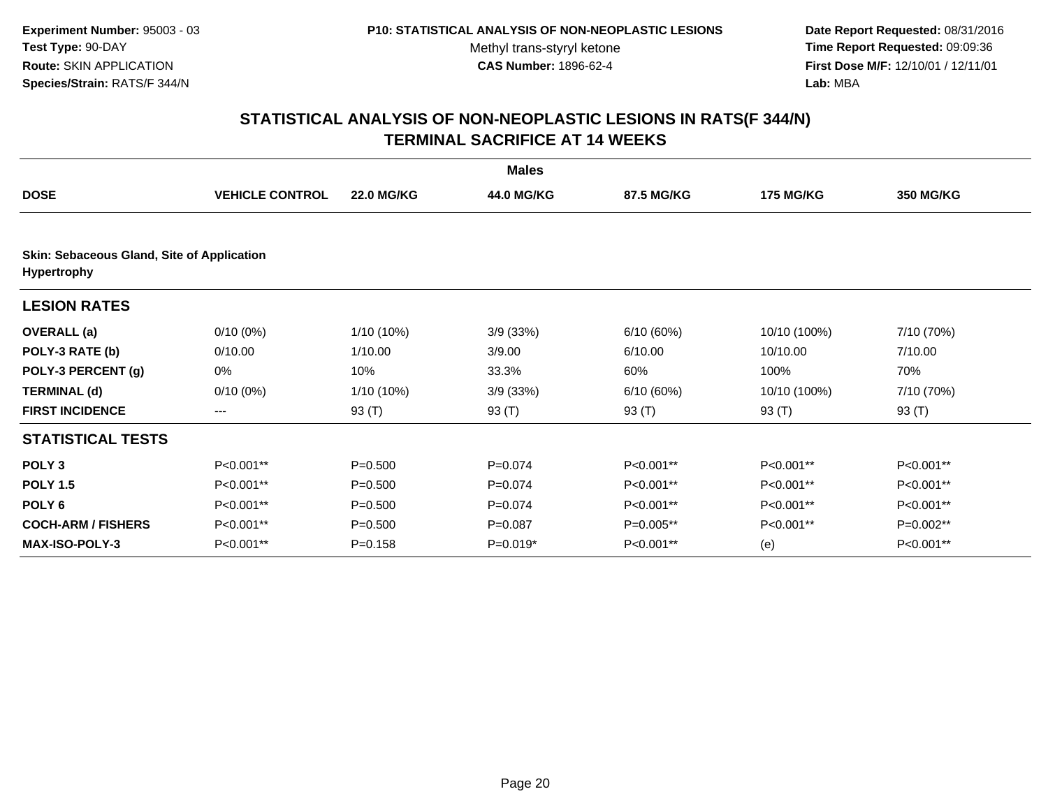**Experiment Number:** 95003 - 03
**Test Type:** 90-DAY
**Route:** SKIN APPLICATION
**Species/Strain:** RATS/F 344/N

**P10: STATISTICAL ANALYSIS OF NON-NEOPLASTIC LESIONS**
Methyl trans-styryl ketone
**CAS Number:** 1896-62-4

**Date Report Requested:** 08/31/2016
**Time Report Requested:** 09:09:36
**First Dose M/F:** 12/10/01 / 12/11/01
**Lab:** MBA

## STATISTICAL ANALYSIS OF NON-NEOPLASTIC LESIONS IN RATS(F 344/N)
## TERMINAL SACRIFICE AT 14 WEEKS

**Males**

| DOSE | VEHICLE CONTROL | 22.0 MG/KG | 44.0 MG/KG | 87.5 MG/KG | 175 MG/KG | 350 MG/KG |
|---|---|---|---|---|---|---|
| **Skin: Sebaceous Gland, Site of Application Hypertrophy** | | | | | | |
| **LESION RATES** | | | | | | |
| **OVERALL (a)** | 0/10 (0%) | 1/10 (10%) | 3/9 (33%) | 6/10 (60%) | 10/10 (100%) | 7/10 (70%) |
| **POLY-3 RATE (b)** | 0/10.00 | 1/10.00 | 3/9.00 | 6/10.00 | 10/10.00 | 7/10.00 |
| **POLY-3 PERCENT (g)** | 0% | 10% | 33.3% | 60% | 100% | 70% |
| **TERMINAL (d)** | 0/10 (0%) | 1/10 (10%) | 3/9 (33%) | 6/10 (60%) | 10/10 (100%) | 7/10 (70%) |
| **FIRST INCIDENCE** | --- | 93 (T) | 93 (T) | 93 (T) | 93 (T) | 93 (T) |
| **STATISTICAL TESTS** | | | | | | |
| **POLY 3** | P<0.001** | P=0.500 | P=0.074 | P<0.001** | P<0.001** | P<0.001** |
| **POLY 1.5** | P<0.001** | P=0.500 | P=0.074 | P<0.001** | P<0.001** | P<0.001** |
| **POLY 6** | P<0.001** | P=0.500 | P=0.074 | P<0.001** | P<0.001** | P<0.001** |
| **COCH-ARM / FISHERS** | P<0.001** | P=0.500 | P=0.087 | P=0.005** | P<0.001** | P=0.002** |
| **MAX-ISO-POLY-3** | P<0.001** | P=0.158 | P=0.019* | P<0.001** | (e) | P<0.001** |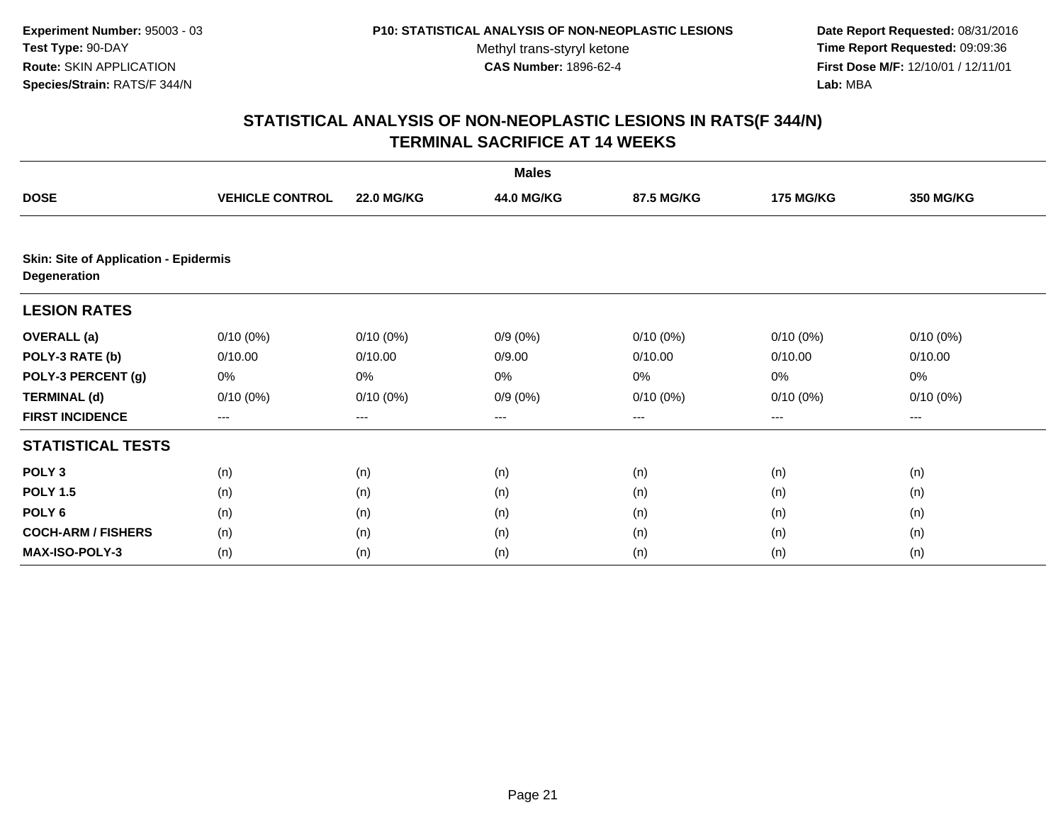Experiment Number: 95003 - 03
Test Type: 90-DAY
Route: SKIN APPLICATION
Species/Strain: RATS/F 344/N

P10: STATISTICAL ANALYSIS OF NON-NEOPLASTIC LESIONS
Methyl trans-styryl ketone
CAS Number: 1896-62-4

Date Report Requested: 08/31/2016
Time Report Requested: 09:09:36
First Dose M/F: 12/10/01 / 12/11/01
Lab: MBA

## STATISTICAL ANALYSIS OF NON-NEOPLASTIC LESIONS IN RATS(F 344/N)
## TERMINAL SACRIFICE AT 14 WEEKS

| | Males | | | | | |
|---|---|---|---|---|---|---|
| **DOSE** | **VEHICLE CONTROL** | **22.0 MG/KG** | **44.0 MG/KG** | **87.5 MG/KG** | **175 MG/KG** | **350 MG/KG** |
| **Skin: Site of Application - Epidermis Degeneration** | | | | | | |
| **LESION RATES** | | | | | | |
| **OVERALL (a)** | 0/10 (0%) | 0/10 (0%) | 0/9 (0%) | 0/10 (0%) | 0/10 (0%) | 0/10 (0%) |
| **POLY-3 RATE (b)** | 0/10.00 | 0/10.00 | 0/9.00 | 0/10.00 | 0/10.00 | 0/10.00 |
| **POLY-3 PERCENT (g)** | 0% | 0% | 0% | 0% | 0% | 0% |
| **TERMINAL (d)** | 0/10 (0%) | 0/10 (0%) | 0/9 (0%) | 0/10 (0%) | 0/10 (0%) | 0/10 (0%) |
| **FIRST INCIDENCE** | --- | --- | --- | --- | --- | --- |
| **STATISTICAL TESTS** | | | | | | |
| **POLY 3** | (n) | (n) | (n) | (n) | (n) | (n) |
| **POLY 1.5** | (n) | (n) | (n) | (n) | (n) | (n) |
| **POLY 6** | (n) | (n) | (n) | (n) | (n) | (n) |
| **COCH-ARM / FISHERS** | (n) | (n) | (n) | (n) | (n) | (n) |
| **MAX-ISO-POLY-3** | (n) | (n) | (n) | (n) | (n) | (n) |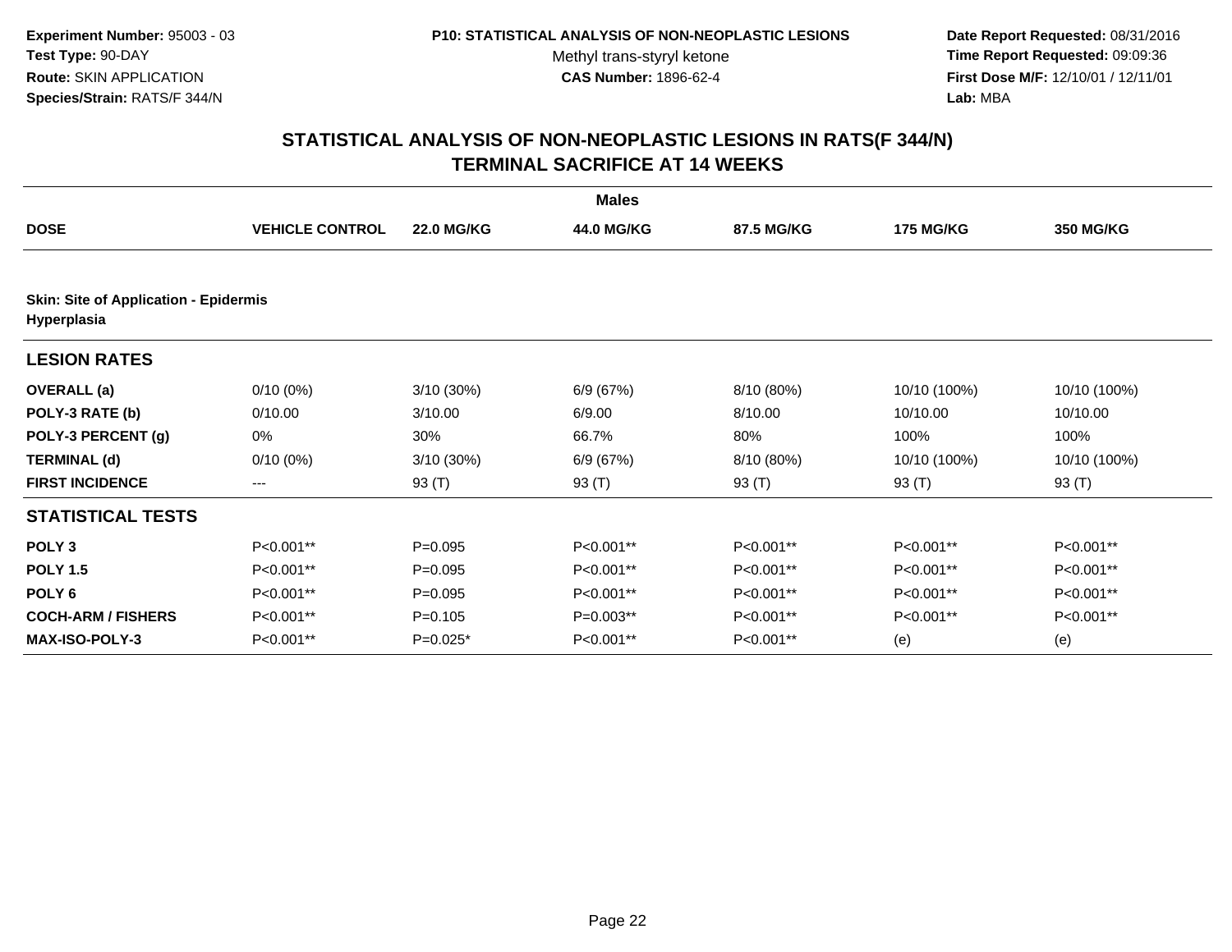**Experiment Number:** 95003 - 03
**Test Type:** 90-DAY
**Route:** SKIN APPLICATION
**Species/Strain:** RATS/F 344/N

**P10: STATISTICAL ANALYSIS OF NON-NEOPLASTIC LESIONS**
Methyl trans-styryl ketone
**CAS Number:** 1896-62-4

**Date Report Requested:** 08/31/2016
**Time Report Requested:** 09:09:36
**First Dose M/F:** 12/10/01 / 12/11/01
**Lab:** MBA

# STATISTICAL ANALYSIS OF NON-NEOPLASTIC LESIONS IN RATS(F 344/N) TERMINAL SACRIFICE AT 14 WEEKS

**Males**

| DOSE | VEHICLE CONTROL | 22.0 MG/KG | 44.0 MG/KG | 87.5 MG/KG | 175 MG/KG | 350 MG/KG |
|---|---|---|---|---|---|---|
| **Skin: Site of Application - Epidermis Hyperplasia** | | | | | | |
| **LESION RATES** | | | | | | |
| **OVERALL (a)** | 0/10 (0%) | 3/10 (30%) | 6/9 (67%) | 8/10 (80%) | 10/10 (100%) | 10/10 (100%) |
| **POLY-3 RATE (b)** | 0/10.00 | 3/10.00 | 6/9.00 | 8/10.00 | 10/10.00 | 10/10.00 |
| **POLY-3 PERCENT (g)** | 0% | 30% | 66.7% | 80% | 100% | 100% |
| **TERMINAL (d)** | 0/10 (0%) | 3/10 (30%) | 6/9 (67%) | 8/10 (80%) | 10/10 (100%) | 10/10 (100%) |
| **FIRST INCIDENCE** | --- | 93 (T) | 93 (T) | 93 (T) | 93 (T) | 93 (T) |
| **STATISTICAL TESTS** | | | | | | |
| **POLY 3** | P<0.001** | P=0.095 | P<0.001** | P<0.001** | P<0.001** | P<0.001** |
| **POLY 1.5** | P<0.001** | P=0.095 | P<0.001** | P<0.001** | P<0.001** | P<0.001** |
| **POLY 6** | P<0.001** | P=0.095 | P<0.001** | P<0.001** | P<0.001** | P<0.001** |
| **COCH-ARM / FISHERS** | P<0.001** | P=0.105 | P=0.003** | P<0.001** | P<0.001** | P<0.001** |
| **MAX-ISO-POLY-3** | P<0.001** | P=0.025* | P<0.001** | P<0.001** | (e) | (e) |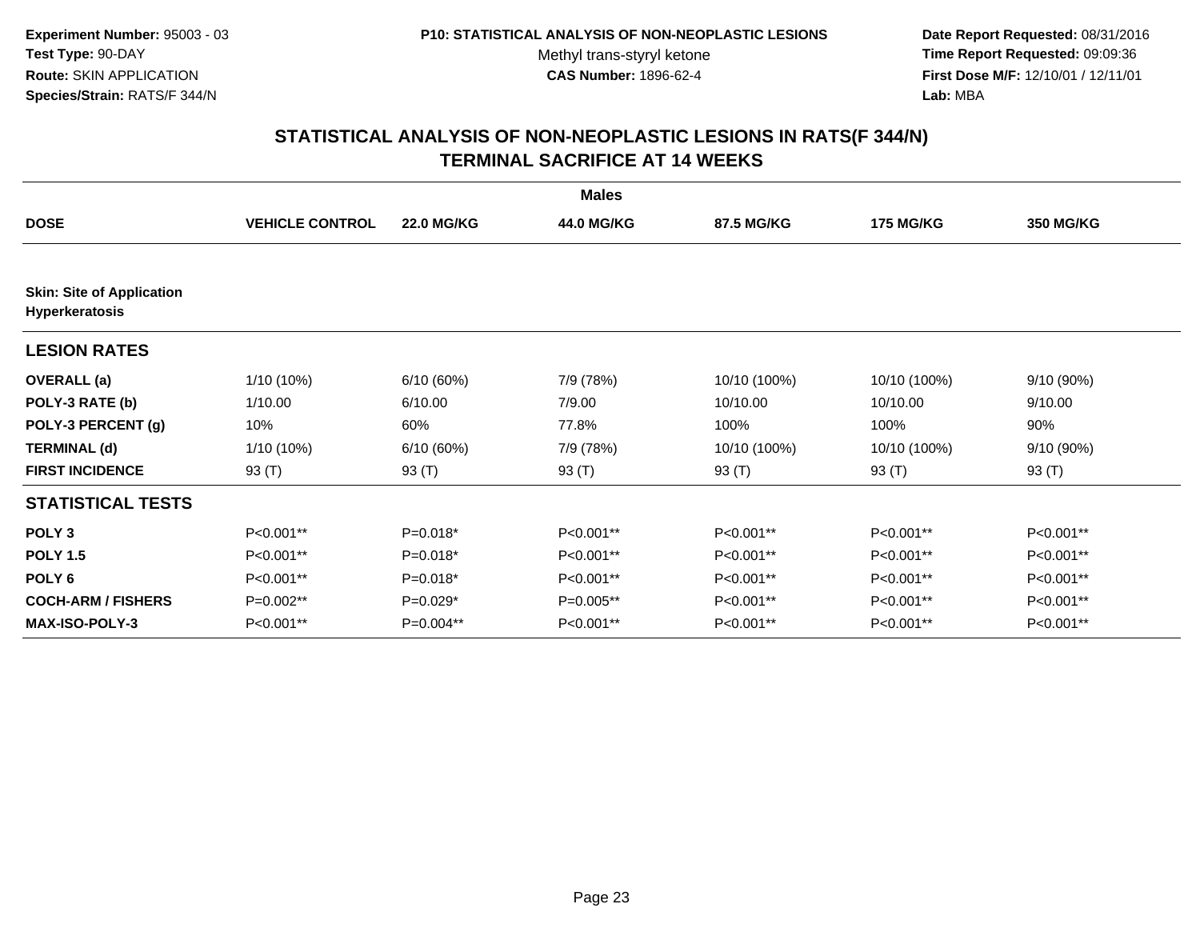**Experiment Number:** 95003 - 03
**Test Type:** 90-DAY
**Route:** SKIN APPLICATION
**Species/Strain:** RATS/F 344/N

**P10: STATISTICAL ANALYSIS OF NON-NEOPLASTIC LESIONS**
Methyl trans-styryl ketone
**CAS Number:** 1896-62-4

**Date Report Requested:** 08/31/2016
**Time Report Requested:** 09:09:36
**First Dose M/F:** 12/10/01 / 12/11/01
**Lab:** MBA

## STATISTICAL ANALYSIS OF NON-NEOPLASTIC LESIONS IN RATS(F 344/N)
## TERMINAL SACRIFICE AT 14 WEEKS

**Males**

| DOSE | VEHICLE CONTROL | 22.0 MG/KG | 44.0 MG/KG | 87.5 MG/KG | 175 MG/KG | 350 MG/KG |
|---|---|---|---|---|---|---|
| **Skin: Site of Application Hyperkeratosis** | | | | | | |
| **LESION RATES** | | | | | | |
| **OVERALL (a)** | 1/10 (10%) | 6/10 (60%) | 7/9 (78%) | 10/10 (100%) | 10/10 (100%) | 9/10 (90%) |
| **POLY-3 RATE (b)** | 1/10.00 | 6/10.00 | 7/9.00 | 10/10.00 | 10/10.00 | 9/10.00 |
| **POLY-3 PERCENT (g)** | 10% | 60% | 77.8% | 100% | 100% | 90% |
| **TERMINAL (d)** | 1/10 (10%) | 6/10 (60%) | 7/9 (78%) | 10/10 (100%) | 10/10 (100%) | 9/10 (90%) |
| **FIRST INCIDENCE** | 93 (T) | 93 (T) | 93 (T) | 93 (T) | 93 (T) | 93 (T) |
| **STATISTICAL TESTS** | | | | | | |
| **POLY 3** | P<0.001** | P=0.018* | P<0.001** | P<0.001** | P<0.001** | P<0.001** |
| **POLY 1.5** | P<0.001** | P=0.018* | P<0.001** | P<0.001** | P<0.001** | P<0.001** |
| **POLY 6** | P<0.001** | P=0.018* | P<0.001** | P<0.001** | P<0.001** | P<0.001** |
| **COCH-ARM / FISHERS** | P=0.002** | P=0.029* | P=0.005** | P<0.001** | P<0.001** | P<0.001** |
| **MAX-ISO-POLY-3** | P<0.001** | P=0.004** | P<0.001** | P<0.001** | P<0.001** | P<0.001** |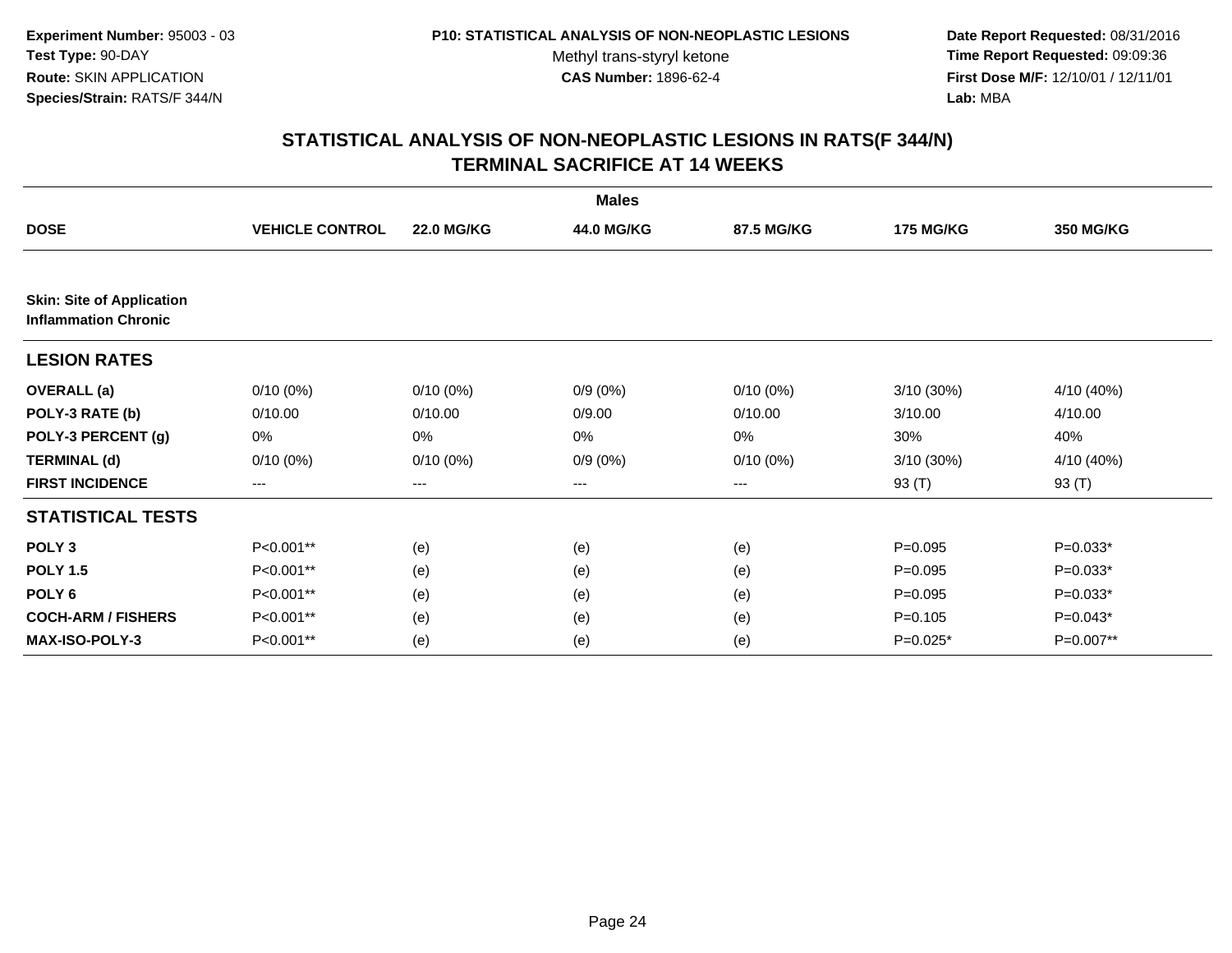**Experiment Number:** 95003 - 03
**Test Type:** 90-DAY
**Route:** SKIN APPLICATION
**Species/Strain:** RATS/F 344/N

**P10: STATISTICAL ANALYSIS OF NON-NEOPLASTIC LESIONS**
Methyl trans-styryl ketone
**CAS Number:** 1896-62-4

**Date Report Requested:** 08/31/2016
**Time Report Requested:** 09:09:36
**First Dose M/F:** 12/10/01 / 12/11/01
**Lab:** MBA

## STATISTICAL ANALYSIS OF NON-NEOPLASTIC LESIONS IN RATS(F 344/N) TERMINAL SACRIFICE AT 14 WEEKS

| | Males | | | | | |
|---|---|---|---|---|---|---|
| **DOSE** | **VEHICLE CONTROL** | **22.0 MG/KG** | **44.0 MG/KG** | **87.5 MG/KG** | **175 MG/KG** | **350 MG/KG** |
| **Skin: Site of Application Inflammation Chronic** | | | | | | |
| **LESION RATES** | | | | | | |
| **OVERALL (a)** | 0/10 (0%) | 0/10 (0%) | 0/9 (0%) | 0/10 (0%) | 3/10 (30%) | 4/10 (40%) |
| **POLY-3 RATE (b)** | 0/10.00 | 0/10.00 | 0/9.00 | 0/10.00 | 3/10.00 | 4/10.00 |
| **POLY-3 PERCENT (g)** | 0% | 0% | 0% | 0% | 30% | 40% |
| **TERMINAL (d)** | 0/10 (0%) | 0/10 (0%) | 0/9 (0%) | 0/10 (0%) | 3/10 (30%) | 4/10 (40%) |
| **FIRST INCIDENCE** | --- | --- | --- | --- | 93 (T) | 93 (T) |
| **STATISTICAL TESTS** | | | | | | |
| **POLY 3** | P<0.001** | (e) | (e) | (e) | P=0.095 | P=0.033* |
| **POLY 1.5** | P<0.001** | (e) | (e) | (e) | P=0.095 | P=0.033* |
| **POLY 6** | P<0.001** | (e) | (e) | (e) | P=0.095 | P=0.033* |
| **COCH-ARM / FISHERS** | P<0.001** | (e) | (e) | (e) | P=0.105 | P=0.043* |
| **MAX-ISO-POLY-3** | P<0.001** | (e) | (e) | (e) | P=0.025* | P=0.007** |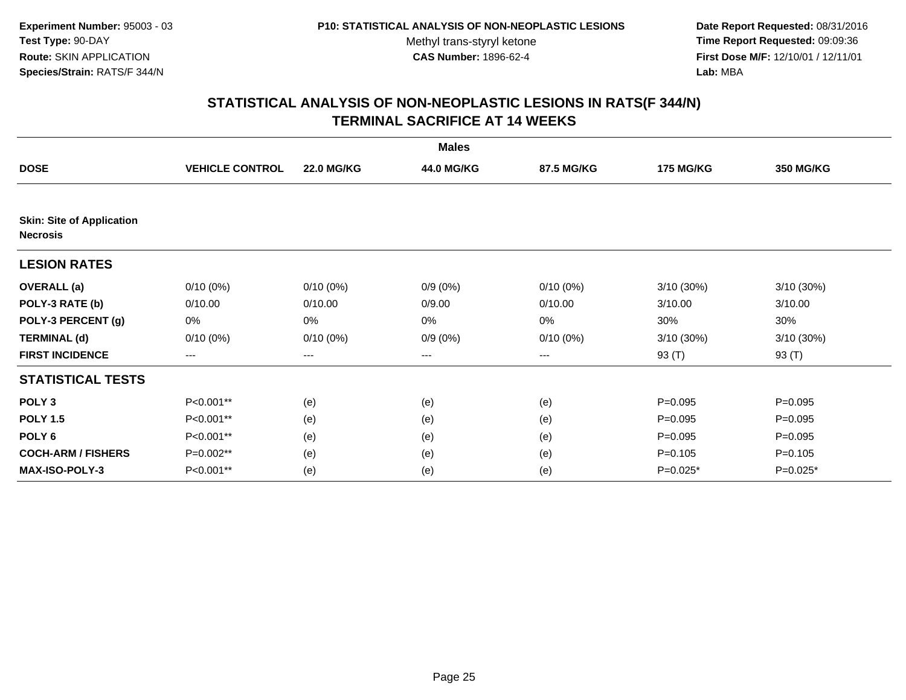**Experiment Number:** 95003 - 03
**Test Type:** 90-DAY
**Route:** SKIN APPLICATION
**Species/Strain:** RATS/F 344/N

**P10: STATISTICAL ANALYSIS OF NON-NEOPLASTIC LESIONS**
Methyl trans-styryl ketone
**CAS Number:** 1896-62-4

**Date Report Requested:** 08/31/2016
**Time Report Requested:** 09:09:36
**First Dose M/F:** 12/10/01 / 12/11/01
**Lab:** MBA

## STATISTICAL ANALYSIS OF NON-NEOPLASTIC LESIONS IN RATS(F 344/N) TERMINAL SACRIFICE AT 14 WEEKS

| | Males | | | | | |
|---|---|---|---|---|---|---|
| **DOSE** | **VEHICLE CONTROL** | **22.0 MG/KG** | **44.0 MG/KG** | **87.5 MG/KG** | **175 MG/KG** | **350 MG/KG** |
| **Skin: Site of Application Necrosis** | | | | | | |
| **LESION RATES** | | | | | | |
| **OVERALL (a)** | 0/10 (0%) | 0/10 (0%) | 0/9 (0%) | 0/10 (0%) | 3/10 (30%) | 3/10 (30%) |
| **POLY-3 RATE (b)** | 0/10.00 | 0/10.00 | 0/9.00 | 0/10.00 | 3/10.00 | 3/10.00 |
| **POLY-3 PERCENT (g)** | 0% | 0% | 0% | 0% | 30% | 30% |
| **TERMINAL (d)** | 0/10 (0%) | 0/10 (0%) | 0/9 (0%) | 0/10 (0%) | 3/10 (30%) | 3/10 (30%) |
| **FIRST INCIDENCE** | --- | --- | --- | --- | 93 (T) | 93 (T) |
| **STATISTICAL TESTS** | | | | | | |
| **POLY 3** | P<0.001** | (e) | (e) | (e) | P=0.095 | P=0.095 |
| **POLY 1.5** | P<0.001** | (e) | (e) | (e) | P=0.095 | P=0.095 |
| **POLY 6** | P<0.001** | (e) | (e) | (e) | P=0.095 | P=0.095 |
| **COCH-ARM / FISHERS** | P=0.002** | (e) | (e) | (e) | P=0.105 | P=0.105 |
| **MAX-ISO-POLY-3** | P<0.001** | (e) | (e) | (e) | P=0.025* | P=0.025* |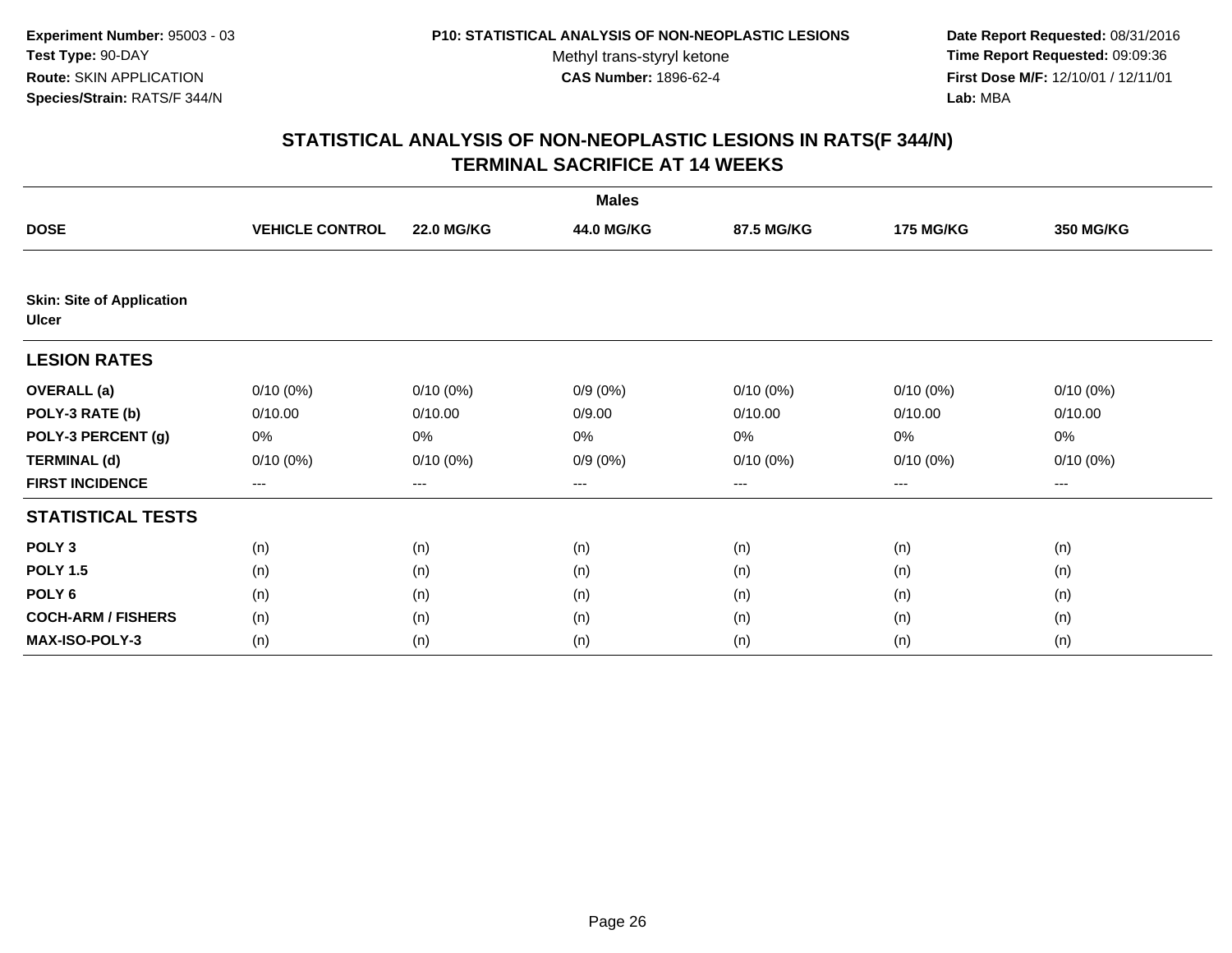**Experiment Number:** 95003 - 03
**Test Type:** 90-DAY
**Route:** SKIN APPLICATION
**Species/Strain:** RATS/F 344/N

**P10: STATISTICAL ANALYSIS OF NON-NEOPLASTIC LESIONS**
Methyl trans-styryl ketone
**CAS Number:** 1896-62-4

**Date Report Requested:** 08/31/2016
**Time Report Requested:** 09:09:36
**First Dose M/F:** 12/10/01 / 12/11/01
**Lab:** MBA

## STATISTICAL ANALYSIS OF NON-NEOPLASTIC LESIONS IN RATS(F 344/N) TERMINAL SACRIFICE AT 14 WEEKS

| | Males | | | | | |
|---|---|---|---|---|---|---|
| **DOSE** | **VEHICLE CONTROL** | **22.0 MG/KG** | **44.0 MG/KG** | **87.5 MG/KG** | **175 MG/KG** | **350 MG/KG** |
| **Skin: Site of Application Ulcer** | | | | | | |
| **LESION RATES** | | | | | | |
| **OVERALL (a)** | 0/10 (0%) | 0/10 (0%) | 0/9 (0%) | 0/10 (0%) | 0/10 (0%) | 0/10 (0%) |
| **POLY-3 RATE (b)** | 0/10.00 | 0/10.00 | 0/9.00 | 0/10.00 | 0/10.00 | 0/10.00 |
| **POLY-3 PERCENT (g)** | 0% | 0% | 0% | 0% | 0% | 0% |
| **TERMINAL (d)** | 0/10 (0%) | 0/10 (0%) | 0/9 (0%) | 0/10 (0%) | 0/10 (0%) | 0/10 (0%) |
| **FIRST INCIDENCE** | --- | --- | --- | --- | --- | --- |
| **STATISTICAL TESTS** | | | | | | |
| **POLY 3** | (n) | (n) | (n) | (n) | (n) | (n) |
| **POLY 1.5** | (n) | (n) | (n) | (n) | (n) | (n) |
| **POLY 6** | (n) | (n) | (n) | (n) | (n) | (n) |
| **COCH-ARM / FISHERS** | (n) | (n) | (n) | (n) | (n) | (n) |
| **MAX-ISO-POLY-3** | (n) | (n) | (n) | (n) | (n) | (n) |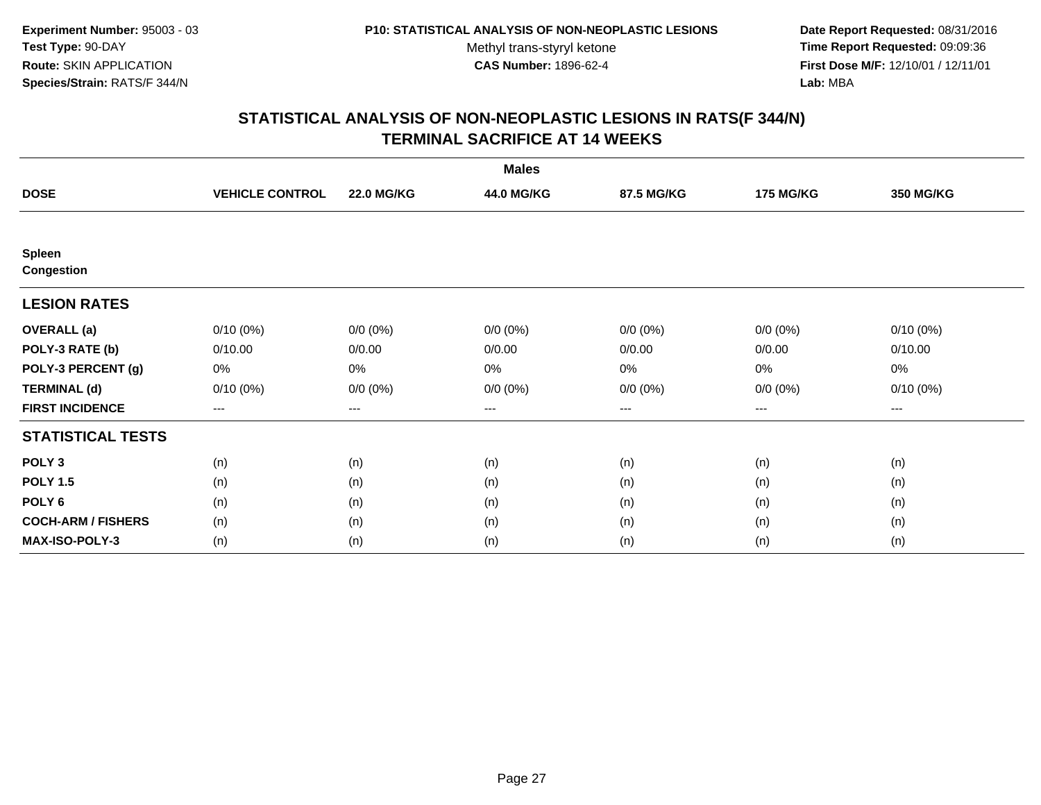**Experiment Number:** 95003 - 03
**Test Type:** 90-DAY
**Route:** SKIN APPLICATION
**Species/Strain:** RATS/F 344/N

**P10: STATISTICAL ANALYSIS OF NON-NEOPLASTIC LESIONS**
Methyl trans-styryl ketone
**CAS Number:** 1896-62-4

**Date Report Requested:** 08/31/2016
**Time Report Requested:** 09:09:36
**First Dose M/F:** 12/10/01 / 12/11/01
**Lab:** MBA

## STATISTICAL ANALYSIS OF NON-NEOPLASTIC LESIONS IN RATS(F 344/N)
## TERMINAL SACRIFICE AT 14 WEEKS

**Males**

| DOSE | VEHICLE CONTROL | 22.0 MG/KG | 44.0 MG/KG | 87.5 MG/KG | 175 MG/KG | 350 MG/KG |
|---|---|---|---|---|---|---|
| **Spleen** | | | | | | |
| **Congestion** | | | | | | |
| **LESION RATES** | | | | | | |
| **OVERALL (a)** | 0/10 (0%) | 0/0 (0%) | 0/0 (0%) | 0/0 (0%) | 0/0 (0%) | 0/10 (0%) |
| **POLY-3 RATE (b)** | 0/10.00 | 0/0.00 | 0/0.00 | 0/0.00 | 0/0.00 | 0/10.00 |
| **POLY-3 PERCENT (g)** | 0% | 0% | 0% | 0% | 0% | 0% |
| **TERMINAL (d)** | 0/10 (0%) | 0/0 (0%) | 0/0 (0%) | 0/0 (0%) | 0/0 (0%) | 0/10 (0%) |
| **FIRST INCIDENCE** | --- | --- | --- | --- | --- | --- |
| **STATISTICAL TESTS** | | | | | | |
| **POLY 3** | (n) | (n) | (n) | (n) | (n) | (n) |
| **POLY 1.5** | (n) | (n) | (n) | (n) | (n) | (n) |
| **POLY 6** | (n) | (n) | (n) | (n) | (n) | (n) |
| **COCH-ARM / FISHERS** | (n) | (n) | (n) | (n) | (n) | (n) |
| **MAX-ISO-POLY-3** | (n) | (n) | (n) | (n) | (n) | (n) |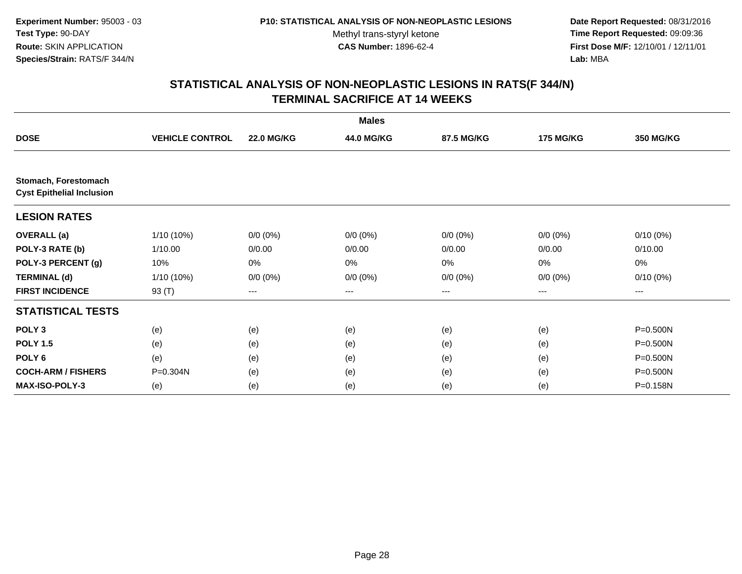**Experiment Number:** 95003 - 03
**Test Type:** 90-DAY
**Route:** SKIN APPLICATION
**Species/Strain:** RATS/F 344/N

**P10: STATISTICAL ANALYSIS OF NON-NEOPLASTIC LESIONS**
Methyl trans-styryl ketone
**CAS Number:** 1896-62-4

**Date Report Requested:** 08/31/2016
**Time Report Requested:** 09:09:36
**First Dose M/F:** 12/10/01 / 12/11/01
**Lab:** MBA

## STATISTICAL ANALYSIS OF NON-NEOPLASTIC LESIONS IN RATS(F 344/N)
## TERMINAL SACRIFICE AT 14 WEEKS

| | | | Males | | | |
|---|---|---|---|---|---|---|
| **DOSE** | **VEHICLE CONTROL** | **22.0 MG/KG** | **44.0 MG/KG** | **87.5 MG/KG** | **175 MG/KG** | **350 MG/KG** |
| **Stomach, Forestomach** | | | | | | |
| **Cyst Epithelial Inclusion** | | | | | | |
| **LESION RATES** | | | | | | |
| **OVERALL (a)** | 1/10 (10%) | 0/0 (0%) | 0/0 (0%) | 0/0 (0%) | 0/0 (0%) | 0/10 (0%) |
| **POLY-3 RATE (b)** | 1/10.00 | 0/0.00 | 0/0.00 | 0/0.00 | 0/0.00 | 0/10.00 |
| **POLY-3 PERCENT (g)** | 10% | 0% | 0% | 0% | 0% | 0% |
| **TERMINAL (d)** | 1/10 (10%) | 0/0 (0%) | 0/0 (0%) | 0/0 (0%) | 0/0 (0%) | 0/10 (0%) |
| **FIRST INCIDENCE** | 93 (T) | --- | --- | --- | --- | --- |
| **STATISTICAL TESTS** | | | | | | |
| **POLY 3** | (e) | (e) | (e) | (e) | (e) | P=0.500N |
| **POLY 1.5** | (e) | (e) | (e) | (e) | (e) | P=0.500N |
| **POLY 6** | (e) | (e) | (e) | (e) | (e) | P=0.500N |
| **COCH-ARM / FISHERS** | P=0.304N | (e) | (e) | (e) | (e) | P=0.500N |
| **MAX-ISO-POLY-3** | (e) | (e) | (e) | (e) | (e) | P=0.158N |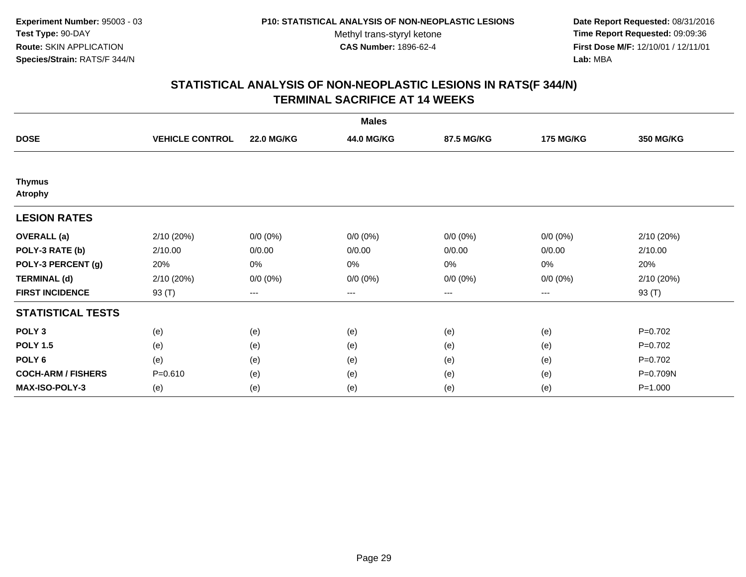**Experiment Number:** 95003 - 03
**Test Type:** 90-DAY
**Route:** SKIN APPLICATION
**Species/Strain:** RATS/F 344/N

**P10: STATISTICAL ANALYSIS OF NON-NEOPLASTIC LESIONS**
Methyl trans-styryl ketone
**CAS Number:** 1896-62-4

**Date Report Requested:** 08/31/2016
**Time Report Requested:** 09:09:36
**First Dose M/F:** 12/10/01 / 12/11/01
**Lab:** MBA

# STATISTICAL ANALYSIS OF NON-NEOPLASTIC LESIONS IN RATS(F 344/N) TERMINAL SACRIFICE AT 14 WEEKS

| | Males | | | | | |
|---|---|---|---|---|---|---|
| **DOSE** | **VEHICLE CONTROL** | **22.0 MG/KG** | **44.0 MG/KG** | **87.5 MG/KG** | **175 MG/KG** | **350 MG/KG** |
| **Thymus** | | | | | | |
| **Atrophy** | | | | | | |
| **LESION RATES** | | | | | | |
| **OVERALL (a)** | 2/10 (20%) | 0/0 (0%) | 0/0 (0%) | 0/0 (0%) | 0/0 (0%) | 2/10 (20%) |
| **POLY-3 RATE (b)** | 2/10.00 | 0/0.00 | 0/0.00 | 0/0.00 | 0/0.00 | 2/10.00 |
| **POLY-3 PERCENT (g)** | 20% | 0% | 0% | 0% | 0% | 20% |
| **TERMINAL (d)** | 2/10 (20%) | 0/0 (0%) | 0/0 (0%) | 0/0 (0%) | 0/0 (0%) | 2/10 (20%) |
| **FIRST INCIDENCE** | 93 (T) | --- | --- | --- | --- | 93 (T) |
| **STATISTICAL TESTS** | | | | | | |
| **POLY 3** | (e) | (e) | (e) | (e) | (e) | P=0.702 |
| **POLY 1.5** | (e) | (e) | (e) | (e) | (e) | P=0.702 |
| **POLY 6** | (e) | (e) | (e) | (e) | (e) | P=0.702 |
| **COCH-ARM / FISHERS** | P=0.610 | (e) | (e) | (e) | (e) | P=0.709N |
| **MAX-ISO-POLY-3** | (e) | (e) | (e) | (e) | (e) | P=1.000 |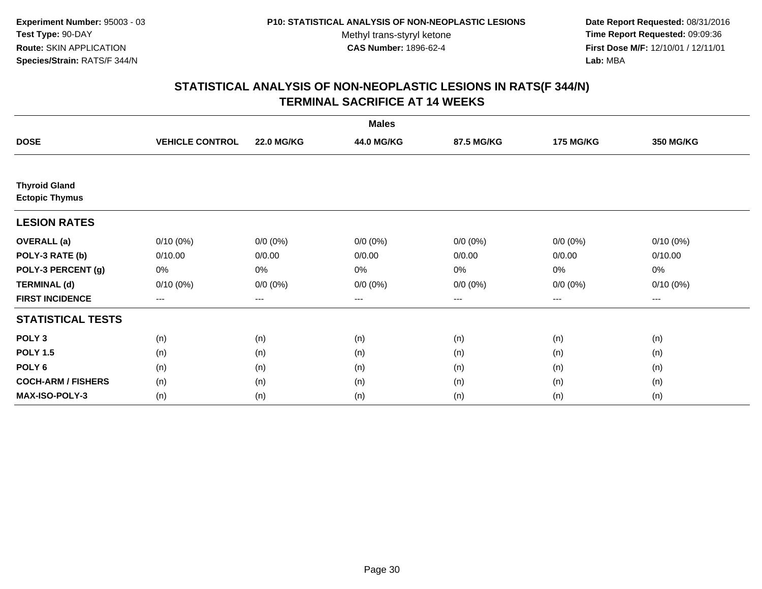Experiment Number: 95003 - 03
Test Type: 90-DAY
Route: SKIN APPLICATION
Species/Strain: RATS/F 344/N

P10: STATISTICAL ANALYSIS OF NON-NEOPLASTIC LESIONS
Methyl trans-styryl ketone
CAS Number: 1896-62-4

Date Report Requested: 08/31/2016
Time Report Requested: 09:09:36
First Dose M/F: 12/10/01 / 12/11/01
Lab: MBA

# STATISTICAL ANALYSIS OF NON-NEOPLASTIC LESIONS IN RATS(F 344/N) TERMINAL SACRIFICE AT 14 WEEKS

| | Males | | | | | |
|---|---|---|---|---|---|---|
| **DOSE** | **VEHICLE CONTROL** | **22.0 MG/KG** | **44.0 MG/KG** | **87.5 MG/KG** | **175 MG/KG** | **350 MG/KG** |
| **Thyroid Gland** | | | | | | |
| **Ectopic Thymus** | | | | | | |
| **LESION RATES** | | | | | | |
| **OVERALL (a)** | 0/10 (0%) | 0/0 (0%) | 0/0 (0%) | 0/0 (0%) | 0/0 (0%) | 0/10 (0%) |
| **POLY-3 RATE (b)** | 0/10.00 | 0/0.00 | 0/0.00 | 0/0.00 | 0/0.00 | 0/10.00 |
| **POLY-3 PERCENT (g)** | 0% | 0% | 0% | 0% | 0% | 0% |
| **TERMINAL (d)** | 0/10 (0%) | 0/0 (0%) | 0/0 (0%) | 0/0 (0%) | 0/0 (0%) | 0/10 (0%) |
| **FIRST INCIDENCE** | --- | --- | --- | --- | --- | --- |
| **STATISTICAL TESTS** | | | | | | |
| **POLY 3** | (n) | (n) | (n) | (n) | (n) | (n) |
| **POLY 1.5** | (n) | (n) | (n) | (n) | (n) | (n) |
| **POLY 6** | (n) | (n) | (n) | (n) | (n) | (n) |
| **COCH-ARM / FISHERS** | (n) | (n) | (n) | (n) | (n) | (n) |
| **MAX-ISO-POLY-3** | (n) | (n) | (n) | (n) | (n) | (n) |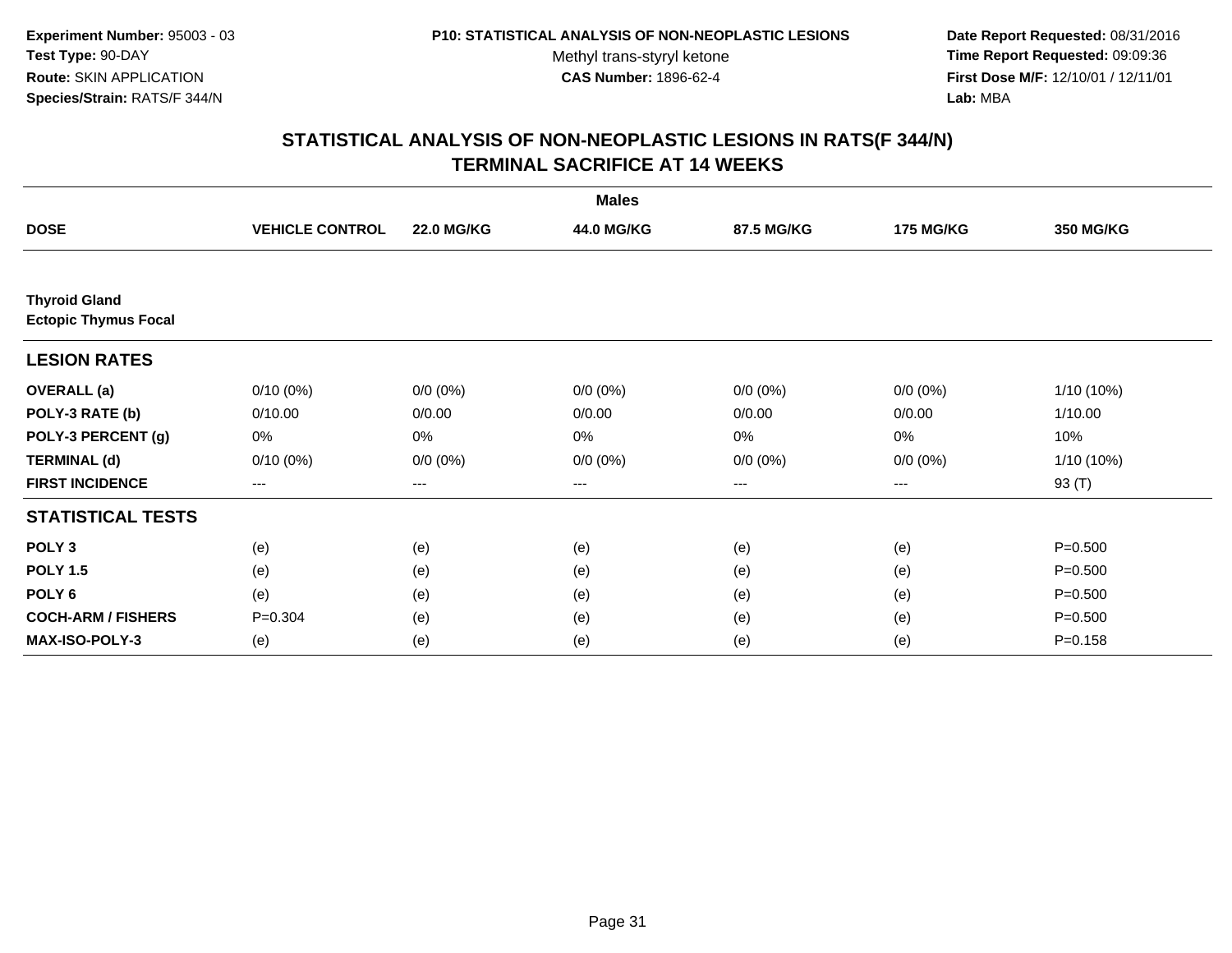**Experiment Number:** 95003 - 03
**Test Type:** 90-DAY
**Route:** SKIN APPLICATION
**Species/Strain:** RATS/F 344/N

**P10: STATISTICAL ANALYSIS OF NON-NEOPLASTIC LESIONS**
Methyl trans-styryl ketone
**CAS Number:** 1896-62-4

**Date Report Requested:** 08/31/2016
**Time Report Requested:** 09:09:36
**First Dose M/F:** 12/10/01 / 12/11/01
**Lab:** MBA

## STATISTICAL ANALYSIS OF NON-NEOPLASTIC LESIONS IN RATS(F 344/N) TERMINAL SACRIFICE AT 14 WEEKS

| | Males | | | | | |
|---|---|---|---|---|---|---|
| **DOSE** | **VEHICLE CONTROL** | **22.0 MG/KG** | **44.0 MG/KG** | **87.5 MG/KG** | **175 MG/KG** | **350 MG/KG** |
| **Thyroid Gland** | | | | | | |
| **Ectopic Thymus Focal** | | | | | | |
| **LESION RATES** | | | | | | |
| **OVERALL (a)** | 0/10 (0%) | 0/0 (0%) | 0/0 (0%) | 0/0 (0%) | 0/0 (0%) | 1/10 (10%) |
| **POLY-3 RATE (b)** | 0/10.00 | 0/0.00 | 0/0.00 | 0/0.00 | 0/0.00 | 1/10.00 |
| **POLY-3 PERCENT (g)** | 0% | 0% | 0% | 0% | 0% | 10% |
| **TERMINAL (d)** | 0/10 (0%) | 0/0 (0%) | 0/0 (0%) | 0/0 (0%) | 0/0 (0%) | 1/10 (10%) |
| **FIRST INCIDENCE** | --- | --- | --- | --- | --- | 93 (T) |
| **STATISTICAL TESTS** | | | | | | |
| **POLY 3** | (e) | (e) | (e) | (e) | (e) | P=0.500 |
| **POLY 1.5** | (e) | (e) | (e) | (e) | (e) | P=0.500 |
| **POLY 6** | (e) | (e) | (e) | (e) | (e) | P=0.500 |
| **COCH-ARM / FISHERS** | P=0.304 | (e) | (e) | (e) | (e) | P=0.500 |
| **MAX-ISO-POLY-3** | (e) | (e) | (e) | (e) | (e) | P=0.158 |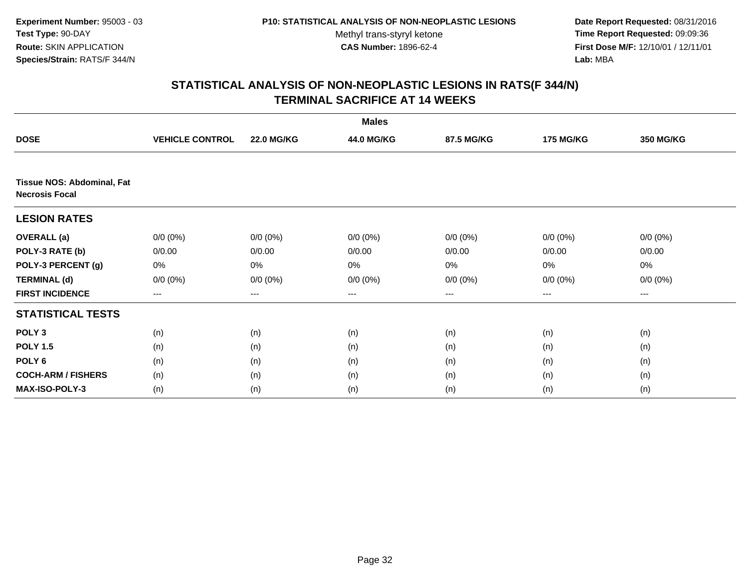**Experiment Number:** 95003 - 03
**Test Type:** 90-DAY
**Route:** SKIN APPLICATION
**Species/Strain:** RATS/F 344/N

**P10: STATISTICAL ANALYSIS OF NON-NEOPLASTIC LESIONS**
Methyl trans-styryl ketone
**CAS Number:** 1896-62-4

**Date Report Requested:** 08/31/2016
**Time Report Requested:** 09:09:36
**First Dose M/F:** 12/10/01 / 12/11/01
**Lab:** MBA

## STATISTICAL ANALYSIS OF NON-NEOPLASTIC LESIONS IN RATS(F 344/N)
## TERMINAL SACRIFICE AT 14 WEEKS

| | Males | | | | | |
|---|---|---|---|---|---|---|
| **DOSE** | **VEHICLE CONTROL** | **22.0 MG/KG** | **44.0 MG/KG** | **87.5 MG/KG** | **175 MG/KG** | **350 MG/KG** |
| **Tissue NOS: Abdominal, Fat Necrosis Focal** | | | | | | |
| **LESION RATES** | | | | | | |
| **OVERALL (a)** | 0/0 (0%) | 0/0 (0%) | 0/0 (0%) | 0/0 (0%) | 0/0 (0%) | 0/0 (0%) |
| **POLY-3 RATE (b)** | 0/0.00 | 0/0.00 | 0/0.00 | 0/0.00 | 0/0.00 | 0/0.00 |
| **POLY-3 PERCENT (g)** | 0% | 0% | 0% | 0% | 0% | 0% |
| **TERMINAL (d)** | 0/0 (0%) | 0/0 (0%) | 0/0 (0%) | 0/0 (0%) | 0/0 (0%) | 0/0 (0%) |
| **FIRST INCIDENCE** | --- | --- | --- | --- | --- | --- |
| **STATISTICAL TESTS** | | | | | | |
| **POLY 3** | (n) | (n) | (n) | (n) | (n) | (n) |
| **POLY 1.5** | (n) | (n) | (n) | (n) | (n) | (n) |
| **POLY 6** | (n) | (n) | (n) | (n) | (n) | (n) |
| **COCH-ARM / FISHERS** | (n) | (n) | (n) | (n) | (n) | (n) |
| **MAX-ISO-POLY-3** | (n) | (n) | (n) | (n) | (n) | (n) |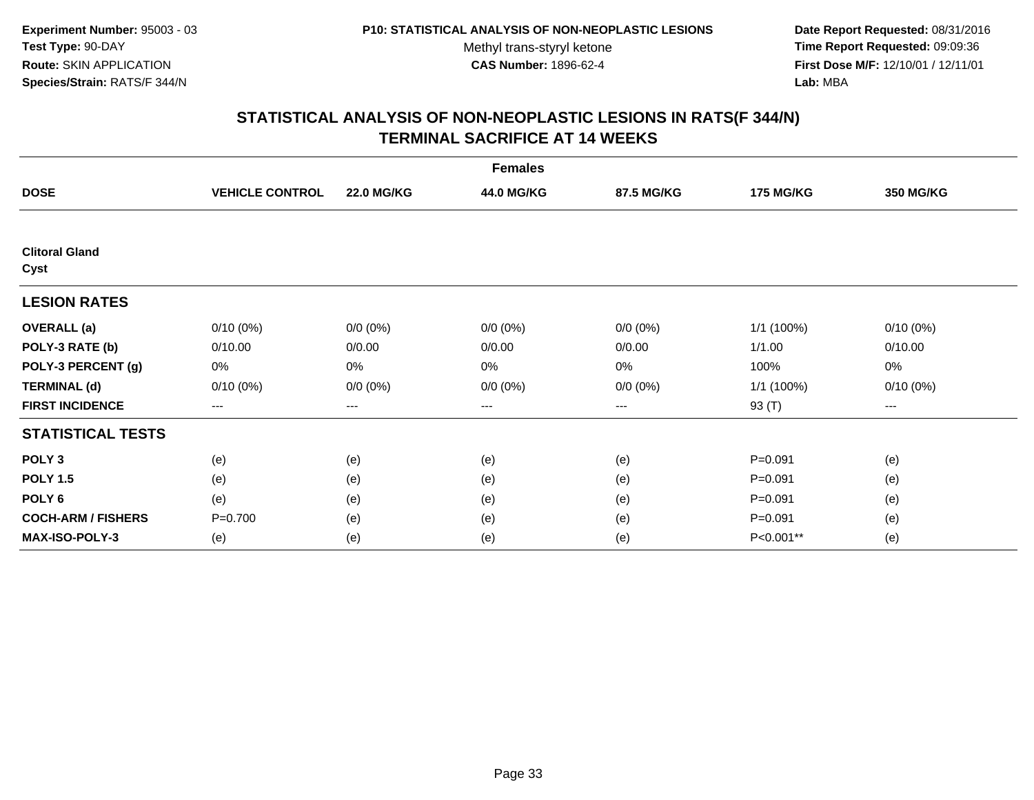Experiment Number: 95003 - 03
Test Type: 90-DAY
Route: SKIN APPLICATION
Species/Strain: RATS/F 344/N

P10: STATISTICAL ANALYSIS OF NON-NEOPLASTIC LESIONS
Methyl trans-styryl ketone
CAS Number: 1896-62-4

Date Report Requested: 08/31/2016
Time Report Requested: 09:09:36
First Dose M/F: 12/10/01 / 12/11/01
Lab: MBA

## STATISTICAL ANALYSIS OF NON-NEOPLASTIC LESIONS IN RATS(F 344/N)
## TERMINAL SACRIFICE AT 14 WEEKS

| | Females | | | | | |
|---|---|---|---|---|---|---|
| **DOSE** | **VEHICLE CONTROL** | **22.0 MG/KG** | **44.0 MG/KG** | **87.5 MG/KG** | **175 MG/KG** | **350 MG/KG** |
| **Clitoral Gland Cyst** | | | | | | |
| **LESION RATES** | | | | | | |
| **OVERALL (a)** | 0/10 (0%) | 0/0 (0%) | 0/0 (0%) | 0/0 (0%) | 1/1 (100%) | 0/10 (0%) |
| **POLY-3 RATE (b)** | 0/10.00 | 0/0.00 | 0/0.00 | 0/0.00 | 1/1.00 | 0/10.00 |
| **POLY-3 PERCENT (g)** | 0% | 0% | 0% | 0% | 100% | 0% |
| **TERMINAL (d)** | 0/10 (0%) | 0/0 (0%) | 0/0 (0%) | 0/0 (0%) | 1/1 (100%) | 0/10 (0%) |
| **FIRST INCIDENCE** | --- | --- | --- | --- | 93 (T) | --- |
| **STATISTICAL TESTS** | | | | | | |
| **POLY 3** | (e) | (e) | (e) | (e) | P=0.091 | (e) |
| **POLY 1.5** | (e) | (e) | (e) | (e) | P=0.091 | (e) |
| **POLY 6** | (e) | (e) | (e) | (e) | P=0.091 | (e) |
| **COCH-ARM / FISHERS** | P=0.700 | (e) | (e) | (e) | P=0.091 | (e) |
| **MAX-ISO-POLY-3** | (e) | (e) | (e) | (e) | P<0.001** | (e) |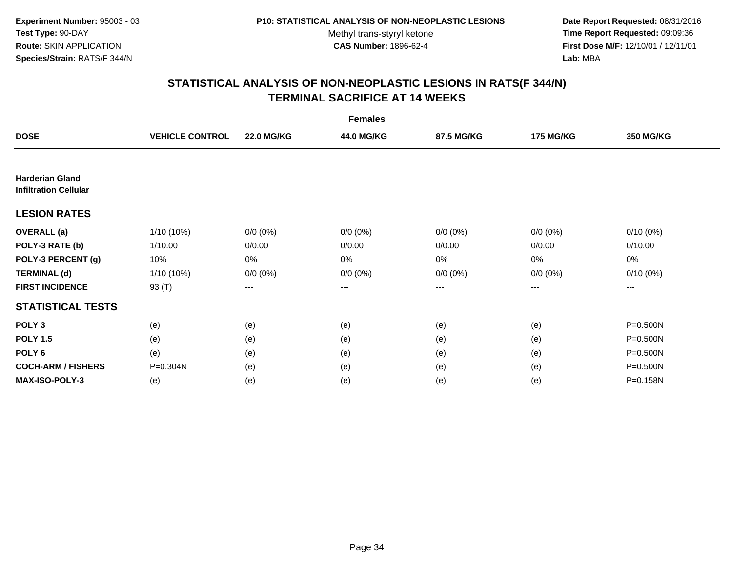**Experiment Number:** 95003 - 03
**Test Type:** 90-DAY
**Route:** SKIN APPLICATION
**Species/Strain:** RATS/F 344/N

**P10: STATISTICAL ANALYSIS OF NON-NEOPLASTIC LESIONS**
Methyl trans-styryl ketone
**CAS Number:** 1896-62-4

**Date Report Requested:** 08/31/2016
**Time Report Requested:** 09:09:36
**First Dose M/F:** 12/10/01 / 12/11/01
**Lab:** MBA

## STATISTICAL ANALYSIS OF NON-NEOPLASTIC LESIONS IN RATS(F 344/N)
## TERMINAL SACRIFICE AT 14 WEEKS

| | Females | | | | | |
|---|---|---|---|---|---|---|
| **DOSE** | **VEHICLE CONTROL** | **22.0 MG/KG** | **44.0 MG/KG** | **87.5 MG/KG** | **175 MG/KG** | **350 MG/KG** |
| **Harderian Gland** **Infiltration Cellular** | | | | | | |
| **LESION RATES** | | | | | | |
| **OVERALL (a)** | 1/10 (10%) | 0/0 (0%) | 0/0 (0%) | 0/0 (0%) | 0/0 (0%) | 0/10 (0%) |
| **POLY-3 RATE (b)** | 1/10.00 | 0/0.00 | 0/0.00 | 0/0.00 | 0/0.00 | 0/10.00 |
| **POLY-3 PERCENT (g)** | 10% | 0% | 0% | 0% | 0% | 0% |
| **TERMINAL (d)** | 1/10 (10%) | 0/0 (0%) | 0/0 (0%) | 0/0 (0%) | 0/0 (0%) | 0/10 (0%) |
| **FIRST INCIDENCE** | 93 (T) | --- | --- | --- | --- | --- |
| **STATISTICAL TESTS** | | | | | | |
| **POLY 3** | (e) | (e) | (e) | (e) | (e) | P=0.500N |
| **POLY 1.5** | (e) | (e) | (e) | (e) | (e) | P=0.500N |
| **POLY 6** | (e) | (e) | (e) | (e) | (e) | P=0.500N |
| **COCH-ARM / FISHERS** | P=0.304N | (e) | (e) | (e) | (e) | P=0.500N |
| **MAX-ISO-POLY-3** | (e) | (e) | (e) | (e) | (e) | P=0.158N |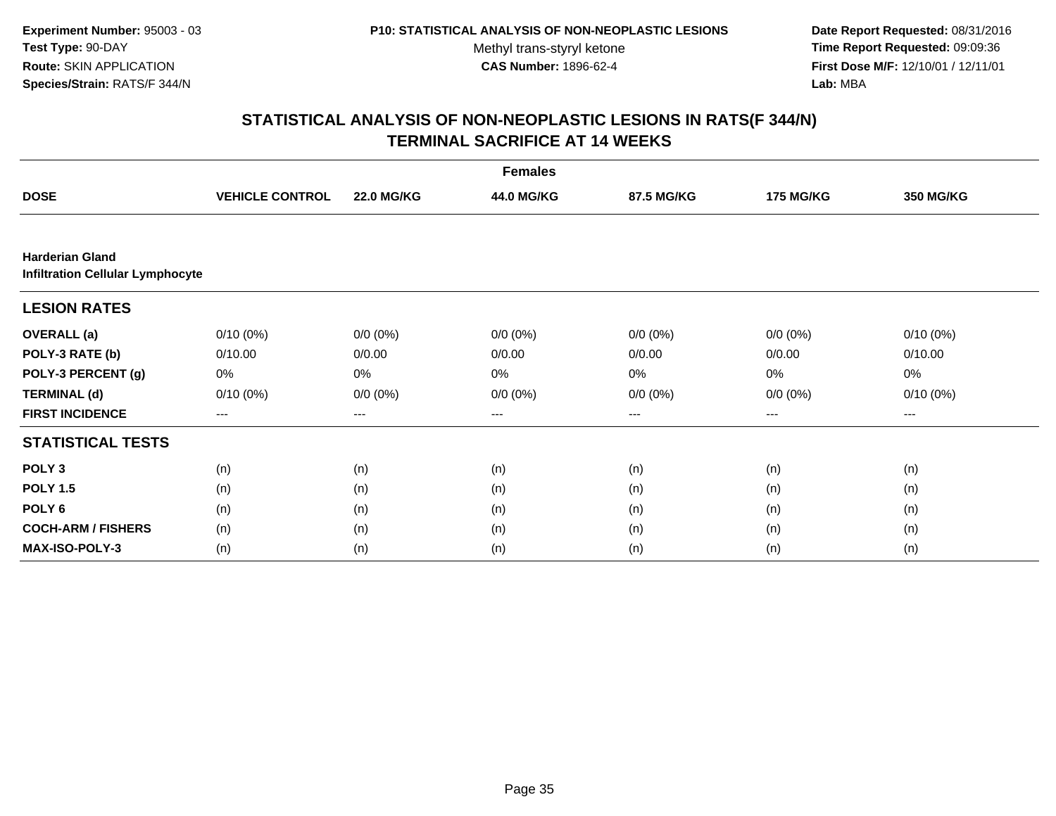Experiment Number: 95003 - 03
Test Type: 90-DAY
Route: SKIN APPLICATION
Species/Strain: RATS/F 344/N

P10: STATISTICAL ANALYSIS OF NON-NEOPLASTIC LESIONS
Methyl trans-styryl ketone
CAS Number: 1896-62-4

Date Report Requested: 08/31/2016
Time Report Requested: 09:09:36
First Dose M/F: 12/10/01 / 12/11/01
Lab: MBA

# STATISTICAL ANALYSIS OF NON-NEOPLASTIC LESIONS IN RATS(F 344/N)
# TERMINAL SACRIFICE AT 14 WEEKS

| | Females | | | | | |
|---|---|---|---|---|---|---|
| **DOSE** | **VEHICLE CONTROL** | **22.0 MG/KG** | **44.0 MG/KG** | **87.5 MG/KG** | **175 MG/KG** | **350 MG/KG** |
| **Harderian Gland** | | | | | | |
| **Infiltration Cellular Lymphocyte** | | | | | | |
| **LESION RATES** | | | | | | |
| **OVERALL (a)** | 0/10 (0%) | 0/0 (0%) | 0/0 (0%) | 0/0 (0%) | 0/0 (0%) | 0/10 (0%) |
| **POLY-3 RATE (b)** | 0/10.00 | 0/0.00 | 0/0.00 | 0/0.00 | 0/0.00 | 0/10.00 |
| **POLY-3 PERCENT (g)** | 0% | 0% | 0% | 0% | 0% | 0% |
| **TERMINAL (d)** | 0/10 (0%) | 0/0 (0%) | 0/0 (0%) | 0/0 (0%) | 0/0 (0%) | 0/10 (0%) |
| **FIRST INCIDENCE** | --- | --- | --- | --- | --- | --- |
| **STATISTICAL TESTS** | | | | | | |
| **POLY 3** | (n) | (n) | (n) | (n) | (n) | (n) |
| **POLY 1.5** | (n) | (n) | (n) | (n) | (n) | (n) |
| **POLY 6** | (n) | (n) | (n) | (n) | (n) | (n) |
| **COCH-ARM / FISHERS** | (n) | (n) | (n) | (n) | (n) | (n) |
| **MAX-ISO-POLY-3** | (n) | (n) | (n) | (n) | (n) | (n) |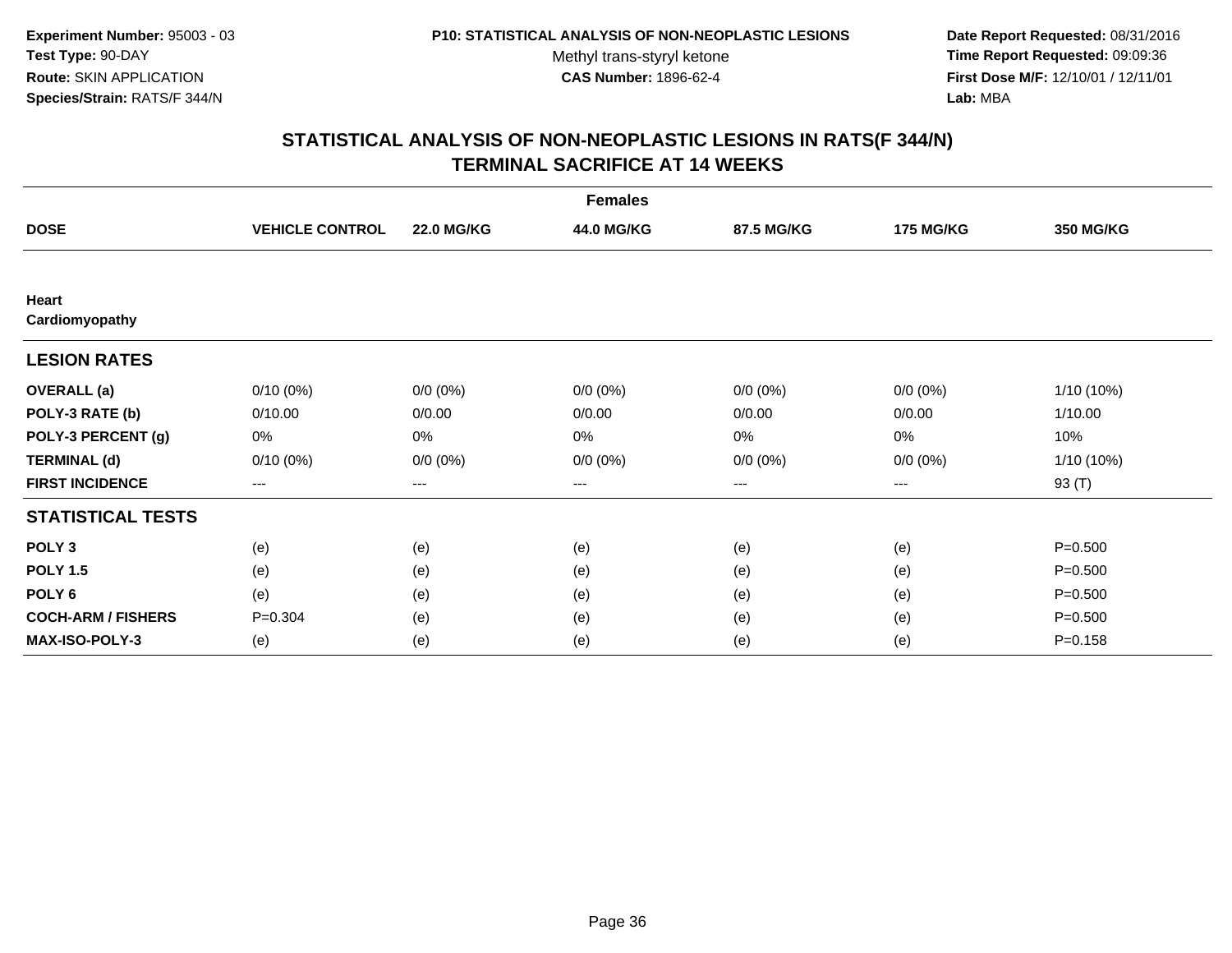**Experiment Number:** 95003 - 03
**Test Type:** 90-DAY
**Route:** SKIN APPLICATION
**Species/Strain:** RATS/F 344/N

**P10: STATISTICAL ANALYSIS OF NON-NEOPLASTIC LESIONS**
Methyl trans-styryl ketone
**CAS Number:** 1896-62-4

**Date Report Requested:** 08/31/2016
**Time Report Requested:** 09:09:36
**First Dose M/F:** 12/10/01 / 12/11/01
**Lab:** MBA

## STATISTICAL ANALYSIS OF NON-NEOPLASTIC LESIONS IN RATS(F 344/N) TERMINAL SACRIFICE AT 14 WEEKS

| Females | | | | | | |
|---|---|---|---|---|---|---|
| **DOSE** | **VEHICLE CONTROL** | **22.0 MG/KG** | **44.0 MG/KG** | **87.5 MG/KG** | **175 MG/KG** | **350 MG/KG** |
| **Heart** | | | | | | |
| **Cardiomyopathy** | | | | | | |
| **LESION RATES** | | | | | | |
| **OVERALL (a)** | 0/10 (0%) | 0/0 (0%) | 0/0 (0%) | 0/0 (0%) | 0/0 (0%) | 1/10 (10%) |
| **POLY-3 RATE (b)** | 0/10.00 | 0/0.00 | 0/0.00 | 0/0.00 | 0/0.00 | 1/10.00 |
| **POLY-3 PERCENT (g)** | 0% | 0% | 0% | 0% | 0% | 10% |
| **TERMINAL (d)** | 0/10 (0%) | 0/0 (0%) | 0/0 (0%) | 0/0 (0%) | 0/0 (0%) | 1/10 (10%) |
| **FIRST INCIDENCE** | --- | --- | --- | --- | --- | 93 (T) |
| **STATISTICAL TESTS** | | | | | | |
| **POLY 3** | (e) | (e) | (e) | (e) | (e) | P=0.500 |
| **POLY 1.5** | (e) | (e) | (e) | (e) | (e) | P=0.500 |
| **POLY 6** | (e) | (e) | (e) | (e) | (e) | P=0.500 |
| **COCH-ARM / FISHERS** | P=0.304 | (e) | (e) | (e) | (e) | P=0.500 |
| **MAX-ISO-POLY-3** | (e) | (e) | (e) | (e) | (e) | P=0.158 |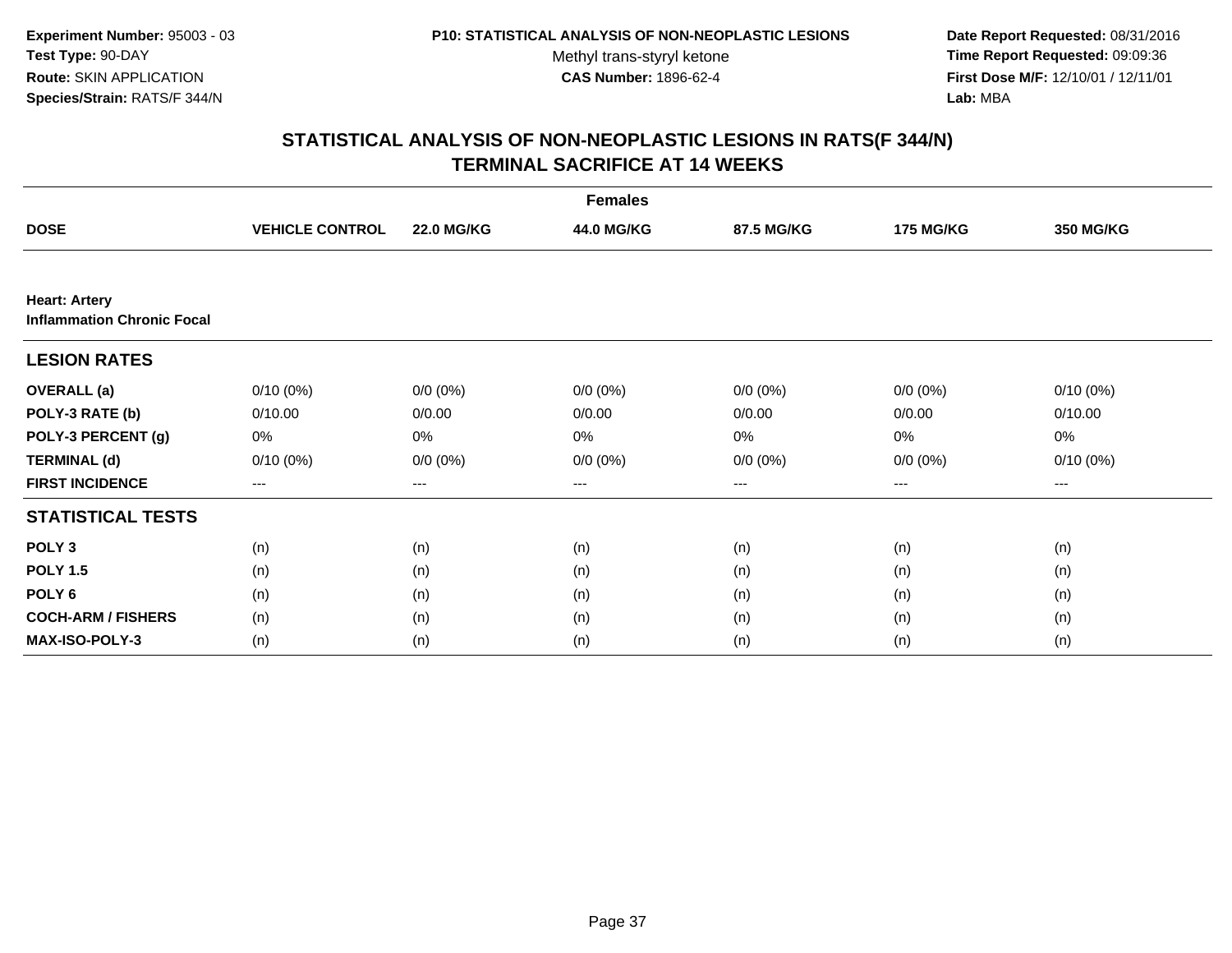Experiment Number: 95003 - 03
Test Type: 90-DAY
Route: SKIN APPLICATION
Species/Strain: RATS/F 344/N

P10: STATISTICAL ANALYSIS OF NON-NEOPLASTIC LESIONS
Methyl trans-styryl ketone
CAS Number: 1896-62-4

Date Report Requested: 08/31/2016
Time Report Requested: 09:09:36
First Dose M/F: 12/10/01 / 12/11/01
Lab: MBA

## STATISTICAL ANALYSIS OF NON-NEOPLASTIC LESIONS IN RATS(F 344/N)
## TERMINAL SACRIFICE AT 14 WEEKS

| | Females | | | | | |
|---|---|---|---|---|---|---|
| **DOSE** | **VEHICLE CONTROL** | **22.0 MG/KG** | **44.0 MG/KG** | **87.5 MG/KG** | **175 MG/KG** | **350 MG/KG** |
| **Heart: Artery** **Inflammation Chronic Focal** | | | | | | |
| **LESION RATES** | | | | | | |
| **OVERALL (a)** | 0/10 (0%) | 0/0 (0%) | 0/0 (0%) | 0/0 (0%) | 0/0 (0%) | 0/10 (0%) |
| **POLY-3 RATE (b)** | 0/10.00 | 0/0.00 | 0/0.00 | 0/0.00 | 0/0.00 | 0/10.00 |
| **POLY-3 PERCENT (g)** | 0% | 0% | 0% | 0% | 0% | 0% |
| **TERMINAL (d)** | 0/10 (0%) | 0/0 (0%) | 0/0 (0%) | 0/0 (0%) | 0/0 (0%) | 0/10 (0%) |
| **FIRST INCIDENCE** | --- | --- | --- | --- | --- | --- |
| **STATISTICAL TESTS** | | | | | | |
| **POLY 3** | (n) | (n) | (n) | (n) | (n) | (n) |
| **POLY 1.5** | (n) | (n) | (n) | (n) | (n) | (n) |
| **POLY 6** | (n) | (n) | (n) | (n) | (n) | (n) |
| **COCH-ARM / FISHERS** | (n) | (n) | (n) | (n) | (n) | (n) |
| **MAX-ISO-POLY-3** | (n) | (n) | (n) | (n) | (n) | (n) |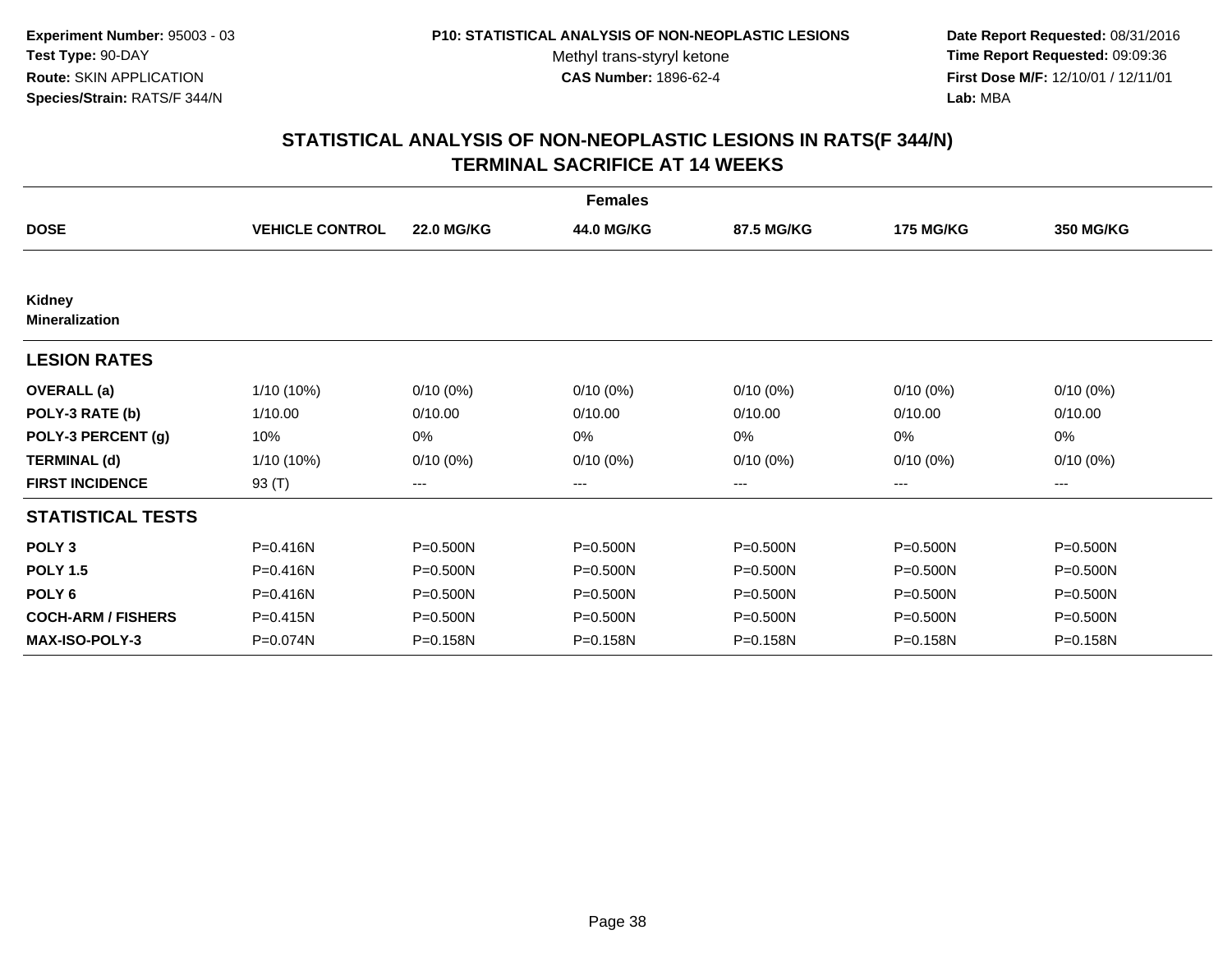Experiment Number: 95003 - 03
Test Type: 90-DAY
Route: SKIN APPLICATION
Species/Strain: RATS/F 344/N

P10: STATISTICAL ANALYSIS OF NON-NEOPLASTIC LESIONS
Methyl trans-styryl ketone
CAS Number: 1896-62-4

Date Report Requested: 08/31/2016
Time Report Requested: 09:09:36
First Dose M/F: 12/10/01 / 12/11/01
Lab: MBA

# STATISTICAL ANALYSIS OF NON-NEOPLASTIC LESIONS IN RATS(F 344/N) TERMINAL SACRIFICE AT 14 WEEKS

| | | | Females | | | |
|---|---|---|---|---|---|---|
| **DOSE** | **VEHICLE CONTROL** | **22.0 MG/KG** | **44.0 MG/KG** | **87.5 MG/KG** | **175 MG/KG** | **350 MG/KG** |
| **Kidney** | | | | | | |
| **Mineralization** | | | | | | |
| **LESION RATES** | | | | | | |
| **OVERALL (a)** | 1/10 (10%) | 0/10 (0%) | 0/10 (0%) | 0/10 (0%) | 0/10 (0%) | 0/10 (0%) |
| **POLY-3 RATE (b)** | 1/10.00 | 0/10.00 | 0/10.00 | 0/10.00 | 0/10.00 | 0/10.00 |
| **POLY-3 PERCENT (g)** | 10% | 0% | 0% | 0% | 0% | 0% |
| **TERMINAL (d)** | 1/10 (10%) | 0/10 (0%) | 0/10 (0%) | 0/10 (0%) | 0/10 (0%) | 0/10 (0%) |
| **FIRST INCIDENCE** | 93 (T) | --- | --- | --- | --- | --- |
| **STATISTICAL TESTS** | | | | | | |
| **POLY 3** | P=0.416N | P=0.500N | P=0.500N | P=0.500N | P=0.500N | P=0.500N |
| **POLY 1.5** | P=0.416N | P=0.500N | P=0.500N | P=0.500N | P=0.500N | P=0.500N |
| **POLY 6** | P=0.416N | P=0.500N | P=0.500N | P=0.500N | P=0.500N | P=0.500N |
| **COCH-ARM / FISHERS** | P=0.415N | P=0.500N | P=0.500N | P=0.500N | P=0.500N | P=0.500N |
| **MAX-ISO-POLY-3** | P=0.074N | P=0.158N | P=0.158N | P=0.158N | P=0.158N | P=0.158N |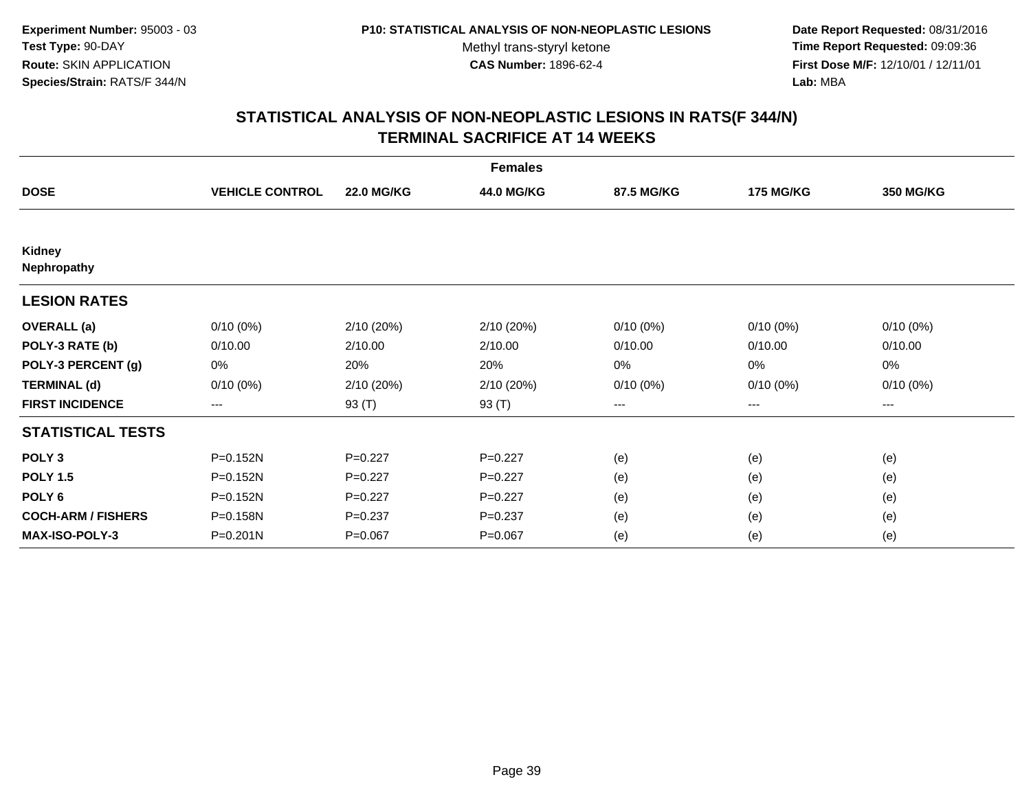Experiment Number: 95003 - 03
Test Type: 90-DAY
Route: SKIN APPLICATION
Species/Strain: RATS/F 344/N

P10: STATISTICAL ANALYSIS OF NON-NEOPLASTIC LESIONS
Methyl trans-styryl ketone
CAS Number: 1896-62-4

Date Report Requested: 08/31/2016
Time Report Requested: 09:09:36
First Dose M/F: 12/10/01 / 12/11/01
Lab: MBA

## STATISTICAL ANALYSIS OF NON-NEOPLASTIC LESIONS IN RATS(F 344/N) TERMINAL SACRIFICE AT 14 WEEKS

| | Females | | | | | |
|---|---|---|---|---|---|---|
| **DOSE** | **VEHICLE CONTROL** | **22.0 MG/KG** | **44.0 MG/KG** | **87.5 MG/KG** | **175 MG/KG** | **350 MG/KG** |
| **Kidney** | | | | | | |
| **Nephropathy** | | | | | | |
| **LESION RATES** | | | | | | |
| **OVERALL (a)** | 0/10 (0%) | 2/10 (20%) | 2/10 (20%) | 0/10 (0%) | 0/10 (0%) | 0/10 (0%) |
| **POLY-3 RATE (b)** | 0/10.00 | 2/10.00 | 2/10.00 | 0/10.00 | 0/10.00 | 0/10.00 |
| **POLY-3 PERCENT (g)** | 0% | 20% | 20% | 0% | 0% | 0% |
| **TERMINAL (d)** | 0/10 (0%) | 2/10 (20%) | 2/10 (20%) | 0/10 (0%) | 0/10 (0%) | 0/10 (0%) |
| **FIRST INCIDENCE** | --- | 93 (T) | 93 (T) | --- | --- | --- |
| **STATISTICAL TESTS** | | | | | | |
| **POLY 3** | P=0.152N | P=0.227 | P=0.227 | (e) | (e) | (e) |
| **POLY 1.5** | P=0.152N | P=0.227 | P=0.227 | (e) | (e) | (e) |
| **POLY 6** | P=0.152N | P=0.227 | P=0.227 | (e) | (e) | (e) |
| **COCH-ARM / FISHERS** | P=0.158N | P=0.237 | P=0.237 | (e) | (e) | (e) |
| **MAX-ISO-POLY-3** | P=0.201N | P=0.067 | P=0.067 | (e) | (e) | (e) |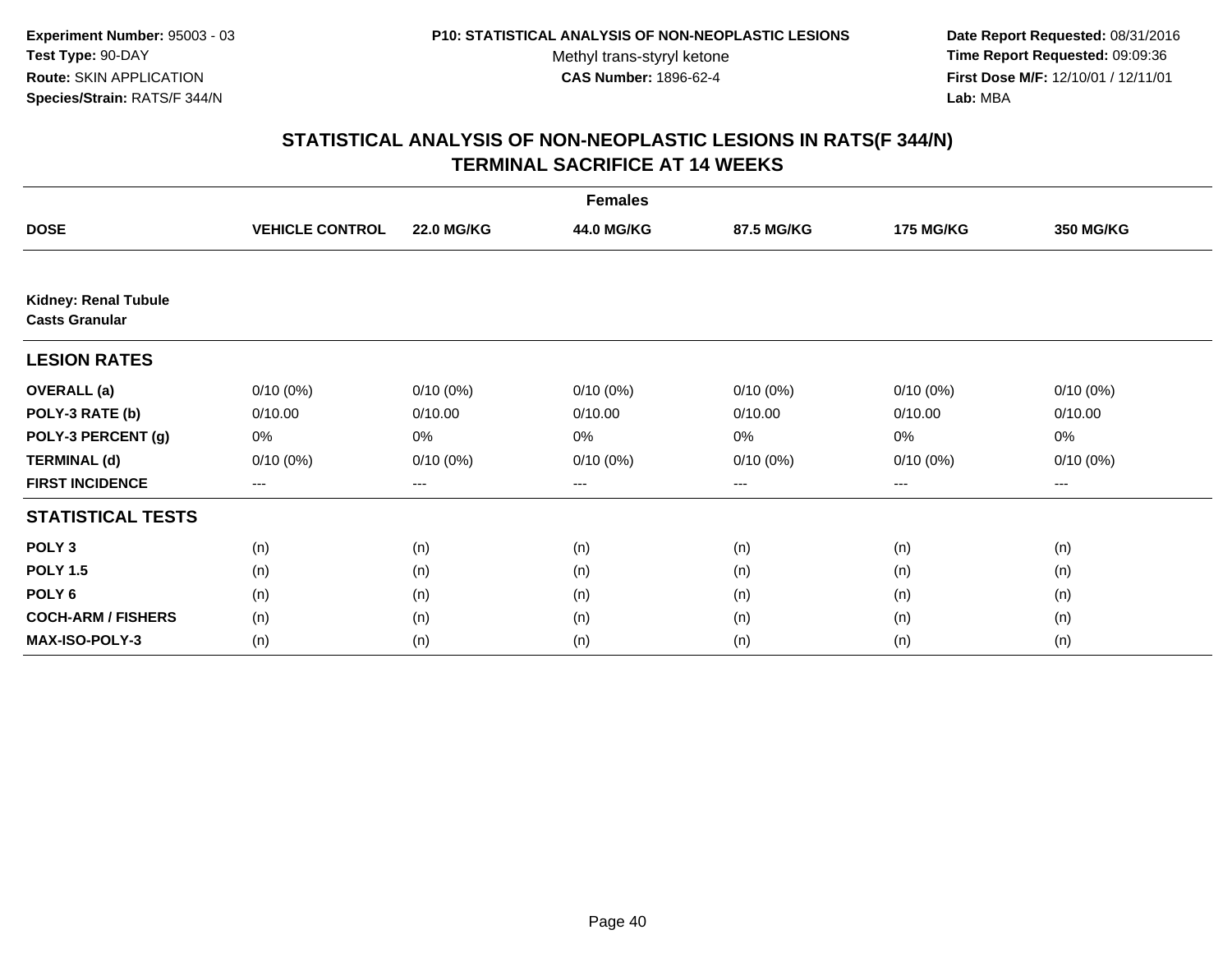**Experiment Number:** 95003 - 03
**Test Type:** 90-DAY
**Route:** SKIN APPLICATION
**Species/Strain:** RATS/F 344/N

**P10: STATISTICAL ANALYSIS OF NON-NEOPLASTIC LESIONS**
Methyl trans-styryl ketone
**CAS Number:** 1896-62-4

**Date Report Requested:** 08/31/2016
**Time Report Requested:** 09:09:36
**First Dose M/F:** 12/10/01 / 12/11/01
**Lab:** MBA

## STATISTICAL ANALYSIS OF NON-NEOPLASTIC LESIONS IN RATS(F 344/N) TERMINAL SACRIFICE AT 14 WEEKS

| | Females | | | | | |
|---|---|---|---|---|---|---|
| **DOSE** | **VEHICLE CONTROL** | **22.0 MG/KG** | **44.0 MG/KG** | **87.5 MG/KG** | **175 MG/KG** | **350 MG/KG** |
| **Kidney: Renal Tubule** **Casts Granular** | | | | | | |
| **LESION RATES** | | | | | | |
| **OVERALL (a)** | 0/10 (0%) | 0/10 (0%) | 0/10 (0%) | 0/10 (0%) | 0/10 (0%) | 0/10 (0%) |
| **POLY-3 RATE (b)** | 0/10.00 | 0/10.00 | 0/10.00 | 0/10.00 | 0/10.00 | 0/10.00 |
| **POLY-3 PERCENT (g)** | 0% | 0% | 0% | 0% | 0% | 0% |
| **TERMINAL (d)** | 0/10 (0%) | 0/10 (0%) | 0/10 (0%) | 0/10 (0%) | 0/10 (0%) | 0/10 (0%) |
| **FIRST INCIDENCE** | --- | --- | --- | --- | --- | --- |
| **STATISTICAL TESTS** | | | | | | |
| **POLY 3** | (n) | (n) | (n) | (n) | (n) | (n) |
| **POLY 1.5** | (n) | (n) | (n) | (n) | (n) | (n) |
| **POLY 6** | (n) | (n) | (n) | (n) | (n) | (n) |
| **COCH-ARM / FISHERS** | (n) | (n) | (n) | (n) | (n) | (n) |
| **MAX-ISO-POLY-3** | (n) | (n) | (n) | (n) | (n) | (n) |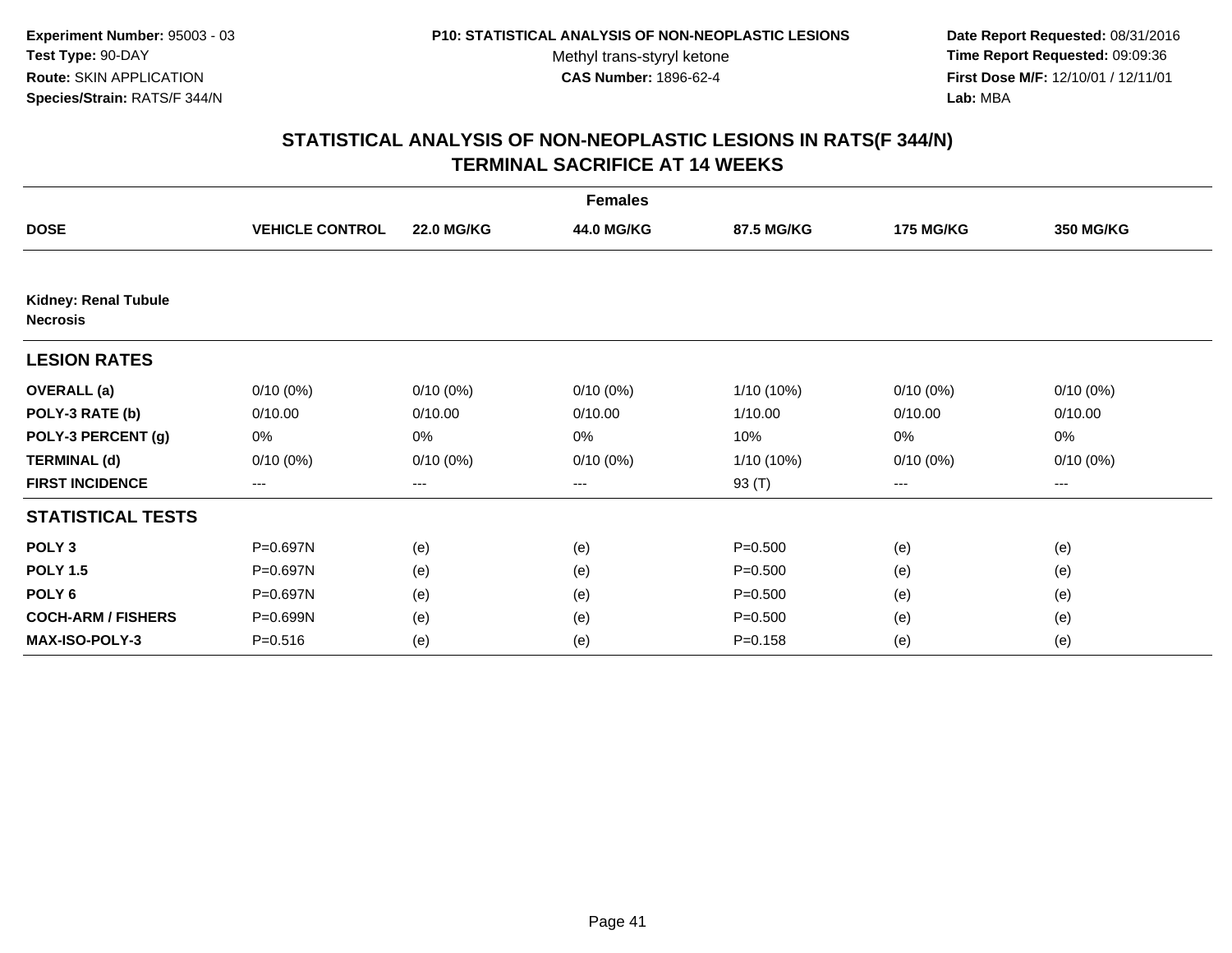**Experiment Number:** 95003 - 03
**Test Type:** 90-DAY
**Route:** SKIN APPLICATION
**Species/Strain:** RATS/F 344/N

**P10: STATISTICAL ANALYSIS OF NON-NEOPLASTIC LESIONS**
Methyl trans-styryl ketone
**CAS Number:** 1896-62-4

**Date Report Requested:** 08/31/2016
**Time Report Requested:** 09:09:36
**First Dose M/F:** 12/10/01 / 12/11/01
**Lab:** MBA

## STATISTICAL ANALYSIS OF NON-NEOPLASTIC LESIONS IN RATS(F 344/N)
## TERMINAL SACRIFICE AT 14 WEEKS

| | Females | | | | | |
|---|---|---|---|---|---|---|
| **DOSE** | **VEHICLE CONTROL** | **22.0 MG/KG** | **44.0 MG/KG** | **87.5 MG/KG** | **175 MG/KG** | **350 MG/KG** |
| **Kidney: Renal Tubule Necrosis** | | | | | | |
| **LESION RATES** | | | | | | |
| **OVERALL (a)** | 0/10 (0%) | 0/10 (0%) | 0/10 (0%) | 1/10 (10%) | 0/10 (0%) | 0/10 (0%) |
| **POLY-3 RATE (b)** | 0/10.00 | 0/10.00 | 0/10.00 | 1/10.00 | 0/10.00 | 0/10.00 |
| **POLY-3 PERCENT (g)** | 0% | 0% | 0% | 10% | 0% | 0% |
| **TERMINAL (d)** | 0/10 (0%) | 0/10 (0%) | 0/10 (0%) | 1/10 (10%) | 0/10 (0%) | 0/10 (0%) |
| **FIRST INCIDENCE** | --- | --- | --- | 93 (T) | --- | --- |
| **STATISTICAL TESTS** | | | | | | |
| **POLY 3** | P=0.697N | (e) | (e) | P=0.500 | (e) | (e) |
| **POLY 1.5** | P=0.697N | (e) | (e) | P=0.500 | (e) | (e) |
| **POLY 6** | P=0.697N | (e) | (e) | P=0.500 | (e) | (e) |
| **COCH-ARM / FISHERS** | P=0.699N | (e) | (e) | P=0.500 | (e) | (e) |
| **MAX-ISO-POLY-3** | P=0.516 | (e) | (e) | P=0.158 | (e) | (e) |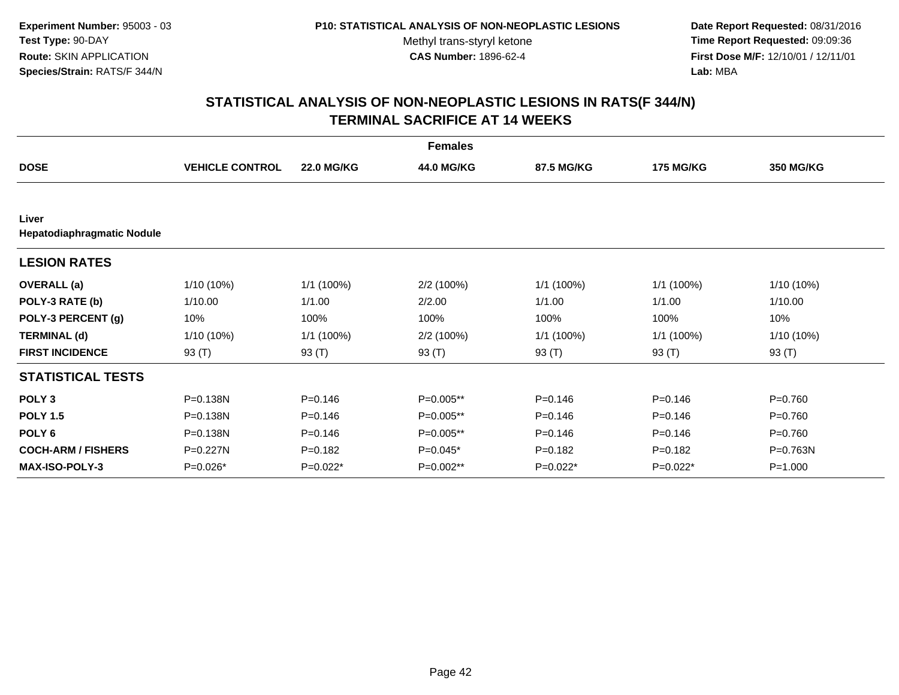**Experiment Number:** 95003 - 03
**Test Type:** 90-DAY
**Route:** SKIN APPLICATION
**Species/Strain:** RATS/F 344/N

**P10: STATISTICAL ANALYSIS OF NON-NEOPLASTIC LESIONS**
Methyl trans-styryl ketone
**CAS Number:** 1896-62-4

**Date Report Requested:** 08/31/2016
**Time Report Requested:** 09:09:36
**First Dose M/F:** 12/10/01 / 12/11/01
**Lab:** MBA

## STATISTICAL ANALYSIS OF NON-NEOPLASTIC LESIONS IN RATS(F 344/N)
## TERMINAL SACRIFICE AT 14 WEEKS

| | Females | | | | | |
|---|---|---|---|---|---|---|
| **DOSE** | **VEHICLE CONTROL** | **22.0 MG/KG** | **44.0 MG/KG** | **87.5 MG/KG** | **175 MG/KG** | **350 MG/KG** |
| **Liver** | | | | | | |
| **Hepatodiaphragmatic Nodule** | | | | | | |
| **LESION RATES** | | | | | | |
| **OVERALL (a)** | 1/10 (10%) | 1/1 (100%) | 2/2 (100%) | 1/1 (100%) | 1/1 (100%) | 1/10 (10%) |
| **POLY-3 RATE (b)** | 1/10.00 | 1/1.00 | 2/2.00 | 1/1.00 | 1/1.00 | 1/10.00 |
| **POLY-3 PERCENT (g)** | 10% | 100% | 100% | 100% | 100% | 10% |
| **TERMINAL (d)** | 1/10 (10%) | 1/1 (100%) | 2/2 (100%) | 1/1 (100%) | 1/1 (100%) | 1/10 (10%) |
| **FIRST INCIDENCE** | 93 (T) | 93 (T) | 93 (T) | 93 (T) | 93 (T) | 93 (T) |
| **STATISTICAL TESTS** | | | | | | |
| **POLY 3** | P=0.138N | P=0.146 | P=0.005** | P=0.146 | P=0.146 | P=0.760 |
| **POLY 1.5** | P=0.138N | P=0.146 | P=0.005** | P=0.146 | P=0.146 | P=0.760 |
| **POLY 6** | P=0.138N | P=0.146 | P=0.005** | P=0.146 | P=0.146 | P=0.760 |
| **COCH-ARM / FISHERS** | P=0.227N | P=0.182 | P=0.045* | P=0.182 | P=0.182 | P=0.763N |
| **MAX-ISO-POLY-3** | P=0.026* | P=0.022* | P=0.002** | P=0.022* | P=0.022* | P=1.000 |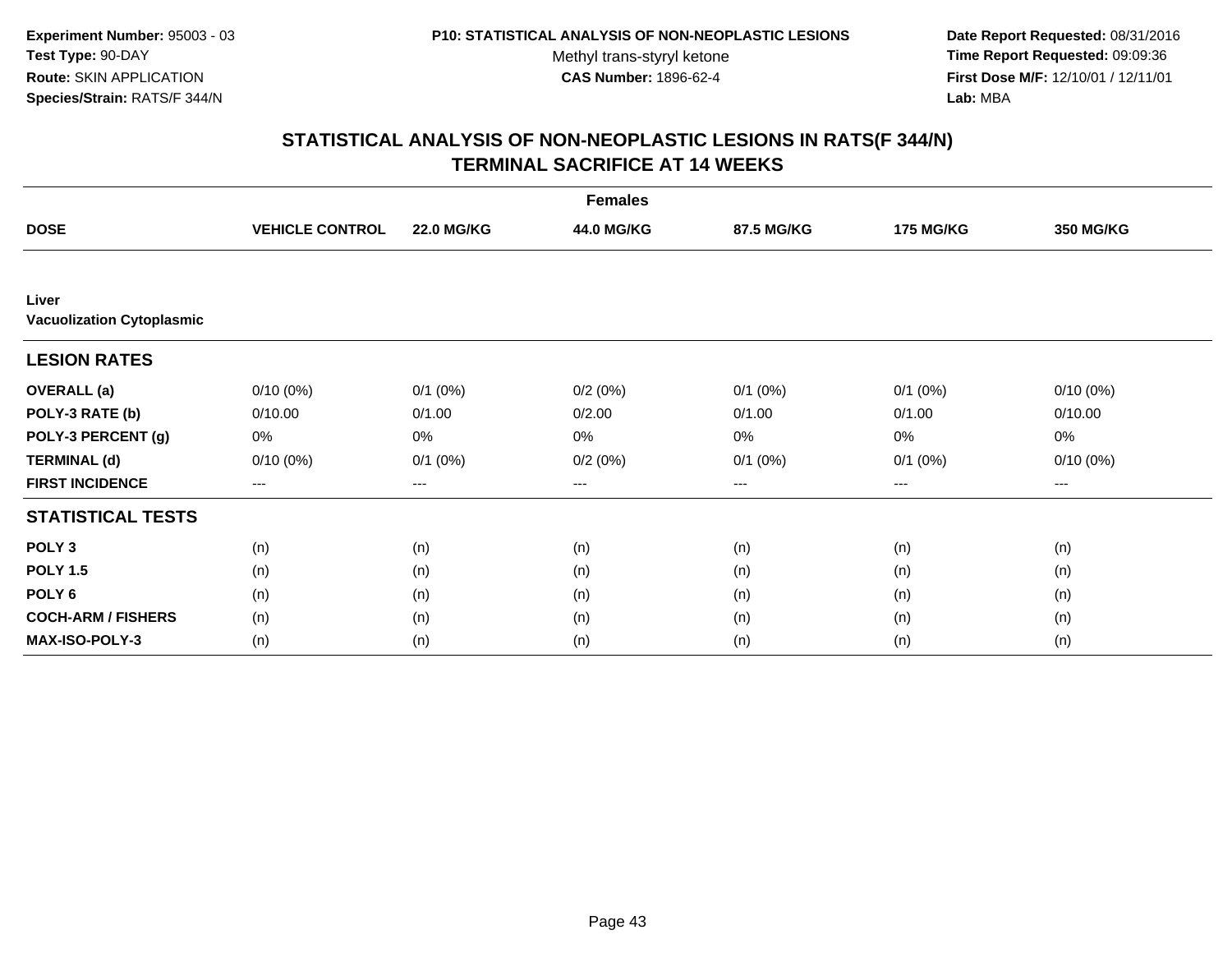**Experiment Number:** 95003 - 03
**Test Type:** 90-DAY
**Route:** SKIN APPLICATION
**Species/Strain:** RATS/F 344/N

**P10: STATISTICAL ANALYSIS OF NON-NEOPLASTIC LESIONS**
Methyl trans-styryl ketone
**CAS Number:** 1896-62-4

**Date Report Requested:** 08/31/2016
**Time Report Requested:** 09:09:36
**First Dose M/F:** 12/10/01 / 12/11/01
**Lab:** MBA

## STATISTICAL ANALYSIS OF NON-NEOPLASTIC LESIONS IN RATS(F 344/N)
## TERMINAL SACRIFICE AT 14 WEEKS

| | Females | | | | | |
|---|---|---|---|---|---|---|
| **DOSE** | **VEHICLE CONTROL** | **22.0 MG/KG** | **44.0 MG/KG** | **87.5 MG/KG** | **175 MG/KG** | **350 MG/KG** |
| **Liver** | | | | | | |
| **Vacuolization Cytoplasmic** | | | | | | |
| **LESION RATES** | | | | | | |
| **OVERALL (a)** | 0/10 (0%) | 0/1 (0%) | 0/2 (0%) | 0/1 (0%) | 0/1 (0%) | 0/10 (0%) |
| **POLY-3 RATE (b)** | 0/10.00 | 0/1.00 | 0/2.00 | 0/1.00 | 0/1.00 | 0/10.00 |
| **POLY-3 PERCENT (g)** | 0% | 0% | 0% | 0% | 0% | 0% |
| **TERMINAL (d)** | 0/10 (0%) | 0/1 (0%) | 0/2 (0%) | 0/1 (0%) | 0/1 (0%) | 0/10 (0%) |
| **FIRST INCIDENCE** | --- | --- | --- | --- | --- | --- |
| **STATISTICAL TESTS** | | | | | | |
| **POLY 3** | (n) | (n) | (n) | (n) | (n) | (n) |
| **POLY 1.5** | (n) | (n) | (n) | (n) | (n) | (n) |
| **POLY 6** | (n) | (n) | (n) | (n) | (n) | (n) |
| **COCH-ARM / FISHERS** | (n) | (n) | (n) | (n) | (n) | (n) |
| **MAX-ISO-POLY-3** | (n) | (n) | (n) | (n) | (n) | (n) |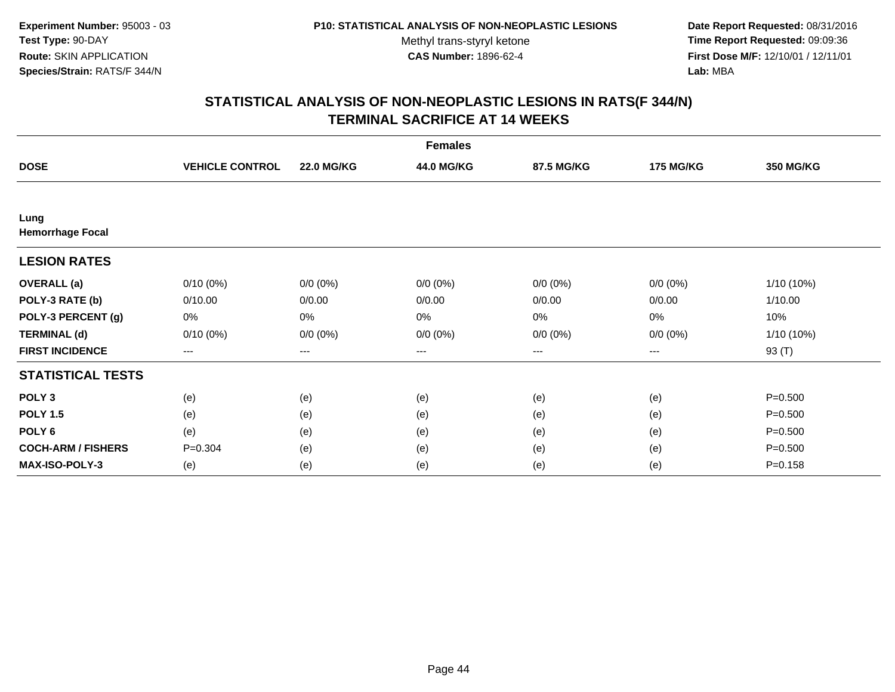**Experiment Number:** 95003 - 03
**Test Type:** 90-DAY
**Route:** SKIN APPLICATION
**Species/Strain:** RATS/F 344/N

**P10: STATISTICAL ANALYSIS OF NON-NEOPLASTIC LESIONS**
Methyl trans-styryl ketone
**CAS Number:** 1896-62-4

**Date Report Requested:** 08/31/2016
**Time Report Requested:** 09:09:36
**First Dose M/F:** 12/10/01 / 12/11/01
**Lab:** MBA

## STATISTICAL ANALYSIS OF NON-NEOPLASTIC LESIONS IN RATS(F 344/N)
## TERMINAL SACRIFICE AT 14 WEEKS

| | Females | | | | | |
|---|---|---|---|---|---|---|
| **DOSE** | **VEHICLE CONTROL** | **22.0 MG/KG** | **44.0 MG/KG** | **87.5 MG/KG** | **175 MG/KG** | **350 MG/KG** |
| **Lung** | | | | | | |
| **Hemorrhage Focal** | | | | | | |
| **LESION RATES** | | | | | | |
| **OVERALL (a)** | 0/10 (0%) | 0/0 (0%) | 0/0 (0%) | 0/0 (0%) | 0/0 (0%) | 1/10 (10%) |
| **POLY-3 RATE (b)** | 0/10.00 | 0/0.00 | 0/0.00 | 0/0.00 | 0/0.00 | 1/10.00 |
| **POLY-3 PERCENT (g)** | 0% | 0% | 0% | 0% | 0% | 10% |
| **TERMINAL (d)** | 0/10 (0%) | 0/0 (0%) | 0/0 (0%) | 0/0 (0%) | 0/0 (0%) | 1/10 (10%) |
| **FIRST INCIDENCE** | --- | --- | --- | --- | --- | 93 (T) |
| **STATISTICAL TESTS** | | | | | | |
| **POLY 3** | (e) | (e) | (e) | (e) | (e) | P=0.500 |
| **POLY 1.5** | (e) | (e) | (e) | (e) | (e) | P=0.500 |
| **POLY 6** | (e) | (e) | (e) | (e) | (e) | P=0.500 |
| **COCH-ARM / FISHERS** | P=0.304 | (e) | (e) | (e) | (e) | P=0.500 |
| **MAX-ISO-POLY-3** | (e) | (e) | (e) | (e) | (e) | P=0.158 |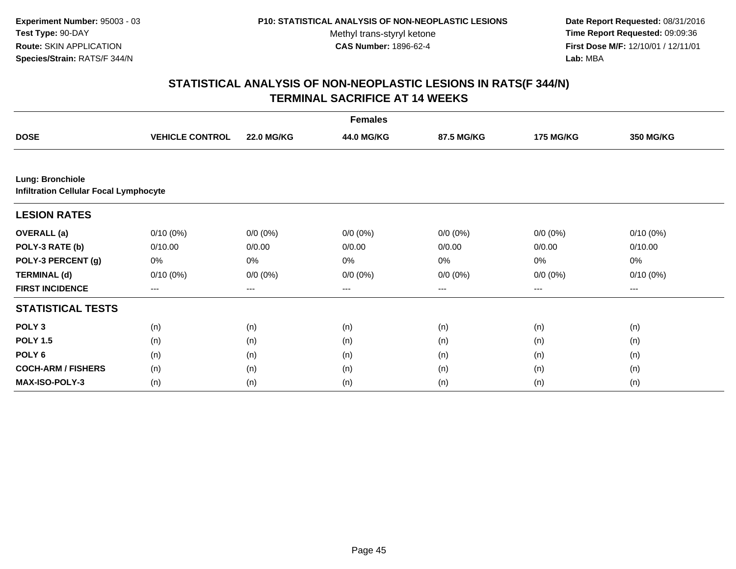**Experiment Number:** 95003 - 03
**Test Type:** 90-DAY
**Route:** SKIN APPLICATION
**Species/Strain:** RATS/F 344/N

**P10: STATISTICAL ANALYSIS OF NON-NEOPLASTIC LESIONS**
Methyl trans-styryl ketone
**CAS Number:** 1896-62-4

**Date Report Requested:** 08/31/2016
**Time Report Requested:** 09:09:36
**First Dose M/F:** 12/10/01 / 12/11/01
**Lab:** MBA

## STATISTICAL ANALYSIS OF NON-NEOPLASTIC LESIONS IN RATS(F 344/N) TERMINAL SACRIFICE AT 14 WEEKS

| | | | Females | | | |
|---|---|---|---|---|---|---|
| **DOSE** | **VEHICLE CONTROL** | **22.0 MG/KG** | **44.0 MG/KG** | **87.5 MG/KG** | **175 MG/KG** | **350 MG/KG** |
| **Lung: Bronchiole** | | | | | | |
| **Infiltration Cellular Focal Lymphocyte** | | | | | | |
| **LESION RATES** | | | | | | |
| **OVERALL (a)** | 0/10 (0%) | 0/0 (0%) | 0/0 (0%) | 0/0 (0%) | 0/0 (0%) | 0/10 (0%) |
| **POLY-3 RATE (b)** | 0/10.00 | 0/0.00 | 0/0.00 | 0/0.00 | 0/0.00 | 0/10.00 |
| **POLY-3 PERCENT (g)** | 0% | 0% | 0% | 0% | 0% | 0% |
| **TERMINAL (d)** | 0/10 (0%) | 0/0 (0%) | 0/0 (0%) | 0/0 (0%) | 0/0 (0%) | 0/10 (0%) |
| **FIRST INCIDENCE** | --- | --- | --- | --- | --- | --- |
| **STATISTICAL TESTS** | | | | | | |
| **POLY 3** | (n) | (n) | (n) | (n) | (n) | (n) |
| **POLY 1.5** | (n) | (n) | (n) | (n) | (n) | (n) |
| **POLY 6** | (n) | (n) | (n) | (n) | (n) | (n) |
| **COCH-ARM / FISHERS** | (n) | (n) | (n) | (n) | (n) | (n) |
| **MAX-ISO-POLY-3** | (n) | (n) | (n) | (n) | (n) | (n) |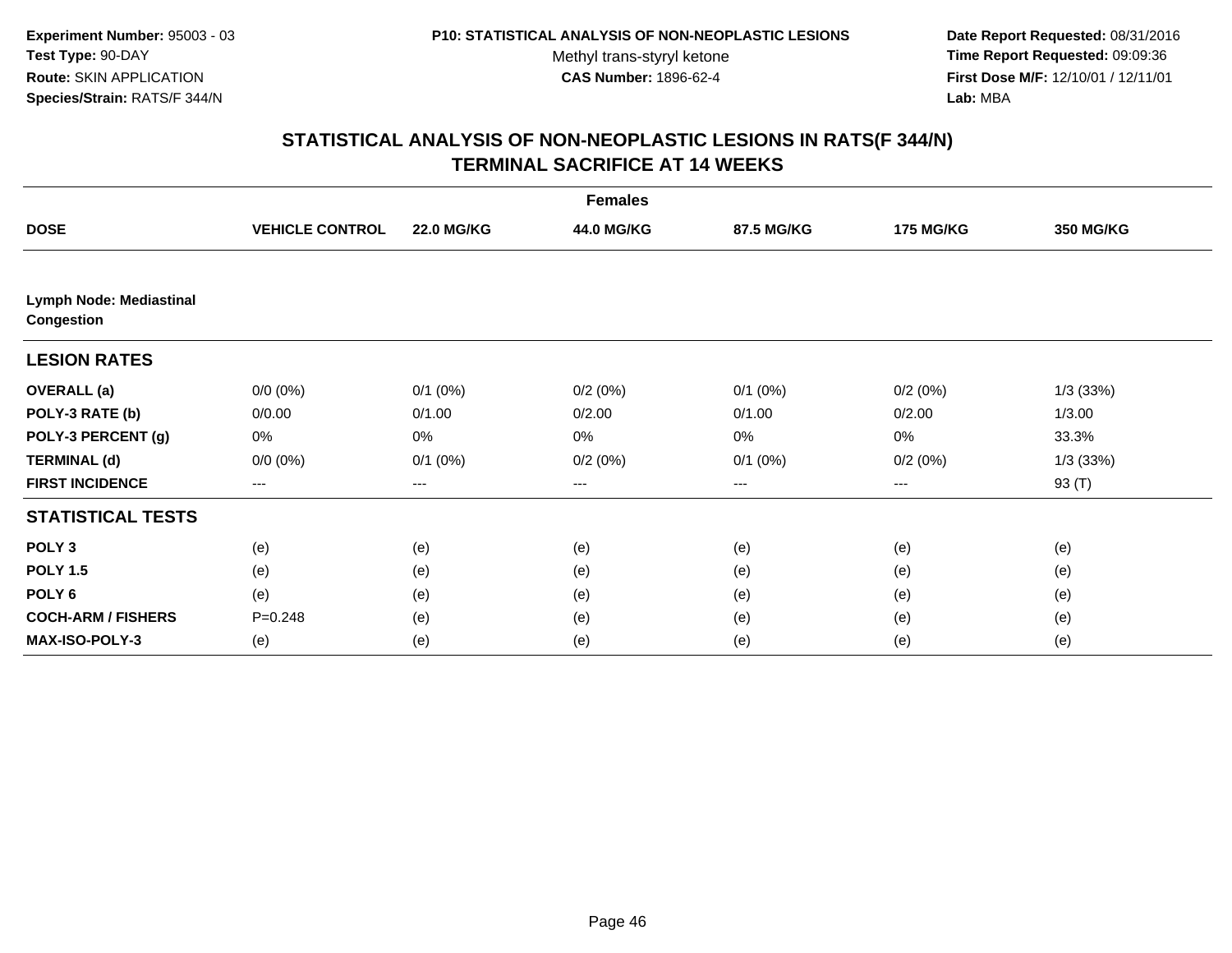Experiment Number: 95003 - 03
Test Type: 90-DAY
Route: SKIN APPLICATION
Species/Strain: RATS/F 344/N

P10: STATISTICAL ANALYSIS OF NON-NEOPLASTIC LESIONS
Methyl trans-styryl ketone
CAS Number: 1896-62-4

Date Report Requested: 08/31/2016
Time Report Requested: 09:09:36
First Dose M/F: 12/10/01 / 12/11/01
Lab: MBA

# STATISTICAL ANALYSIS OF NON-NEOPLASTIC LESIONS IN RATS(F 344/N) TERMINAL SACRIFICE AT 14 WEEKS

| | Females | | | | | |
|---|---|---|---|---|---|---|
| **DOSE** | **VEHICLE CONTROL** | **22.0 MG/KG** | **44.0 MG/KG** | **87.5 MG/KG** | **175 MG/KG** | **350 MG/KG** |
| **Lymph Node: Mediastinal Congestion** | | | | | | |
| **LESION RATES** | | | | | | |
| **OVERALL (a)** | 0/0 (0%) | 0/1 (0%) | 0/2 (0%) | 0/1 (0%) | 0/2 (0%) | 1/3 (33%) |
| **POLY-3 RATE (b)** | 0/0.00 | 0/1.00 | 0/2.00 | 0/1.00 | 0/2.00 | 1/3.00 |
| **POLY-3 PERCENT (g)** | 0% | 0% | 0% | 0% | 0% | 33.3% |
| **TERMINAL (d)** | 0/0 (0%) | 0/1 (0%) | 0/2 (0%) | 0/1 (0%) | 0/2 (0%) | 1/3 (33%) |
| **FIRST INCIDENCE** | --- | --- | --- | --- | --- | 93 (T) |
| **STATISTICAL TESTS** | | | | | | |
| **POLY 3** | (e) | (e) | (e) | (e) | (e) | (e) |
| **POLY 1.5** | (e) | (e) | (e) | (e) | (e) | (e) |
| **POLY 6** | (e) | (e) | (e) | (e) | (e) | (e) |
| **COCH-ARM / FISHERS** | P=0.248 | (e) | (e) | (e) | (e) | (e) |
| **MAX-ISO-POLY-3** | (e) | (e) | (e) | (e) | (e) | (e) |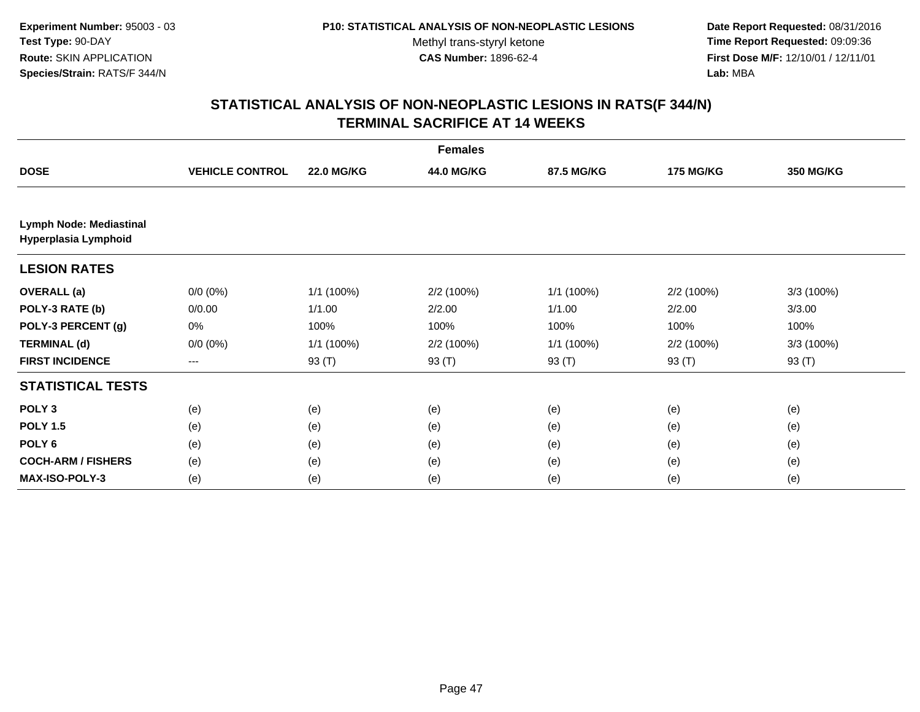**Experiment Number:** 95003 - 03
**Test Type:** 90-DAY
**Route:** SKIN APPLICATION
**Species/Strain:** RATS/F 344/N

**P10: STATISTICAL ANALYSIS OF NON-NEOPLASTIC LESIONS**
Methyl trans-styryl ketone
**CAS Number:** 1896-62-4

**Date Report Requested:** 08/31/2016
**Time Report Requested:** 09:09:36
**First Dose M/F:** 12/10/01 / 12/11/01
**Lab:** MBA

## STATISTICAL ANALYSIS OF NON-NEOPLASTIC LESIONS IN RATS(F 344/N) TERMINAL SACRIFICE AT 14 WEEKS

| | | | Females | | | |
|---|---|---|---|---|---|---|
| **DOSE** | **VEHICLE CONTROL** | **22.0 MG/KG** | **44.0 MG/KG** | **87.5 MG/KG** | **175 MG/KG** | **350 MG/KG** |
| **Lymph Node: Mediastinal Hyperplasia Lymphoid** | | | | | | |
| **LESION RATES** | | | | | | |
| **OVERALL (a)** | 0/0 (0%) | 1/1 (100%) | 2/2 (100%) | 1/1 (100%) | 2/2 (100%) | 3/3 (100%) |
| **POLY-3 RATE (b)** | 0/0.00 | 1/1.00 | 2/2.00 | 1/1.00 | 2/2.00 | 3/3.00 |
| **POLY-3 PERCENT (g)** | 0% | 100% | 100% | 100% | 100% | 100% |
| **TERMINAL (d)** | 0/0 (0%) | 1/1 (100%) | 2/2 (100%) | 1/1 (100%) | 2/2 (100%) | 3/3 (100%) |
| **FIRST INCIDENCE** | --- | 93 (T) | 93 (T) | 93 (T) | 93 (T) | 93 (T) |
| **STATISTICAL TESTS** | | | | | | |
| **POLY 3** | (e) | (e) | (e) | (e) | (e) | (e) |
| **POLY 1.5** | (e) | (e) | (e) | (e) | (e) | (e) |
| **POLY 6** | (e) | (e) | (e) | (e) | (e) | (e) |
| **COCH-ARM / FISHERS** | (e) | (e) | (e) | (e) | (e) | (e) |
| **MAX-ISO-POLY-3** | (e) | (e) | (e) | (e) | (e) | (e) |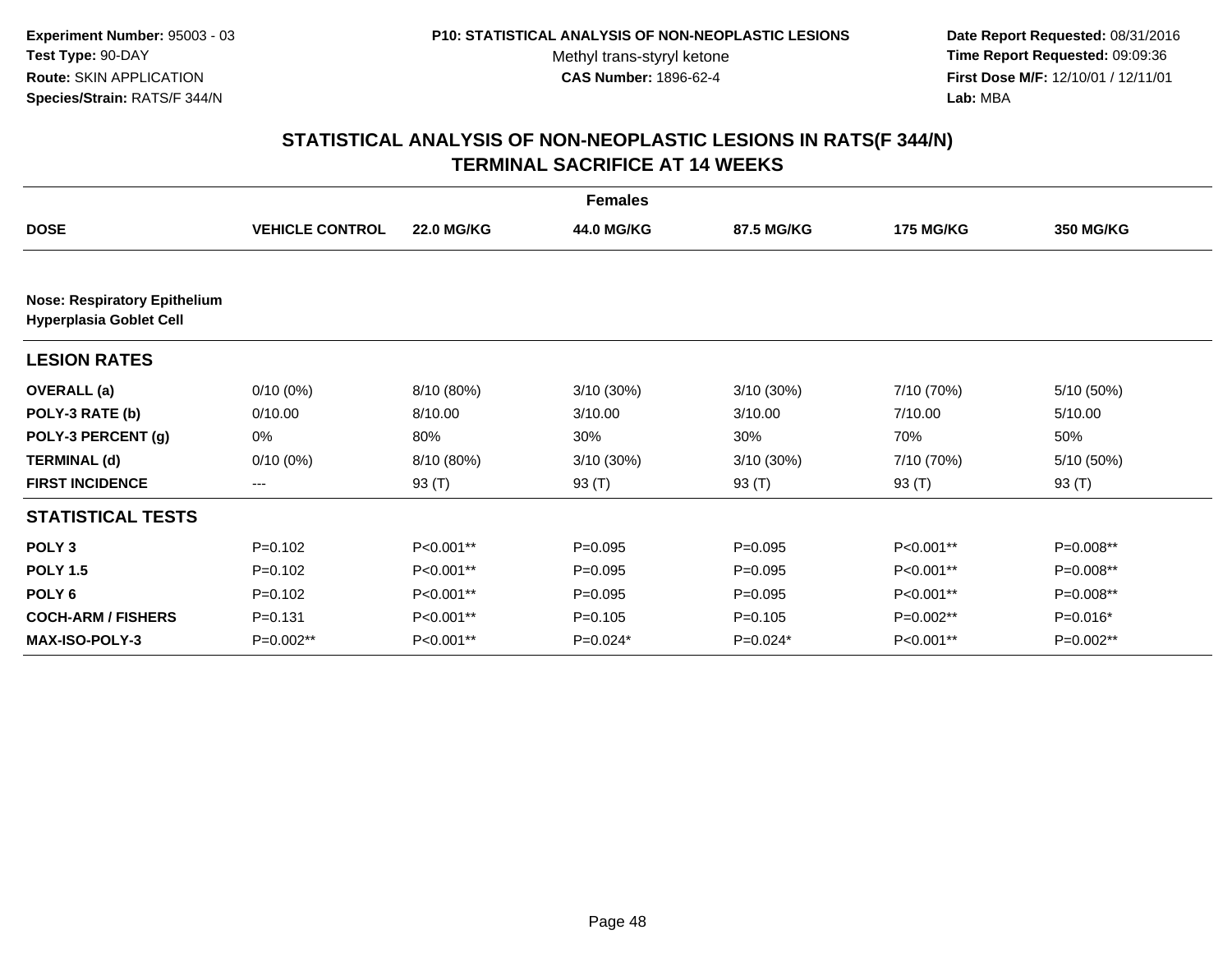**Experiment Number:** 95003 - 03
**Test Type:** 90-DAY
**Route:** SKIN APPLICATION
**Species/Strain:** RATS/F 344/N

**P10: STATISTICAL ANALYSIS OF NON-NEOPLASTIC LESIONS**
Methyl trans-styryl ketone
**CAS Number:** 1896-62-4

**Date Report Requested:** 08/31/2016
**Time Report Requested:** 09:09:36
**First Dose M/F:** 12/10/01 / 12/11/01
**Lab:** MBA

# STATISTICAL ANALYSIS OF NON-NEOPLASTIC LESIONS IN RATS(F 344/N)
## TERMINAL SACRIFICE AT 14 WEEKS

| | Females | | | | | |
|---|---|---|---|---|---|---|
| **DOSE** | **VEHICLE CONTROL** | **22.0 MG/KG** | **44.0 MG/KG** | **87.5 MG/KG** | **175 MG/KG** | **350 MG/KG** |
| **Nose: Respiratory Epithelium Hyperplasia Goblet Cell** | | | | | | |
| **LESION RATES** | | | | | | |
| **OVERALL (a)** | 0/10 (0%) | 8/10 (80%) | 3/10 (30%) | 3/10 (30%) | 7/10 (70%) | 5/10 (50%) |
| **POLY-3 RATE (b)** | 0/10.00 | 8/10.00 | 3/10.00 | 3/10.00 | 7/10.00 | 5/10.00 |
| **POLY-3 PERCENT (g)** | 0% | 80% | 30% | 30% | 70% | 50% |
| **TERMINAL (d)** | 0/10 (0%) | 8/10 (80%) | 3/10 (30%) | 3/10 (30%) | 7/10 (70%) | 5/10 (50%) |
| **FIRST INCIDENCE** | --- | 93 (T) | 93 (T) | 93 (T) | 93 (T) | 93 (T) |
| **STATISTICAL TESTS** | | | | | | |
| **POLY 3** | P=0.102 | P<0.001** | P=0.095 | P=0.095 | P<0.001** | P=0.008** |
| **POLY 1.5** | P=0.102 | P<0.001** | P=0.095 | P=0.095 | P<0.001** | P=0.008** |
| **POLY 6** | P=0.102 | P<0.001** | P=0.095 | P=0.095 | P<0.001** | P=0.008** |
| **COCH-ARM / FISHERS** | P=0.131 | P<0.001** | P=0.105 | P=0.105 | P=0.002** | P=0.016* |
| **MAX-ISO-POLY-3** | P=0.002** | P<0.001** | P=0.024* | P=0.024* | P<0.001** | P=0.002** |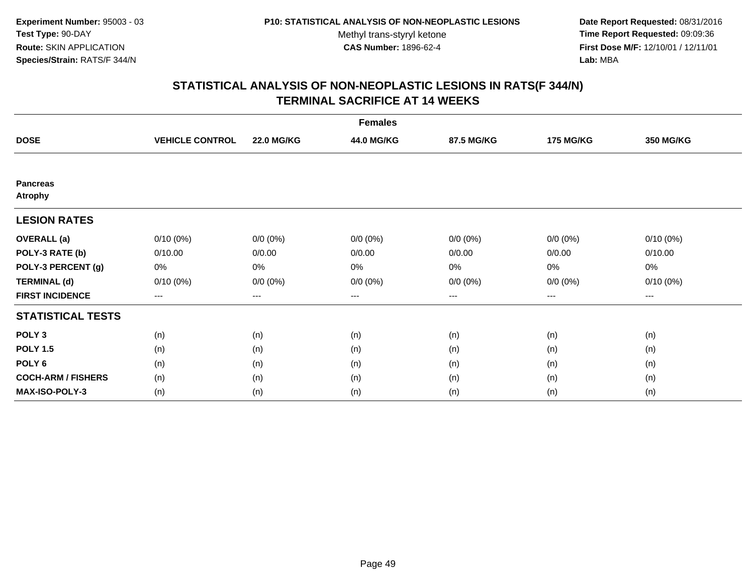Experiment Number: 95003 - 03
Test Type: 90-DAY
Route: SKIN APPLICATION
Species/Strain: RATS/F 344/N

P10: STATISTICAL ANALYSIS OF NON-NEOPLASTIC LESIONS
Methyl trans-styryl ketone
CAS Number: 1896-62-4

Date Report Requested: 08/31/2016
Time Report Requested: 09:09:36
First Dose M/F: 12/10/01 / 12/11/01
Lab: MBA

## STATISTICAL ANALYSIS OF NON-NEOPLASTIC LESIONS IN RATS(F 344/N) TERMINAL SACRIFICE AT 14 WEEKS

| | | | Females | | | |
|---|---|---|---|---|---|---|
| **DOSE** | **VEHICLE CONTROL** | **22.0 MG/KG** | **44.0 MG/KG** | **87.5 MG/KG** | **175 MG/KG** | **350 MG/KG** |
| **Pancreas** | | | | | | |
| **Atrophy** | | | | | | |
| **LESION RATES** | | | | | | |
| **OVERALL (a)** | 0/10 (0%) | 0/0 (0%) | 0/0 (0%) | 0/0 (0%) | 0/0 (0%) | 0/10 (0%) |
| **POLY-3 RATE (b)** | 0/10.00 | 0/0.00 | 0/0.00 | 0/0.00 | 0/0.00 | 0/10.00 |
| **POLY-3 PERCENT (g)** | 0% | 0% | 0% | 0% | 0% | 0% |
| **TERMINAL (d)** | 0/10 (0%) | 0/0 (0%) | 0/0 (0%) | 0/0 (0%) | 0/0 (0%) | 0/10 (0%) |
| **FIRST INCIDENCE** | --- | --- | --- | --- | --- | --- |
| **STATISTICAL TESTS** | | | | | | |
| **POLY 3** | (n) | (n) | (n) | (n) | (n) | (n) |
| **POLY 1.5** | (n) | (n) | (n) | (n) | (n) | (n) |
| **POLY 6** | (n) | (n) | (n) | (n) | (n) | (n) |
| **COCH-ARM / FISHERS** | (n) | (n) | (n) | (n) | (n) | (n) |
| **MAX-ISO-POLY-3** | (n) | (n) | (n) | (n) | (n) | (n) |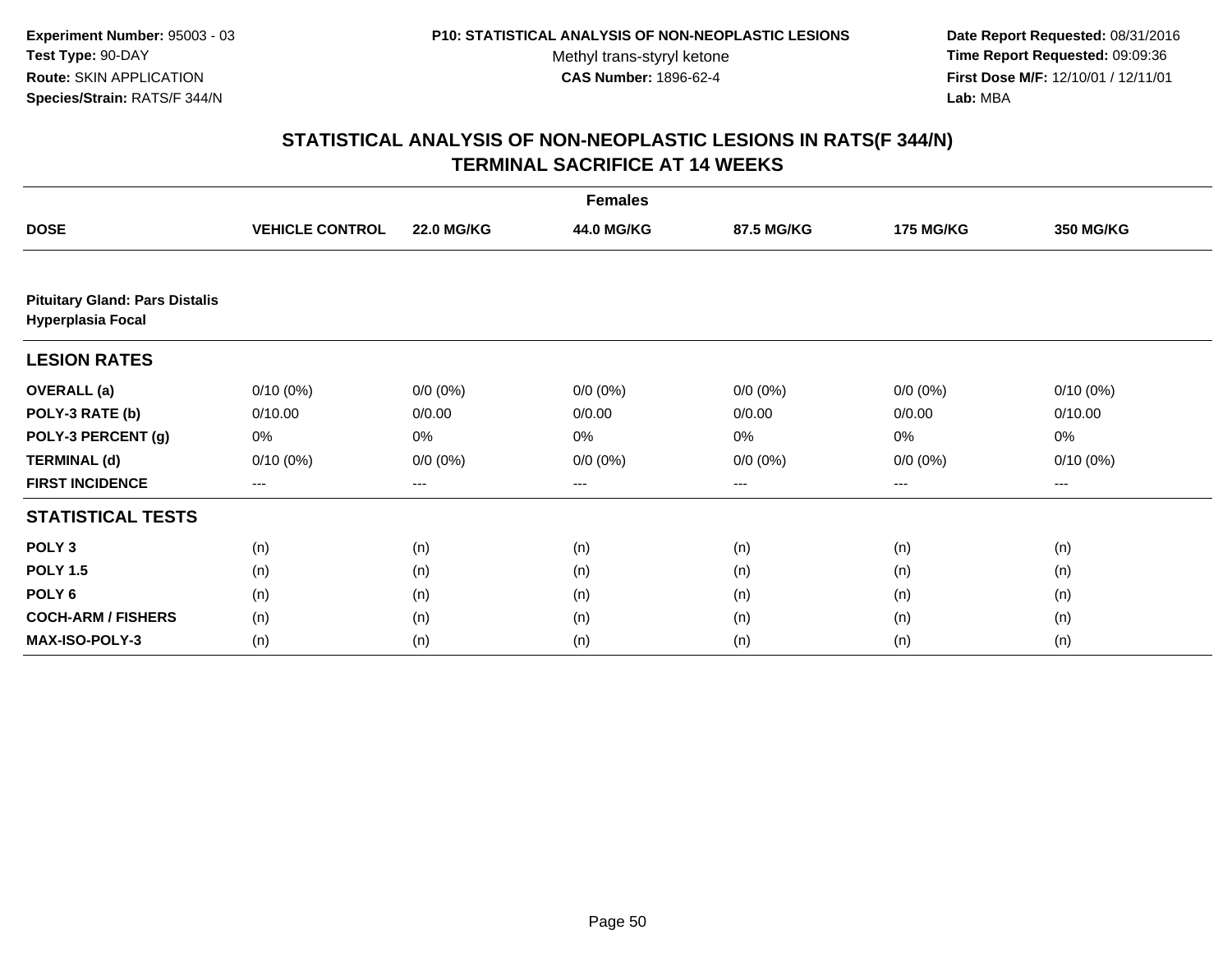**Experiment Number:** 95003 - 03
**Test Type:** 90-DAY
**Route:** SKIN APPLICATION
**Species/Strain:** RATS/F 344/N

**P10: STATISTICAL ANALYSIS OF NON-NEOPLASTIC LESIONS**
Methyl trans-styryl ketone
**CAS Number:** 1896-62-4

**Date Report Requested:** 08/31/2016
**Time Report Requested:** 09:09:36
**First Dose M/F:** 12/10/01 / 12/11/01
**Lab:** MBA

## STATISTICAL ANALYSIS OF NON-NEOPLASTIC LESIONS IN RATS(F 344/N) TERMINAL SACRIFICE AT 14 WEEKS

| | Females | | | | | |
|---|---|---|---|---|---|---|
| **DOSE** | **VEHICLE CONTROL** | **22.0 MG/KG** | **44.0 MG/KG** | **87.5 MG/KG** | **175 MG/KG** | **350 MG/KG** |
| **Pituitary Gland: Pars Distalis Hyperplasia Focal** | | | | | | |
| **LESION RATES** | | | | | | |
| **OVERALL (a)** | 0/10 (0%) | 0/0 (0%) | 0/0 (0%) | 0/0 (0%) | 0/0 (0%) | 0/10 (0%) |
| **POLY-3 RATE (b)** | 0/10.00 | 0/0.00 | 0/0.00 | 0/0.00 | 0/0.00 | 0/10.00 |
| **POLY-3 PERCENT (g)** | 0% | 0% | 0% | 0% | 0% | 0% |
| **TERMINAL (d)** | 0/10 (0%) | 0/0 (0%) | 0/0 (0%) | 0/0 (0%) | 0/0 (0%) | 0/10 (0%) |
| **FIRST INCIDENCE** | --- | --- | --- | --- | --- | --- |
| **STATISTICAL TESTS** | | | | | | |
| **POLY 3** | (n) | (n) | (n) | (n) | (n) | (n) |
| **POLY 1.5** | (n) | (n) | (n) | (n) | (n) | (n) |
| **POLY 6** | (n) | (n) | (n) | (n) | (n) | (n) |
| **COCH-ARM / FISHERS** | (n) | (n) | (n) | (n) | (n) | (n) |
| **MAX-ISO-POLY-3** | (n) | (n) | (n) | (n) | (n) | (n) |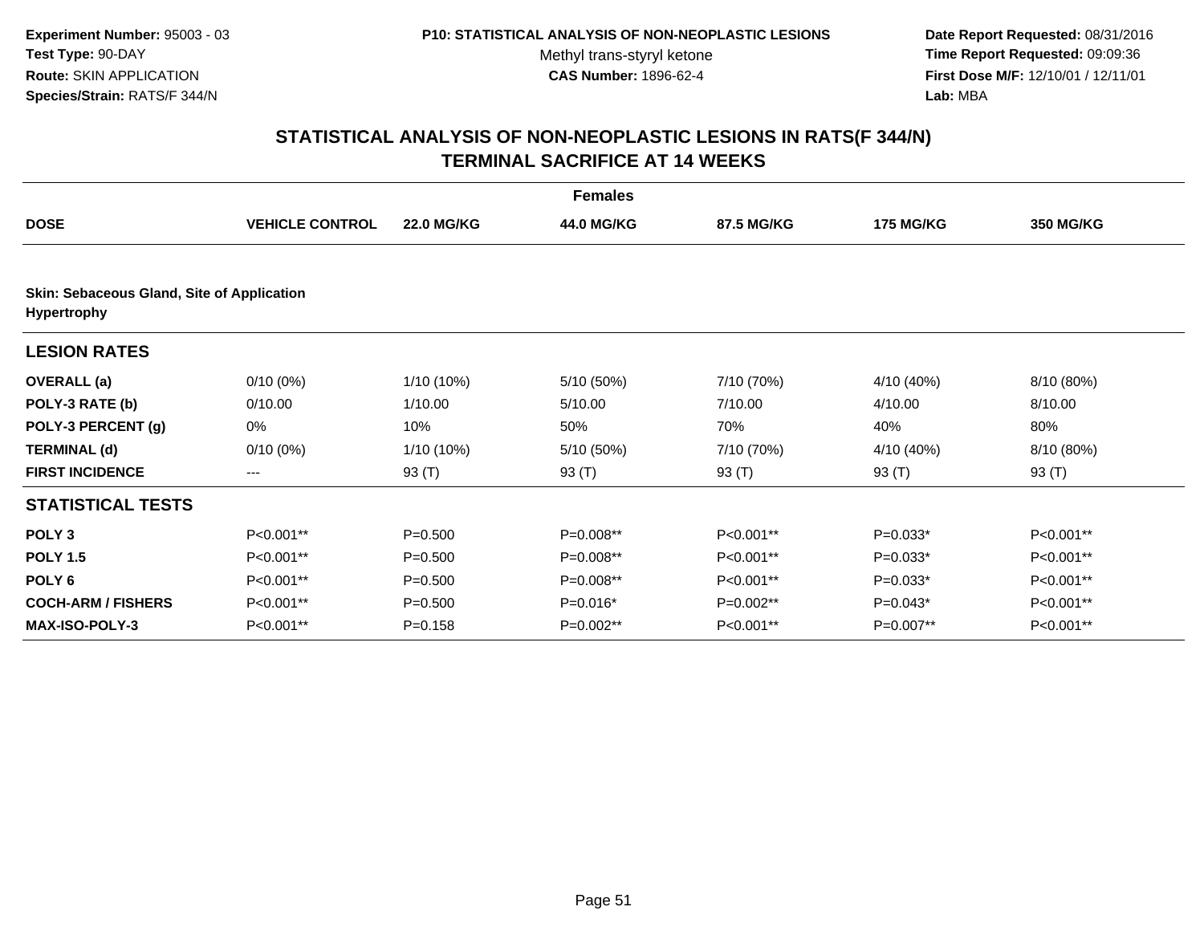**Experiment Number:** 95003 - 03
**Test Type:** 90-DAY
**Route:** SKIN APPLICATION
**Species/Strain:** RATS/F 344/N

**P10: STATISTICAL ANALYSIS OF NON-NEOPLASTIC LESIONS**
Methyl trans-styryl ketone
**CAS Number:** 1896-62-4

**Date Report Requested:** 08/31/2016
**Time Report Requested:** 09:09:36
**First Dose M/F:** 12/10/01 / 12/11/01
**Lab:** MBA

## STATISTICAL ANALYSIS OF NON-NEOPLASTIC LESIONS IN RATS(F 344/N) TERMINAL SACRIFICE AT 14 WEEKS

| | | | Females | | | |
|---|---|---|---|---|---|---|
| **DOSE** | **VEHICLE CONTROL** | **22.0 MG/KG** | **44.0 MG/KG** | **87.5 MG/KG** | **175 MG/KG** | **350 MG/KG** |
| **Skin: Sebaceous Gland, Site of Application Hypertrophy** | | | | | | |
| **LESION RATES** | | | | | | |
| **OVERALL (a)** | 0/10 (0%) | 1/10 (10%) | 5/10 (50%) | 7/10 (70%) | 4/10 (40%) | 8/10 (80%) |
| **POLY-3 RATE (b)** | 0/10.00 | 1/10.00 | 5/10.00 | 7/10.00 | 4/10.00 | 8/10.00 |
| **POLY-3 PERCENT (g)** | 0% | 10% | 50% | 70% | 40% | 80% |
| **TERMINAL (d)** | 0/10 (0%) | 1/10 (10%) | 5/10 (50%) | 7/10 (70%) | 4/10 (40%) | 8/10 (80%) |
| **FIRST INCIDENCE** | --- | 93 (T) | 93 (T) | 93 (T) | 93 (T) | 93 (T) |
| **STATISTICAL TESTS** | | | | | | |
| **POLY 3** | P<0.001** | P=0.500 | P=0.008** | P<0.001** | P=0.033* | P<0.001** |
| **POLY 1.5** | P<0.001** | P=0.500 | P=0.008** | P<0.001** | P=0.033* | P<0.001** |
| **POLY 6** | P<0.001** | P=0.500 | P=0.008** | P<0.001** | P=0.033* | P<0.001** |
| **COCH-ARM / FISHERS** | P<0.001** | P=0.500 | P=0.016* | P=0.002** | P=0.043* | P<0.001** |
| **MAX-ISO-POLY-3** | P<0.001** | P=0.158 | P=0.002** | P<0.001** | P=0.007** | P<0.001** |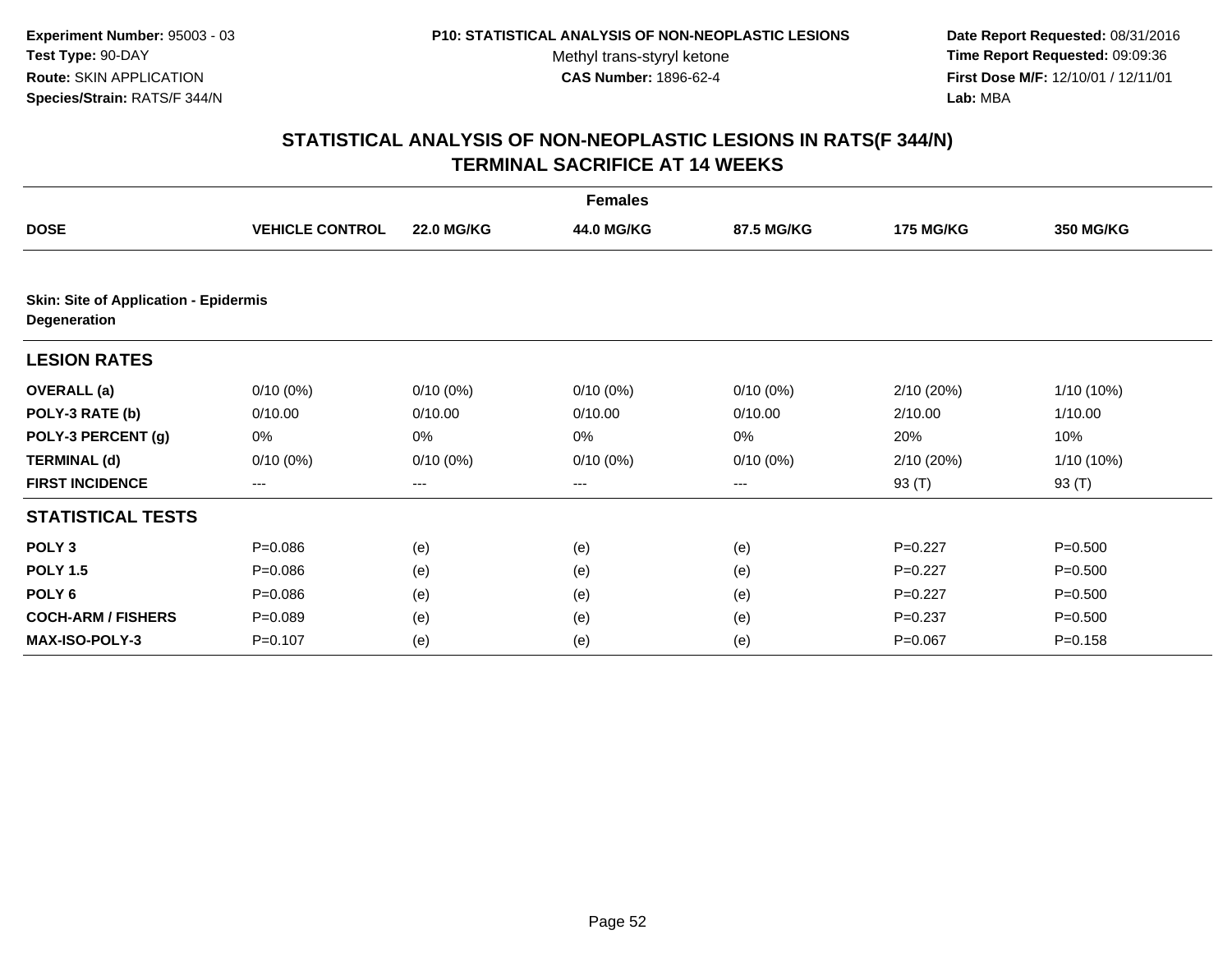Experiment Number: 95003 - 03
Test Type: 90-DAY
Route: SKIN APPLICATION
Species/Strain: RATS/F 344/N

P10: STATISTICAL ANALYSIS OF NON-NEOPLASTIC LESIONS
Methyl trans-styryl ketone
CAS Number: 1896-62-4

Date Report Requested: 08/31/2016
Time Report Requested: 09:09:36
First Dose M/F: 12/10/01 / 12/11/01
Lab: MBA

# STATISTICAL ANALYSIS OF NON-NEOPLASTIC LESIONS IN RATS(F 344/N) TERMINAL SACRIFICE AT 14 WEEKS

| | Females | | | | | |
|---|---|---|---|---|---|---|
| **DOSE** | **VEHICLE CONTROL** | **22.0 MG/KG** | **44.0 MG/KG** | **87.5 MG/KG** | **175 MG/KG** | **350 MG/KG** |
| **Skin: Site of Application - Epidermis Degeneration** | | | | | | |
| **LESION RATES** | | | | | | |
| **OVERALL (a)** | 0/10 (0%) | 0/10 (0%) | 0/10 (0%) | 0/10 (0%) | 2/10 (20%) | 1/10 (10%) |
| **POLY-3 RATE (b)** | 0/10.00 | 0/10.00 | 0/10.00 | 0/10.00 | 2/10.00 | 1/10.00 |
| **POLY-3 PERCENT (g)** | 0% | 0% | 0% | 0% | 20% | 10% |
| **TERMINAL (d)** | 0/10 (0%) | 0/10 (0%) | 0/10 (0%) | 0/10 (0%) | 2/10 (20%) | 1/10 (10%) |
| **FIRST INCIDENCE** | --- | --- | --- | --- | 93 (T) | 93 (T) |
| **STATISTICAL TESTS** | | | | | | |
| **POLY 3** | P=0.086 | (e) | (e) | (e) | P=0.227 | P=0.500 |
| **POLY 1.5** | P=0.086 | (e) | (e) | (e) | P=0.227 | P=0.500 |
| **POLY 6** | P=0.086 | (e) | (e) | (e) | P=0.227 | P=0.500 |
| **COCH-ARM / FISHERS** | P=0.089 | (e) | (e) | (e) | P=0.237 | P=0.500 |
| **MAX-ISO-POLY-3** | P=0.107 | (e) | (e) | (e) | P=0.067 | P=0.158 |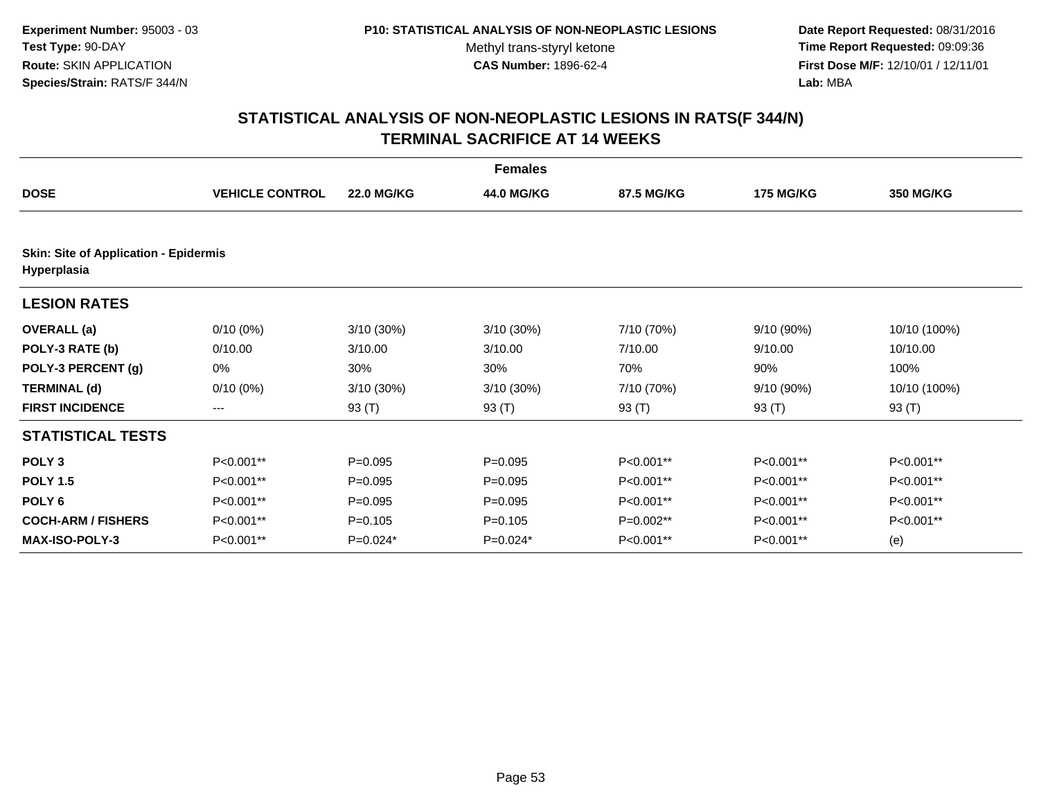Experiment Number: 95003 - 03
Test Type: 90-DAY
Route: SKIN APPLICATION
Species/Strain: RATS/F 344/N

P10: STATISTICAL ANALYSIS OF NON-NEOPLASTIC LESIONS
Methyl trans-styryl ketone
CAS Number: 1896-62-4

Date Report Requested: 08/31/2016
Time Report Requested: 09:09:36
First Dose M/F: 12/10/01 / 12/11/01
Lab: MBA

## STATISTICAL ANALYSIS OF NON-NEOPLASTIC LESIONS IN RATS(F 344/N) TERMINAL SACRIFICE AT 14 WEEKS

| | Females | | | | | |
|---|---|---|---|---|---|---|
| **DOSE** | **VEHICLE CONTROL** | **22.0 MG/KG** | **44.0 MG/KG** | **87.5 MG/KG** | **175 MG/KG** | **350 MG/KG** |
| **Skin: Site of Application - Epidermis Hyperplasia** | | | | | | |
| **LESION RATES** | | | | | | |
| **OVERALL (a)** | 0/10 (0%) | 3/10 (30%) | 3/10 (30%) | 7/10 (70%) | 9/10 (90%) | 10/10 (100%) |
| **POLY-3 RATE (b)** | 0/10.00 | 3/10.00 | 3/10.00 | 7/10.00 | 9/10.00 | 10/10.00 |
| **POLY-3 PERCENT (g)** | 0% | 30% | 30% | 70% | 90% | 100% |
| **TERMINAL (d)** | 0/10 (0%) | 3/10 (30%) | 3/10 (30%) | 7/10 (70%) | 9/10 (90%) | 10/10 (100%) |
| **FIRST INCIDENCE** | --- | 93 (T) | 93 (T) | 93 (T) | 93 (T) | 93 (T) |
| **STATISTICAL TESTS** | | | | | | |
| **POLY 3** | P<0.001** | P=0.095 | P=0.095 | P<0.001** | P<0.001** | P<0.001** |
| **POLY 1.5** | P<0.001** | P=0.095 | P=0.095 | P<0.001** | P<0.001** | P<0.001** |
| **POLY 6** | P<0.001** | P=0.095 | P=0.095 | P<0.001** | P<0.001** | P<0.001** |
| **COCH-ARM / FISHERS** | P<0.001** | P=0.105 | P=0.105 | P=0.002** | P<0.001** | P<0.001** |
| **MAX-ISO-POLY-3** | P<0.001** | P=0.024* | P=0.024* | P<0.001** | P<0.001** | (e) |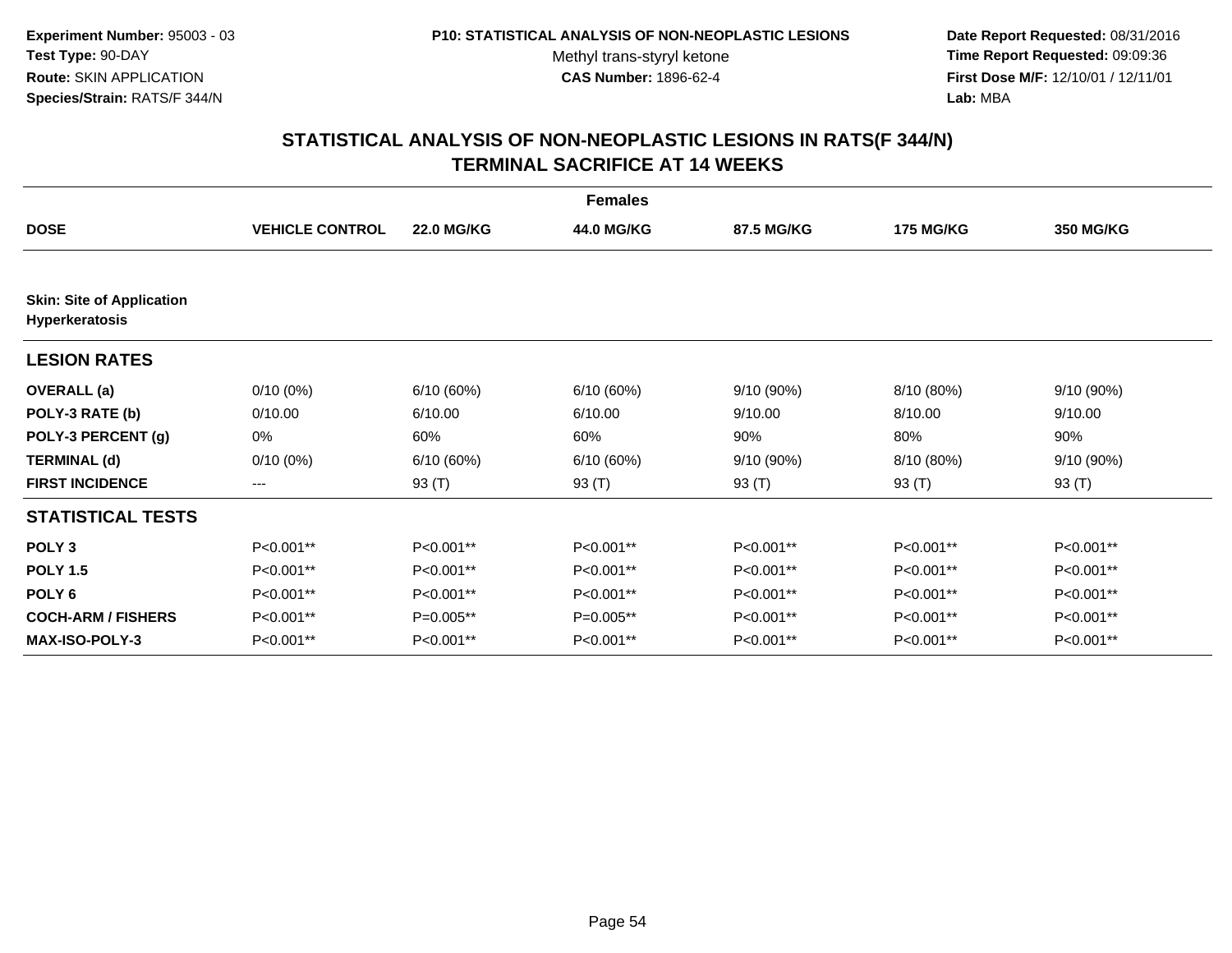Experiment Number: 95003 - 03
Test Type: 90-DAY
Route: SKIN APPLICATION
Species/Strain: RATS/F 344/N

P10: STATISTICAL ANALYSIS OF NON-NEOPLASTIC LESIONS
Methyl trans-styryl ketone
CAS Number: 1896-62-4

Date Report Requested: 08/31/2016
Time Report Requested: 09:09:36
First Dose M/F: 12/10/01 / 12/11/01
Lab: MBA

## STATISTICAL ANALYSIS OF NON-NEOPLASTIC LESIONS IN RATS(F 344/N) TERMINAL SACRIFICE AT 14 WEEKS

| | Females | | | | | |
|---|---|---|---|---|---|---|
| **DOSE** | **VEHICLE CONTROL** | **22.0 MG/KG** | **44.0 MG/KG** | **87.5 MG/KG** | **175 MG/KG** | **350 MG/KG** |
| **Skin: Site of Application Hyperkeratosis** | | | | | | |
| **LESION RATES** | | | | | | |
| **OVERALL (a)** | 0/10 (0%) | 6/10 (60%) | 6/10 (60%) | 9/10 (90%) | 8/10 (80%) | 9/10 (90%) |
| **POLY-3 RATE (b)** | 0/10.00 | 6/10.00 | 6/10.00 | 9/10.00 | 8/10.00 | 9/10.00 |
| **POLY-3 PERCENT (g)** | 0% | 60% | 60% | 90% | 80% | 90% |
| **TERMINAL (d)** | 0/10 (0%) | 6/10 (60%) | 6/10 (60%) | 9/10 (90%) | 8/10 (80%) | 9/10 (90%) |
| **FIRST INCIDENCE** | --- | 93 (T) | 93 (T) | 93 (T) | 93 (T) | 93 (T) |
| **STATISTICAL TESTS** | | | | | | |
| **POLY 3** | P<0.001** | P<0.001** | P<0.001** | P<0.001** | P<0.001** | P<0.001** |
| **POLY 1.5** | P<0.001** | P<0.001** | P<0.001** | P<0.001** | P<0.001** | P<0.001** |
| **POLY 6** | P<0.001** | P<0.001** | P<0.001** | P<0.001** | P<0.001** | P<0.001** |
| **COCH-ARM / FISHERS** | P<0.001** | P=0.005** | P=0.005** | P<0.001** | P<0.001** | P<0.001** |
| **MAX-ISO-POLY-3** | P<0.001** | P<0.001** | P<0.001** | P<0.001** | P<0.001** | P<0.001** |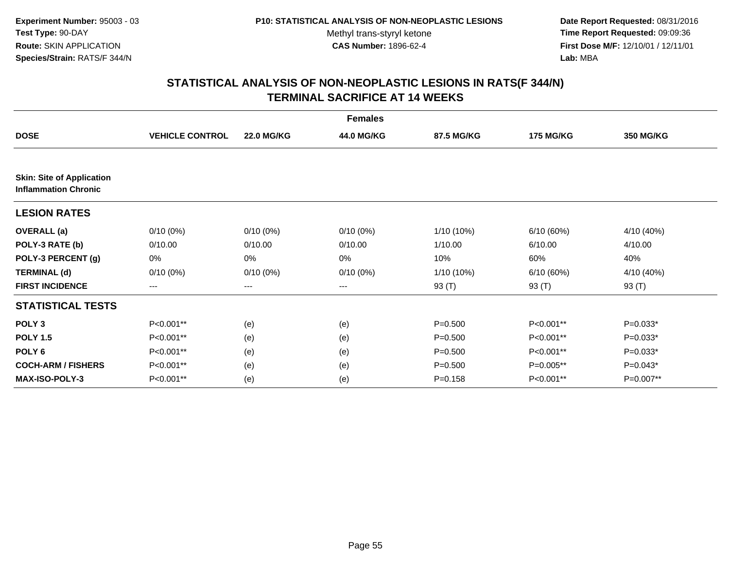**Experiment Number:** 95003 - 03
**Test Type:** 90-DAY
**Route:** SKIN APPLICATION
**Species/Strain:** RATS/F 344/N

**P10: STATISTICAL ANALYSIS OF NON-NEOPLASTIC LESIONS**
Methyl trans-styryl ketone
**CAS Number:** 1896-62-4

**Date Report Requested:** 08/31/2016
**Time Report Requested:** 09:09:36
**First Dose M/F:** 12/10/01 / 12/11/01
**Lab:** MBA

## STATISTICAL ANALYSIS OF NON-NEOPLASTIC LESIONS IN RATS(F 344/N) TERMINAL SACRIFICE AT 14 WEEKS

| | Females | | | | | |
|---|---|---|---|---|---|---|
| **DOSE** | **VEHICLE CONTROL** | **22.0 MG/KG** | **44.0 MG/KG** | **87.5 MG/KG** | **175 MG/KG** | **350 MG/KG** |
| **Skin: Site of Application Inflammation Chronic** | | | | | | |
| **LESION RATES** | | | | | | |
| **OVERALL (a)** | 0/10 (0%) | 0/10 (0%) | 0/10 (0%) | 1/10 (10%) | 6/10 (60%) | 4/10 (40%) |
| **POLY-3 RATE (b)** | 0/10.00 | 0/10.00 | 0/10.00 | 1/10.00 | 6/10.00 | 4/10.00 |
| **POLY-3 PERCENT (g)** | 0% | 0% | 0% | 10% | 60% | 40% |
| **TERMINAL (d)** | 0/10 (0%) | 0/10 (0%) | 0/10 (0%) | 1/10 (10%) | 6/10 (60%) | 4/10 (40%) |
| **FIRST INCIDENCE** | --- | --- | --- | 93 (T) | 93 (T) | 93 (T) |
| **STATISTICAL TESTS** | | | | | | |
| **POLY 3** | P<0.001** | (e) | (e) | P=0.500 | P<0.001** | P=0.033* |
| **POLY 1.5** | P<0.001** | (e) | (e) | P=0.500 | P<0.001** | P=0.033* |
| **POLY 6** | P<0.001** | (e) | (e) | P=0.500 | P<0.001** | P=0.033* |
| **COCH-ARM / FISHERS** | P<0.001** | (e) | (e) | P=0.500 | P=0.005** | P=0.043* |
| **MAX-ISO-POLY-3** | P<0.001** | (e) | (e) | P=0.158 | P<0.001** | P=0.007** |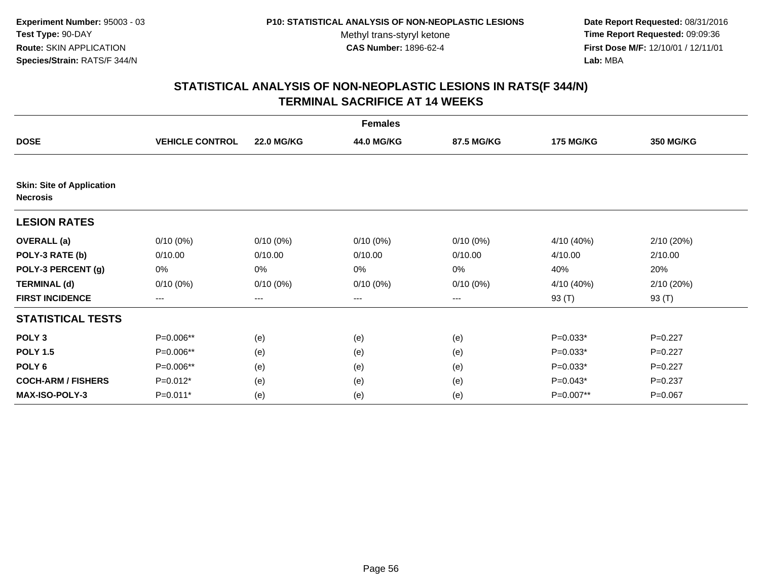**Experiment Number:** 95003 - 03
**Test Type:** 90-DAY
**Route:** SKIN APPLICATION
**Species/Strain:** RATS/F 344/N

**P10: STATISTICAL ANALYSIS OF NON-NEOPLASTIC LESIONS**
Methyl trans-styryl ketone
**CAS Number:** 1896-62-4

**Date Report Requested:** 08/31/2016
**Time Report Requested:** 09:09:36
**First Dose M/F:** 12/10/01 / 12/11/01
**Lab:** MBA

## STATISTICAL ANALYSIS OF NON-NEOPLASTIC LESIONS IN RATS(F 344/N)
## TERMINAL SACRIFICE AT 14 WEEKS

**Females**

| DOSE | VEHICLE CONTROL | 22.0 MG/KG | 44.0 MG/KG | 87.5 MG/KG | 175 MG/KG | 350 MG/KG |
|---|---|---|---|---|---|---|
| **Skin: Site of Application** | | | | | | |
| **Necrosis** | | | | | | |
| **LESION RATES** | | | | | | |
| **OVERALL (a)** | 0/10 (0%) | 0/10 (0%) | 0/10 (0%) | 0/10 (0%) | 4/10 (40%) | 2/10 (20%) |
| **POLY-3 RATE (b)** | 0/10.00 | 0/10.00 | 0/10.00 | 0/10.00 | 4/10.00 | 2/10.00 |
| **POLY-3 PERCENT (g)** | 0% | 0% | 0% | 0% | 40% | 20% |
| **TERMINAL (d)** | 0/10 (0%) | 0/10 (0%) | 0/10 (0%) | 0/10 (0%) | 4/10 (40%) | 2/10 (20%) |
| **FIRST INCIDENCE** | --- | --- | --- | --- | 93 (T) | 93 (T) |
| **STATISTICAL TESTS** | | | | | | |
| **POLY 3** | P=0.006** | (e) | (e) | (e) | P=0.033* | P=0.227 |
| **POLY 1.5** | P=0.006** | (e) | (e) | (e) | P=0.033* | P=0.227 |
| **POLY 6** | P=0.006** | (e) | (e) | (e) | P=0.033* | P=0.227 |
| **COCH-ARM / FISHERS** | P=0.012* | (e) | (e) | (e) | P=0.043* | P=0.237 |
| **MAX-ISO-POLY-3** | P=0.011* | (e) | (e) | (e) | P=0.007** | P=0.067 |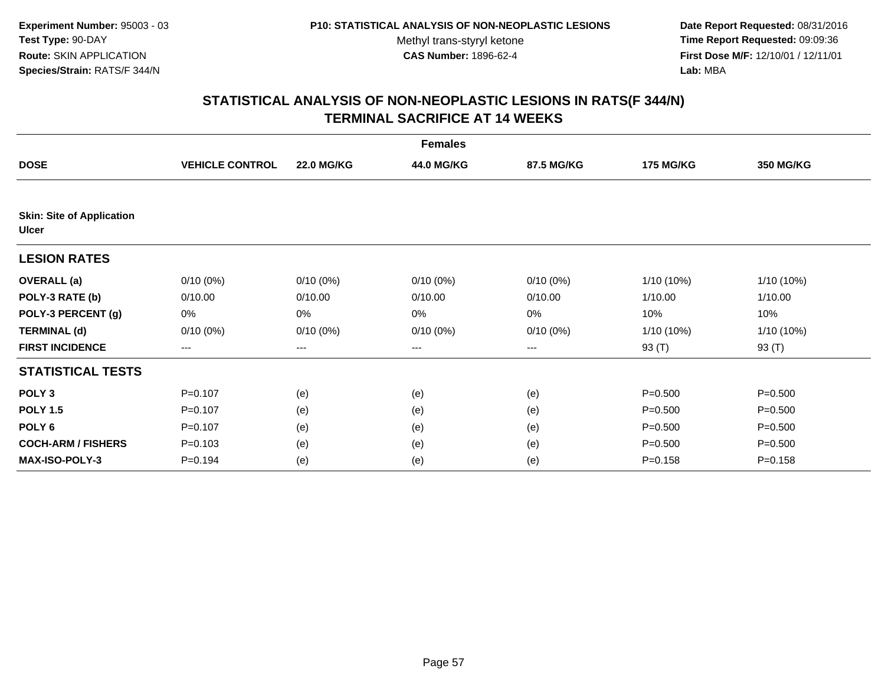**Experiment Number:** 95003 - 03
**Test Type:** 90-DAY
**Route:** SKIN APPLICATION
**Species/Strain:** RATS/F 344/N

**P10: STATISTICAL ANALYSIS OF NON-NEOPLASTIC LESIONS**
Methyl trans-styryl ketone
**CAS Number:** 1896-62-4

**Date Report Requested:** 08/31/2016
**Time Report Requested:** 09:09:36
**First Dose M/F:** 12/10/01 / 12/11/01
**Lab:** MBA

## STATISTICAL ANALYSIS OF NON-NEOPLASTIC LESIONS IN RATS(F 344/N)
## TERMINAL SACRIFICE AT 14 WEEKS

| | Females | | | | | |
|---|---|---|---|---|---|---|
| **DOSE** | **VEHICLE CONTROL** | **22.0 MG/KG** | **44.0 MG/KG** | **87.5 MG/KG** | **175 MG/KG** | **350 MG/KG** |
| **Skin: Site of Application** | | | | | | |
| **Ulcer** | | | | | | |
| **LESION RATES** | | | | | | |
| **OVERALL (a)** | 0/10 (0%) | 0/10 (0%) | 0/10 (0%) | 0/10 (0%) | 1/10 (10%) | 1/10 (10%) |
| **POLY-3 RATE (b)** | 0/10.00 | 0/10.00 | 0/10.00 | 0/10.00 | 1/10.00 | 1/10.00 |
| **POLY-3 PERCENT (g)** | 0% | 0% | 0% | 0% | 10% | 10% |
| **TERMINAL (d)** | 0/10 (0%) | 0/10 (0%) | 0/10 (0%) | 0/10 (0%) | 1/10 (10%) | 1/10 (10%) |
| **FIRST INCIDENCE** | --- | --- | --- | --- | 93 (T) | 93 (T) |
| **STATISTICAL TESTS** | | | | | | |
| **POLY 3** | P=0.107 | (e) | (e) | (e) | P=0.500 | P=0.500 |
| **POLY 1.5** | P=0.107 | (e) | (e) | (e) | P=0.500 | P=0.500 |
| **POLY 6** | P=0.107 | (e) | (e) | (e) | P=0.500 | P=0.500 |
| **COCH-ARM / FISHERS** | P=0.103 | (e) | (e) | (e) | P=0.500 | P=0.500 |
| **MAX-ISO-POLY-3** | P=0.194 | (e) | (e) | (e) | P=0.158 | P=0.158 |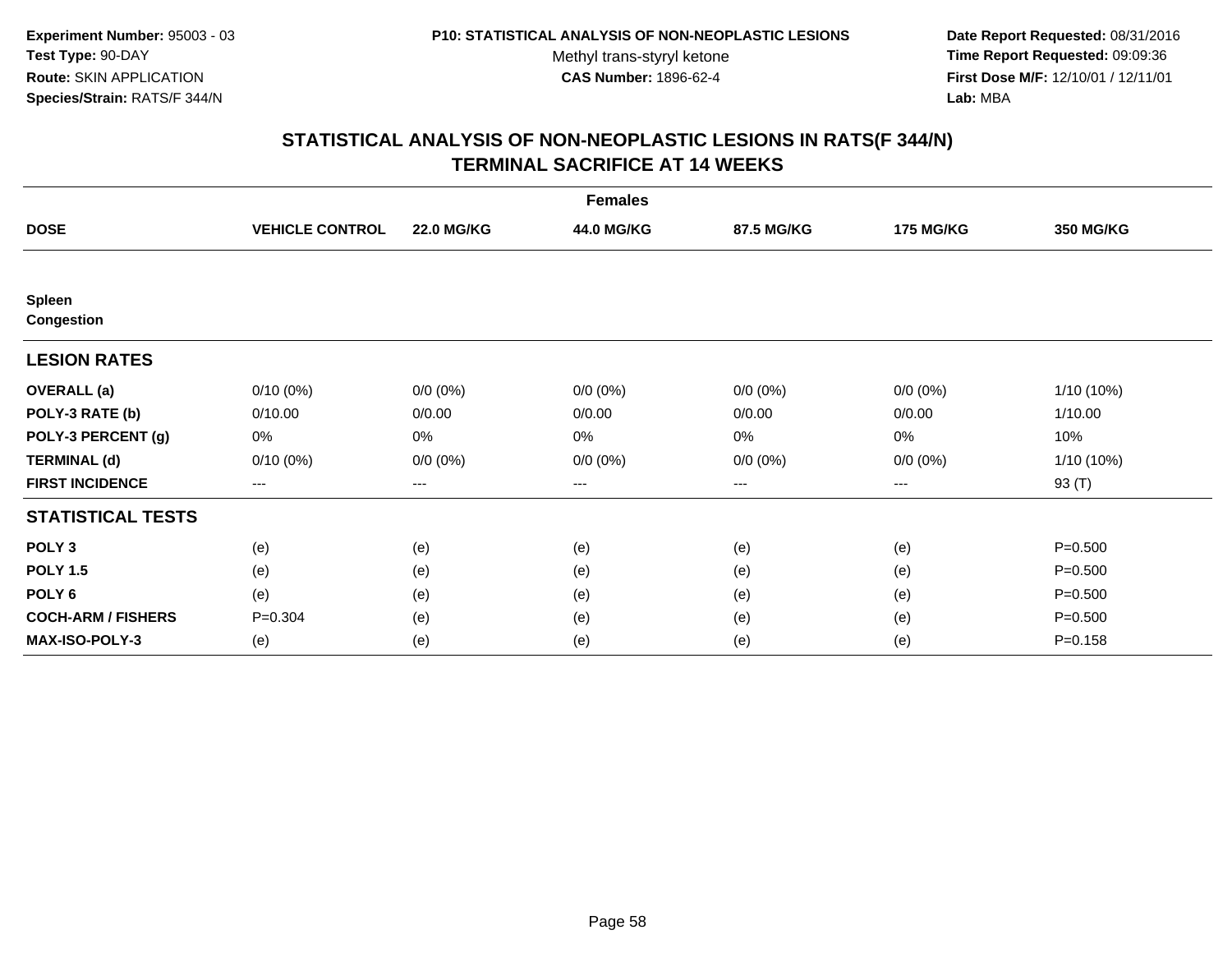**Experiment Number:** 95003 - 03
**Test Type:** 90-DAY
**Route:** SKIN APPLICATION
**Species/Strain:** RATS/F 344/N

**P10: STATISTICAL ANALYSIS OF NON-NEOPLASTIC LESIONS**
Methyl trans-styryl ketone
**CAS Number:** 1896-62-4

**Date Report Requested:** 08/31/2016
**Time Report Requested:** 09:09:36
**First Dose M/F:** 12/10/01 / 12/11/01
**Lab:** MBA

## STATISTICAL ANALYSIS OF NON-NEOPLASTIC LESIONS IN RATS(F 344/N) TERMINAL SACRIFICE AT 14 WEEKS

| | Females | | | | | |
|---|---|---|---|---|---|---|
| **DOSE** | **VEHICLE CONTROL** | **22.0 MG/KG** | **44.0 MG/KG** | **87.5 MG/KG** | **175 MG/KG** | **350 MG/KG** |
| **Spleen** | | | | | | |
| **Congestion** | | | | | | |
| **LESION RATES** | | | | | | |
| **OVERALL (a)** | 0/10 (0%) | 0/0 (0%) | 0/0 (0%) | 0/0 (0%) | 0/0 (0%) | 1/10 (10%) |
| **POLY-3 RATE (b)** | 0/10.00 | 0/0.00 | 0/0.00 | 0/0.00 | 0/0.00 | 1/10.00 |
| **POLY-3 PERCENT (g)** | 0% | 0% | 0% | 0% | 0% | 10% |
| **TERMINAL (d)** | 0/10 (0%) | 0/0 (0%) | 0/0 (0%) | 0/0 (0%) | 0/0 (0%) | 1/10 (10%) |
| **FIRST INCIDENCE** | --- | --- | --- | --- | --- | 93 (T) |
| **STATISTICAL TESTS** | | | | | | |
| **POLY 3** | (e) | (e) | (e) | (e) | (e) | P=0.500 |
| **POLY 1.5** | (e) | (e) | (e) | (e) | (e) | P=0.500 |
| **POLY 6** | (e) | (e) | (e) | (e) | (e) | P=0.500 |
| **COCH-ARM / FISHERS** | P=0.304 | (e) | (e) | (e) | (e) | P=0.500 |
| **MAX-ISO-POLY-3** | (e) | (e) | (e) | (e) | (e) | P=0.158 |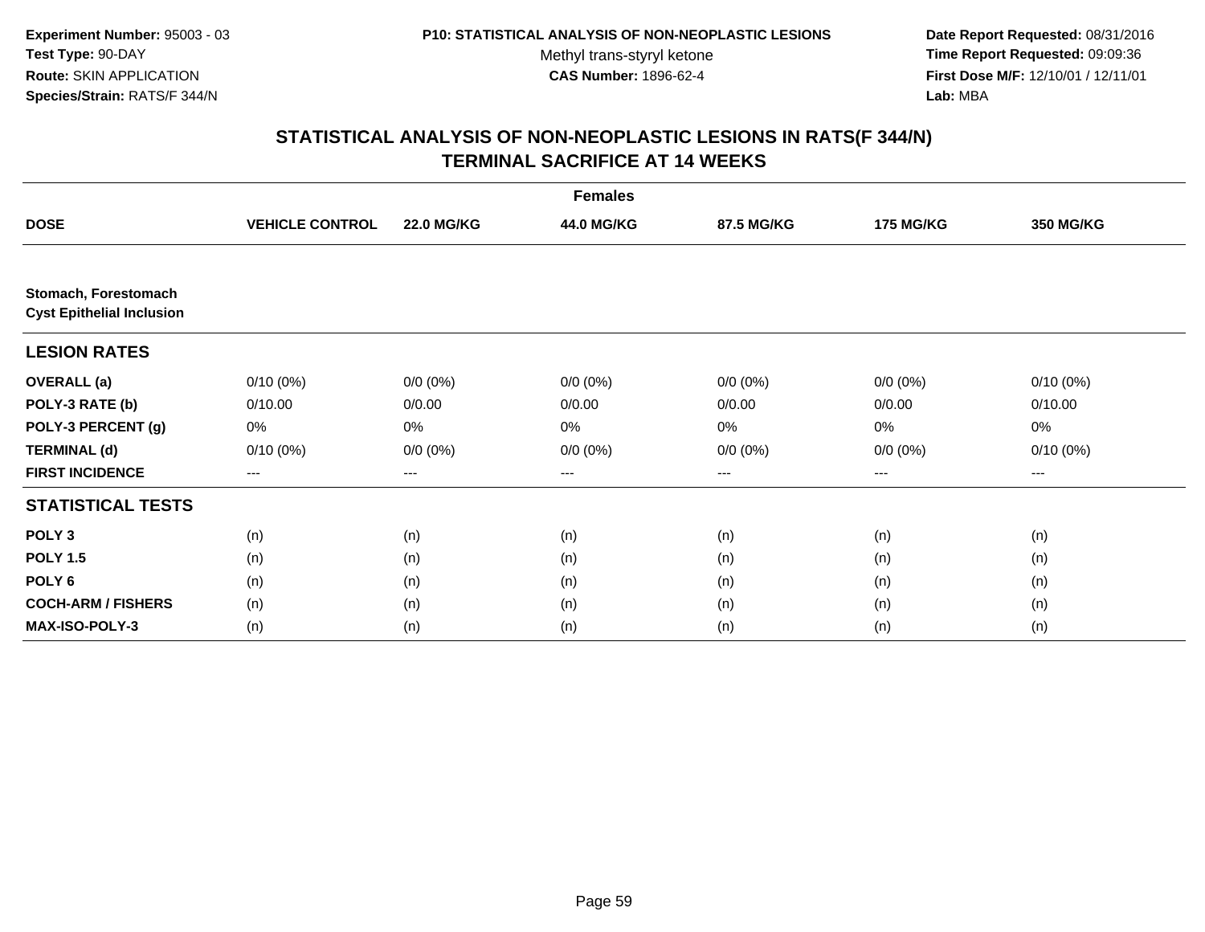**Experiment Number:** 95003 - 03
**Test Type:** 90-DAY
**Route:** SKIN APPLICATION
**Species/Strain:** RATS/F 344/N

**P10: STATISTICAL ANALYSIS OF NON-NEOPLASTIC LESIONS**
Methyl trans-styryl ketone
**CAS Number:** 1896-62-4

**Date Report Requested:** 08/31/2016
**Time Report Requested:** 09:09:36
**First Dose M/F:** 12/10/01 / 12/11/01
**Lab:** MBA

## STATISTICAL ANALYSIS OF NON-NEOPLASTIC LESIONS IN RATS(F 344/N) TERMINAL SACRIFICE AT 14 WEEKS

| | | | Females | | | |
|---|---|---|---|---|---|---|
| **DOSE** | **VEHICLE CONTROL** | **22.0 MG/KG** | **44.0 MG/KG** | **87.5 MG/KG** | **175 MG/KG** | **350 MG/KG** |
| **Stomach, Forestomach** | | | | | | |
| **Cyst Epithelial Inclusion** | | | | | | |
| **LESION RATES** | | | | | | |
| **OVERALL (a)** | 0/10 (0%) | 0/0 (0%) | 0/0 (0%) | 0/0 (0%) | 0/0 (0%) | 0/10 (0%) |
| **POLY-3 RATE (b)** | 0/10.00 | 0/0.00 | 0/0.00 | 0/0.00 | 0/0.00 | 0/10.00 |
| **POLY-3 PERCENT (g)** | 0% | 0% | 0% | 0% | 0% | 0% |
| **TERMINAL (d)** | 0/10 (0%) | 0/0 (0%) | 0/0 (0%) | 0/0 (0%) | 0/0 (0%) | 0/10 (0%) |
| **FIRST INCIDENCE** | --- | --- | --- | --- | --- | --- |
| **STATISTICAL TESTS** | | | | | | |
| **POLY 3** | (n) | (n) | (n) | (n) | (n) | (n) |
| **POLY 1.5** | (n) | (n) | (n) | (n) | (n) | (n) |
| **POLY 6** | (n) | (n) | (n) | (n) | (n) | (n) |
| **COCH-ARM / FISHERS** | (n) | (n) | (n) | (n) | (n) | (n) |
| **MAX-ISO-POLY-3** | (n) | (n) | (n) | (n) | (n) | (n) |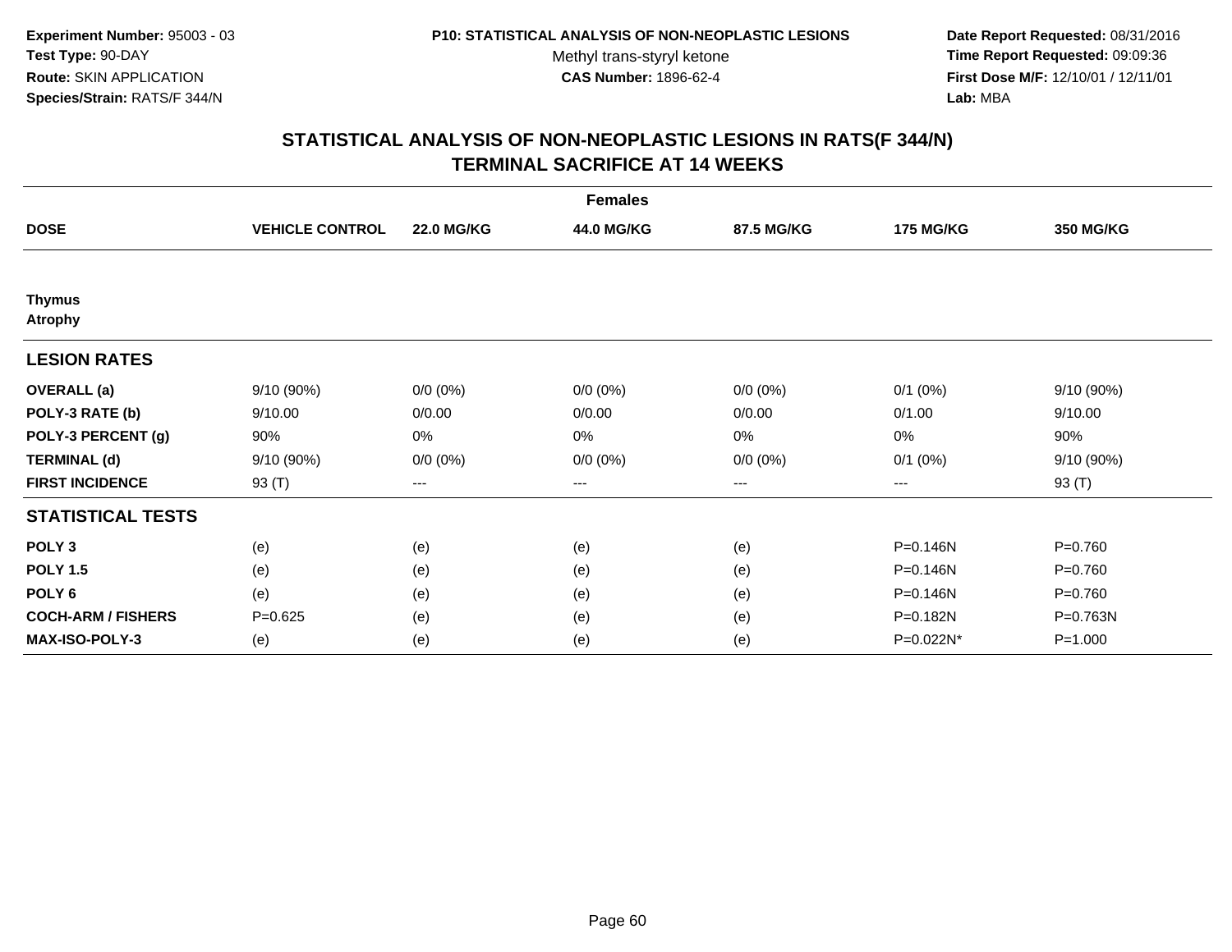**Experiment Number:** 95003 - 03
**Test Type:** 90-DAY
**Route:** SKIN APPLICATION
**Species/Strain:** RATS/F 344/N

**P10: STATISTICAL ANALYSIS OF NON-NEOPLASTIC LESIONS**
Methyl trans-styryl ketone
**CAS Number:** 1896-62-4

**Date Report Requested:** 08/31/2016
**Time Report Requested:** 09:09:36
**First Dose M/F:** 12/10/01 / 12/11/01
**Lab:** MBA

# STATISTICAL ANALYSIS OF NON-NEOPLASTIC LESIONS IN RATS(F 344/N) TERMINAL SACRIFICE AT 14 WEEKS

| | Females | | | | | |
|---|---|---|---|---|---|---|
| **DOSE** | **VEHICLE CONTROL** | **22.0 MG/KG** | **44.0 MG/KG** | **87.5 MG/KG** | **175 MG/KG** | **350 MG/KG** |
| **Thymus** | | | | | | |
| **Atrophy** | | | | | | |
| **LESION RATES** | | | | | | |
| **OVERALL (a)** | 9/10 (90%) | 0/0 (0%) | 0/0 (0%) | 0/0 (0%) | 0/1 (0%) | 9/10 (90%) |
| **POLY-3 RATE (b)** | 9/10.00 | 0/0.00 | 0/0.00 | 0/0.00 | 0/1.00 | 9/10.00 |
| **POLY-3 PERCENT (g)** | 90% | 0% | 0% | 0% | 0% | 90% |
| **TERMINAL (d)** | 9/10 (90%) | 0/0 (0%) | 0/0 (0%) | 0/0 (0%) | 0/1 (0%) | 9/10 (90%) |
| **FIRST INCIDENCE** | 93 (T) | --- | --- | --- | --- | 93 (T) |
| **STATISTICAL TESTS** | | | | | | |
| **POLY 3** | (e) | (e) | (e) | (e) | P=0.146N | P=0.760 |
| **POLY 1.5** | (e) | (e) | (e) | (e) | P=0.146N | P=0.760 |
| **POLY 6** | (e) | (e) | (e) | (e) | P=0.146N | P=0.760 |
| **COCH-ARM / FISHERS** | P=0.625 | (e) | (e) | (e) | P=0.182N | P=0.763N |
| **MAX-ISO-POLY-3** | (e) | (e) | (e) | (e) | P=0.022N* | P=1.000 |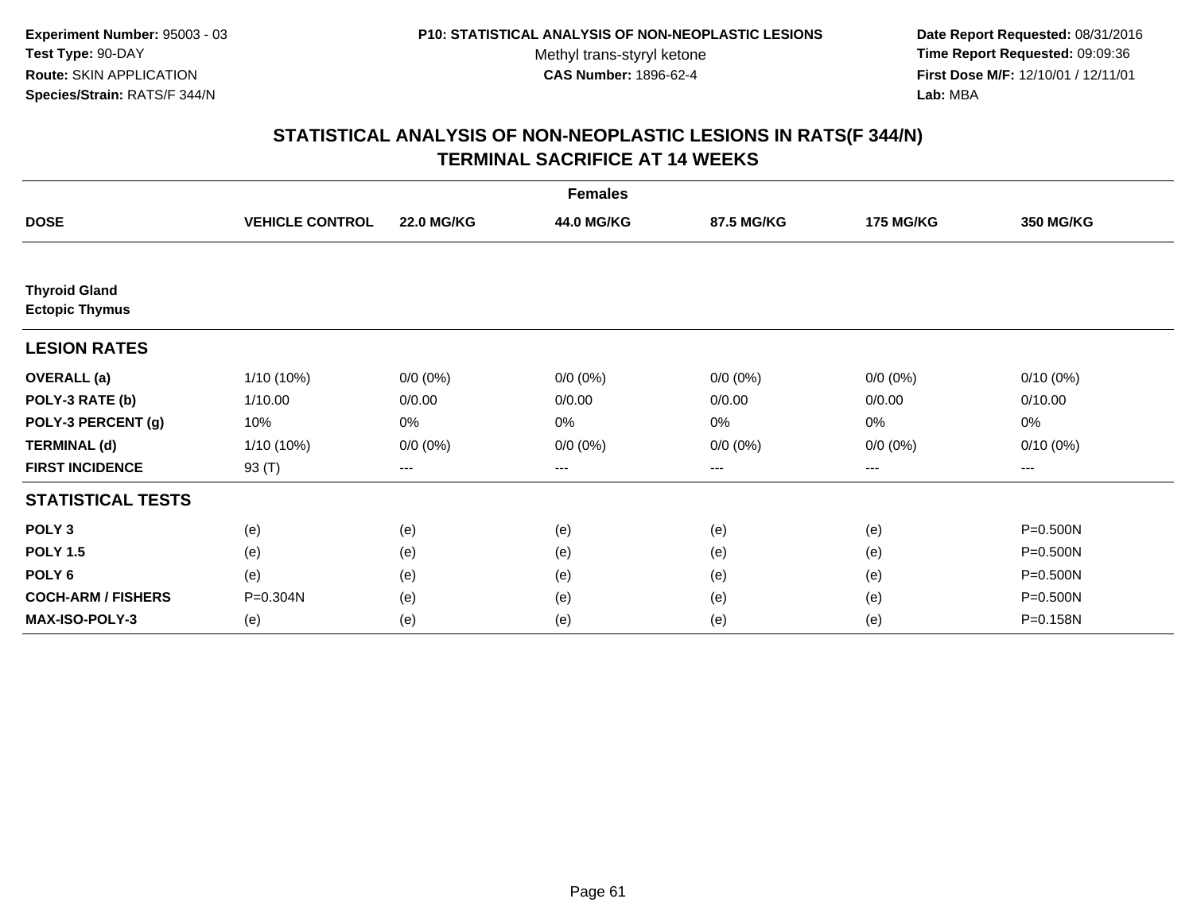Experiment Number: 95003 - 03
Test Type: 90-DAY
Route: SKIN APPLICATION
Species/Strain: RATS/F 344/N

P10: STATISTICAL ANALYSIS OF NON-NEOPLASTIC LESIONS
Methyl trans-styryl ketone
CAS Number: 1896-62-4

Date Report Requested: 08/31/2016
Time Report Requested: 09:09:36
First Dose M/F: 12/10/01 / 12/11/01
Lab: MBA

## STATISTICAL ANALYSIS OF NON-NEOPLASTIC LESIONS IN RATS(F 344/N)
## TERMINAL SACRIFICE AT 14 WEEKS

| | Females | | | | | |
|---|---|---|---|---|---|---|
| **DOSE** | **VEHICLE CONTROL** | **22.0 MG/KG** | **44.0 MG/KG** | **87.5 MG/KG** | **175 MG/KG** | **350 MG/KG** |
| **Thyroid Gland** | | | | | | |
| **Ectopic Thymus** | | | | | | |
| **LESION RATES** | | | | | | |
| **OVERALL (a)** | 1/10 (10%) | 0/0 (0%) | 0/0 (0%) | 0/0 (0%) | 0/0 (0%) | 0/10 (0%) |
| **POLY-3 RATE (b)** | 1/10.00 | 0/0.00 | 0/0.00 | 0/0.00 | 0/0.00 | 0/10.00 |
| **POLY-3 PERCENT (g)** | 10% | 0% | 0% | 0% | 0% | 0% |
| **TERMINAL (d)** | 1/10 (10%) | 0/0 (0%) | 0/0 (0%) | 0/0 (0%) | 0/0 (0%) | 0/10 (0%) |
| **FIRST INCIDENCE** | 93 (T) | --- | --- | --- | --- | --- |
| **STATISTICAL TESTS** | | | | | | |
| **POLY 3** | (e) | (e) | (e) | (e) | (e) | P=0.500N |
| **POLY 1.5** | (e) | (e) | (e) | (e) | (e) | P=0.500N |
| **POLY 6** | (e) | (e) | (e) | (e) | (e) | P=0.500N |
| **COCH-ARM / FISHERS** | P=0.304N | (e) | (e) | (e) | (e) | P=0.500N |
| **MAX-ISO-POLY-3** | (e) | (e) | (e) | (e) | (e) | P=0.158N |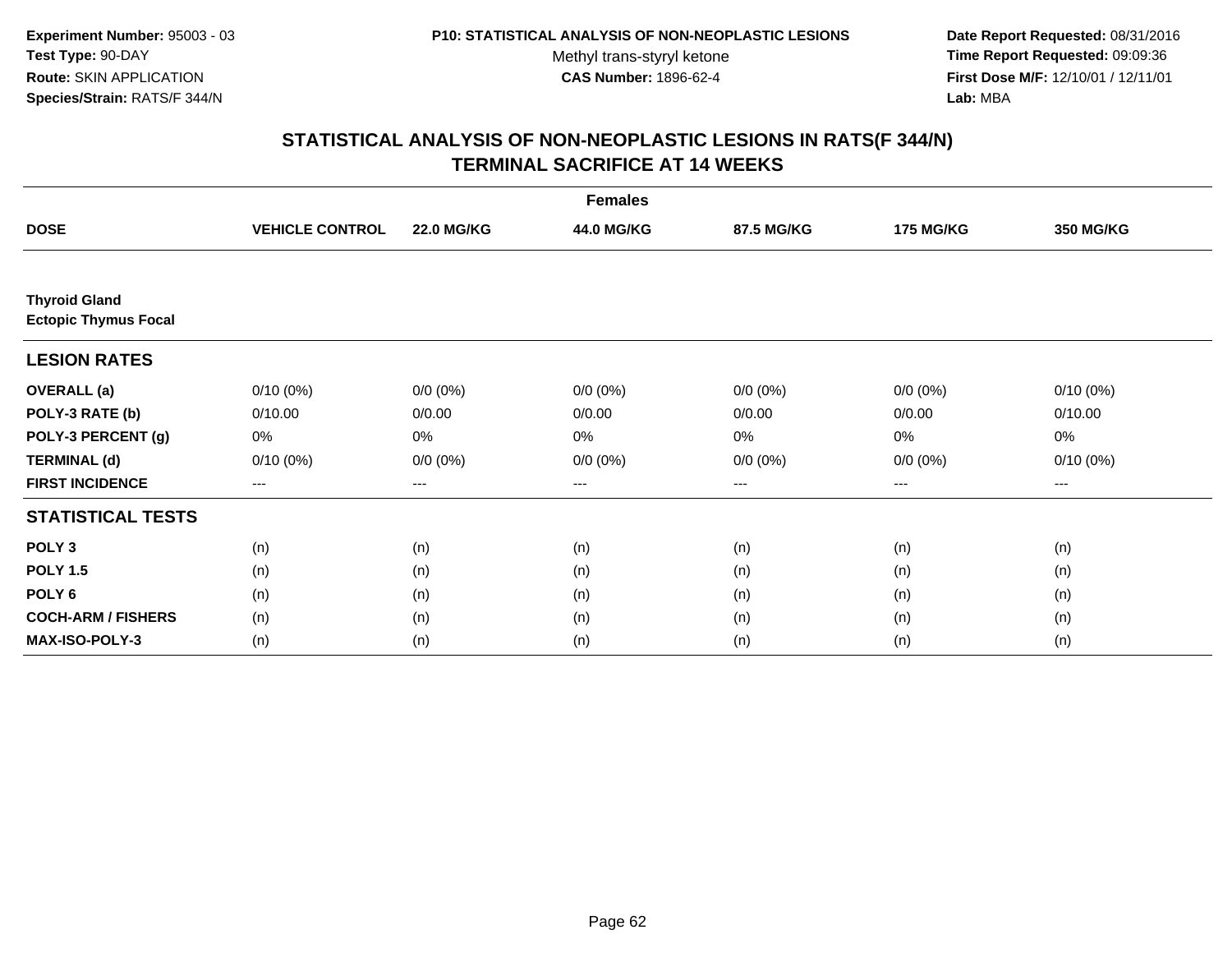**Experiment Number:** 95003 - 03
**Test Type:** 90-DAY
**Route:** SKIN APPLICATION
**Species/Strain:** RATS/F 344/N

**P10: STATISTICAL ANALYSIS OF NON-NEOPLASTIC LESIONS**
Methyl trans-styryl ketone
**CAS Number:** 1896-62-4

**Date Report Requested:** 08/31/2016
**Time Report Requested:** 09:09:36
**First Dose M/F:** 12/10/01 / 12/11/01
**Lab:** MBA

# STATISTICAL ANALYSIS OF NON-NEOPLASTIC LESIONS IN RATS(F 344/N)
# TERMINAL SACRIFICE AT 14 WEEKS

| | Females | | | | | |
|---|---|---|---|---|---|---|
| **DOSE** | **VEHICLE CONTROL** | **22.0 MG/KG** | **44.0 MG/KG** | **87.5 MG/KG** | **175 MG/KG** | **350 MG/KG** |
| **Thyroid Gland** | | | | | | |
| **Ectopic Thymus Focal** | | | | | | |
| **LESION RATES** | | | | | | |
| **OVERALL (a)** | 0/10 (0%) | 0/0 (0%) | 0/0 (0%) | 0/0 (0%) | 0/0 (0%) | 0/10 (0%) |
| **POLY-3 RATE (b)** | 0/10.00 | 0/0.00 | 0/0.00 | 0/0.00 | 0/0.00 | 0/10.00 |
| **POLY-3 PERCENT (g)** | 0% | 0% | 0% | 0% | 0% | 0% |
| **TERMINAL (d)** | 0/10 (0%) | 0/0 (0%) | 0/0 (0%) | 0/0 (0%) | 0/0 (0%) | 0/10 (0%) |
| **FIRST INCIDENCE** | --- | --- | --- | --- | --- | --- |
| **STATISTICAL TESTS** | | | | | | |
| **POLY 3** | (n) | (n) | (n) | (n) | (n) | (n) |
| **POLY 1.5** | (n) | (n) | (n) | (n) | (n) | (n) |
| **POLY 6** | (n) | (n) | (n) | (n) | (n) | (n) |
| **COCH-ARM / FISHERS** | (n) | (n) | (n) | (n) | (n) | (n) |
| **MAX-ISO-POLY-3** | (n) | (n) | (n) | (n) | (n) | (n) |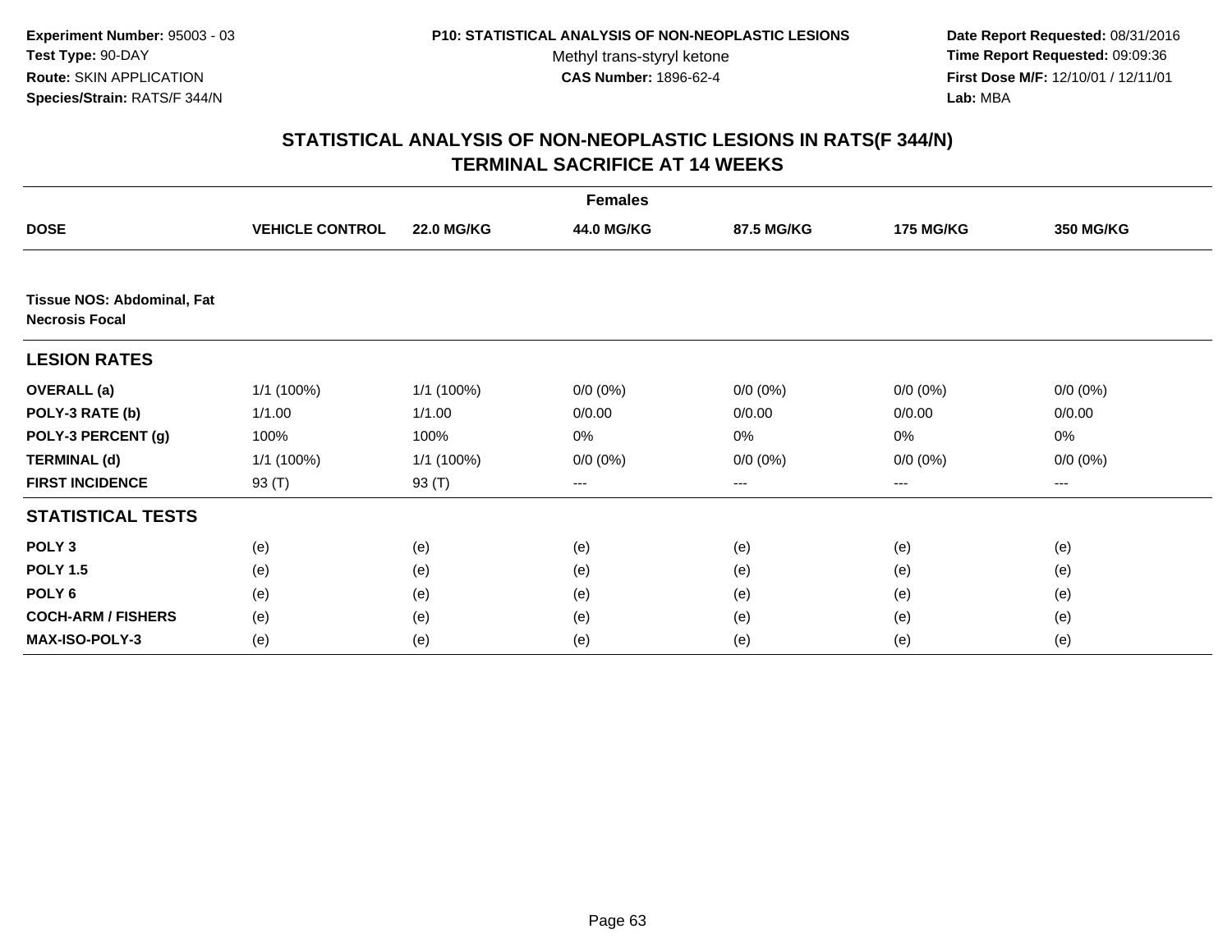**Experiment Number:** 95003 - 03
**Test Type:** 90-DAY
**Route:** SKIN APPLICATION
**Species/Strain:** RATS/F 344/N

**P10: STATISTICAL ANALYSIS OF NON-NEOPLASTIC LESIONS**
Methyl trans-styryl ketone
**CAS Number:** 1896-62-4

**Date Report Requested:** 08/31/2016
**Time Report Requested:** 09:09:36
**First Dose M/F:** 12/10/01 / 12/11/01
**Lab:** MBA

# STATISTICAL ANALYSIS OF NON-NEOPLASTIC LESIONS IN RATS(F 344/N)
# TERMINAL SACRIFICE AT 14 WEEKS

| | Females | | | | | |
|---|---|---|---|---|---|---|
| **DOSE** | **VEHICLE CONTROL** | **22.0 MG/KG** | **44.0 MG/KG** | **87.5 MG/KG** | **175 MG/KG** | **350 MG/KG** |
| **Tissue NOS: Abdominal, Fat Necrosis Focal** | | | | | | |
| **LESION RATES** | | | | | | |
| **OVERALL (a)** | 1/1 (100%) | 1/1 (100%) | 0/0 (0%) | 0/0 (0%) | 0/0 (0%) | 0/0 (0%) |
| **POLY-3 RATE (b)** | 1/1.00 | 1/1.00 | 0/0.00 | 0/0.00 | 0/0.00 | 0/0.00 |
| **POLY-3 PERCENT (g)** | 100% | 100% | 0% | 0% | 0% | 0% |
| **TERMINAL (d)** | 1/1 (100%) | 1/1 (100%) | 0/0 (0%) | 0/0 (0%) | 0/0 (0%) | 0/0 (0%) |
| **FIRST INCIDENCE** | 93 (T) | 93 (T) | --- | --- | --- | --- |
| **STATISTICAL TESTS** | | | | | | |
| **POLY 3** | (e) | (e) | (e) | (e) | (e) | (e) |
| **POLY 1.5** | (e) | (e) | (e) | (e) | (e) | (e) |
| **POLY 6** | (e) | (e) | (e) | (e) | (e) | (e) |
| **COCH-ARM / FISHERS** | (e) | (e) | (e) | (e) | (e) | (e) |
| **MAX-ISO-POLY-3** | (e) | (e) | (e) | (e) | (e) | (e) |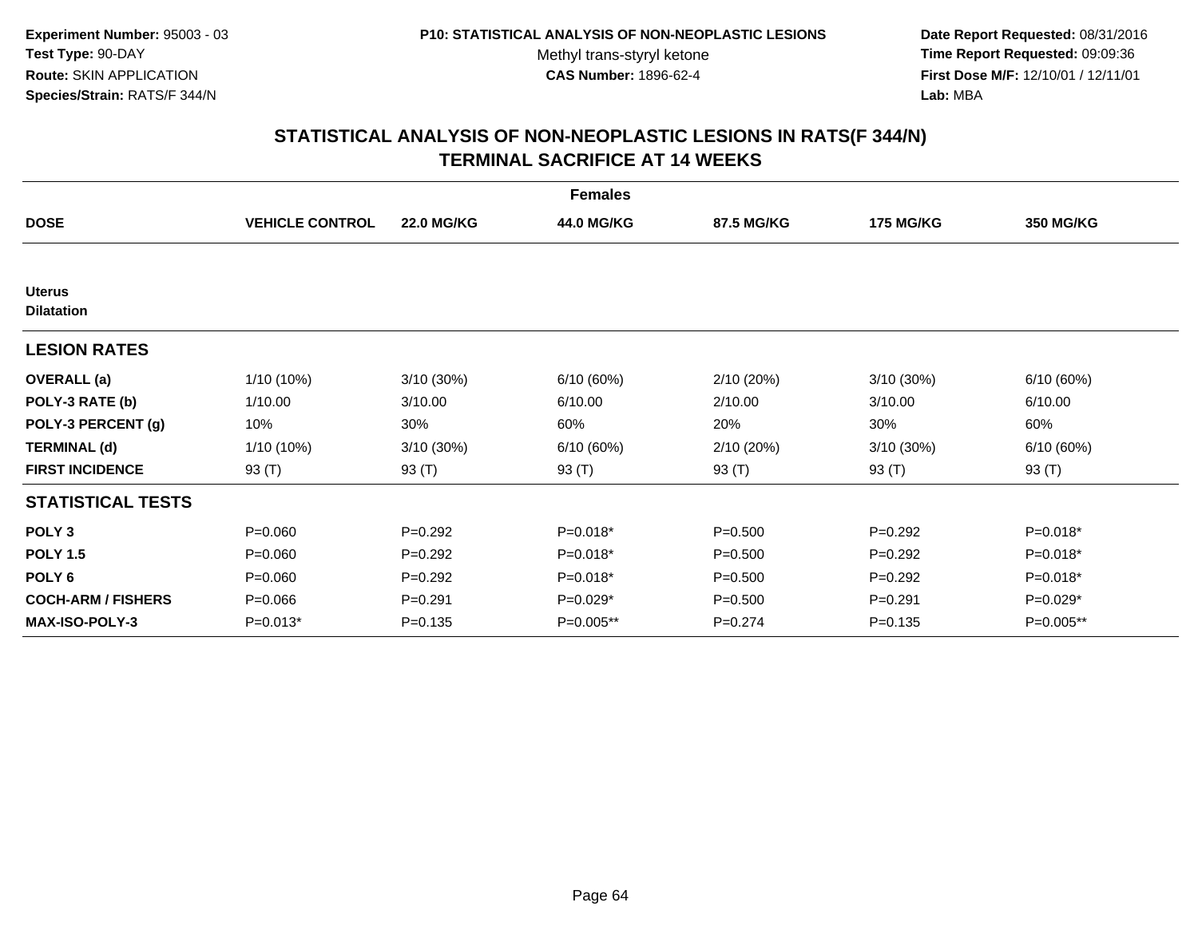Experiment Number: 95003 - 03
Test Type: 90-DAY
Route: SKIN APPLICATION
Species/Strain: RATS/F 344/N

P10: STATISTICAL ANALYSIS OF NON-NEOPLASTIC LESIONS
Methyl trans-styryl ketone
CAS Number: 1896-62-4

Date Report Requested: 08/31/2016
Time Report Requested: 09:09:36
First Dose M/F: 12/10/01 / 12/11/01
Lab: MBA

## STATISTICAL ANALYSIS OF NON-NEOPLASTIC LESIONS IN RATS(F 344/N) TERMINAL SACRIFICE AT 14 WEEKS

| | Females | | | | | |
|---|---|---|---|---|---|---|
| **DOSE** | **VEHICLE CONTROL** | **22.0 MG/KG** | **44.0 MG/KG** | **87.5 MG/KG** | **175 MG/KG** | **350 MG/KG** |
| **Uterus** | | | | | | |
| **Dilatation** | | | | | | |
| **LESION RATES** | | | | | | |
| **OVERALL (a)** | 1/10 (10%) | 3/10 (30%) | 6/10 (60%) | 2/10 (20%) | 3/10 (30%) | 6/10 (60%) |
| **POLY-3 RATE (b)** | 1/10.00 | 3/10.00 | 6/10.00 | 2/10.00 | 3/10.00 | 6/10.00 |
| **POLY-3 PERCENT (g)** | 10% | 30% | 60% | 20% | 30% | 60% |
| **TERMINAL (d)** | 1/10 (10%) | 3/10 (30%) | 6/10 (60%) | 2/10 (20%) | 3/10 (30%) | 6/10 (60%) |
| **FIRST INCIDENCE** | 93 (T) | 93 (T) | 93 (T) | 93 (T) | 93 (T) | 93 (T) |
| **STATISTICAL TESTS** | | | | | | |
| **POLY 3** | P=0.060 | P=0.292 | P=0.018* | P=0.500 | P=0.292 | P=0.018* |
| **POLY 1.5** | P=0.060 | P=0.292 | P=0.018* | P=0.500 | P=0.292 | P=0.018* |
| **POLY 6** | P=0.060 | P=0.292 | P=0.018* | P=0.500 | P=0.292 | P=0.018* |
| **COCH-ARM / FISHERS** | P=0.066 | P=0.291 | P=0.029* | P=0.500 | P=0.291 | P=0.029* |
| **MAX-ISO-POLY-3** | P=0.013* | P=0.135 | P=0.005** | P=0.274 | P=0.135 | P=0.005** |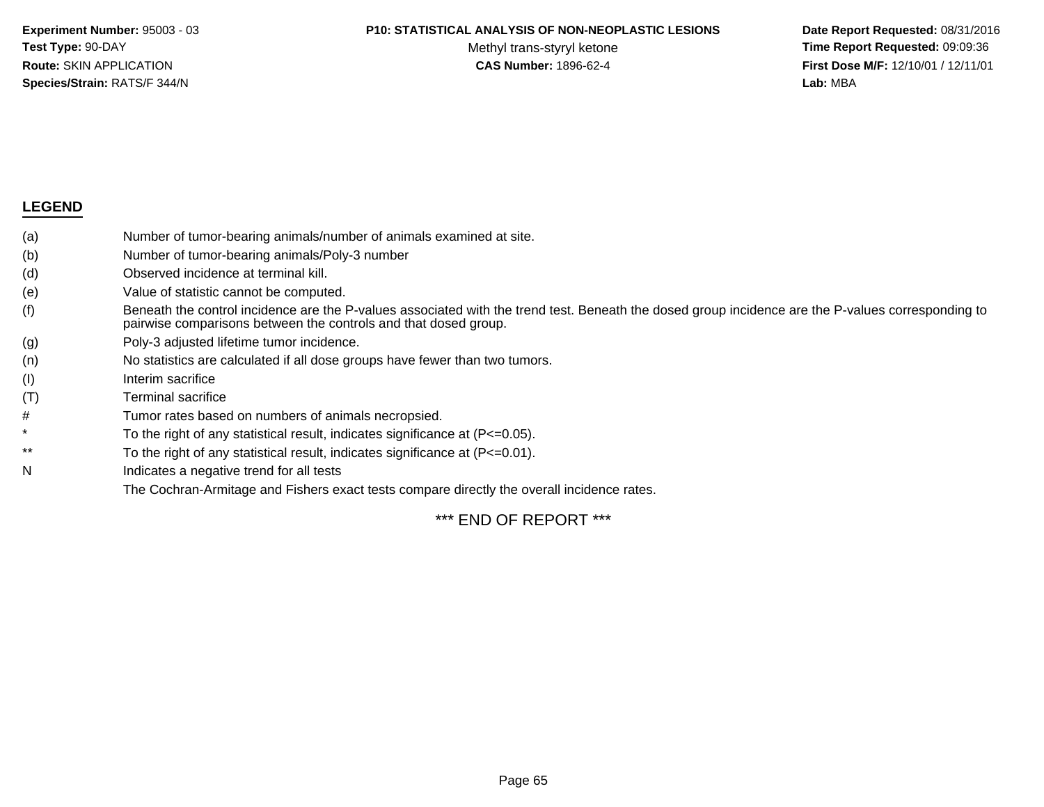## LEGEND

| | |
|---|---|
| (a) | Number of tumor-bearing animals/number of animals examined at site. |
| (b) | Number of tumor-bearing animals/Poly-3 number |
| (d) | Observed incidence at terminal kill. |
| (e) | Value of statistic cannot be computed. |
| (f) | Beneath the control incidence are the P-values associated with the trend test. Beneath the dosed group incidence are the P-values corresponding to pairwise comparisons between the controls and that dosed group. |
| (g) | Poly-3 adjusted lifetime tumor incidence. |
| (n) | No statistics are calculated if all dose groups have fewer than two tumors. |
| (I) | Interim sacrifice |
| (T) | Terminal sacrifice |
| # | Tumor rates based on numbers of animals necropsied. |
| * | To the right of any statistical result, indicates significance at (P<=0.05). |
| ** | To the right of any statistical result, indicates significance at (P<=0.01). |
| N | Indicates a negative trend for all tests |
| | The Cochran-Armitage and Fishers exact tests compare directly the overall incidence rates. |

*** END OF REPORT ***